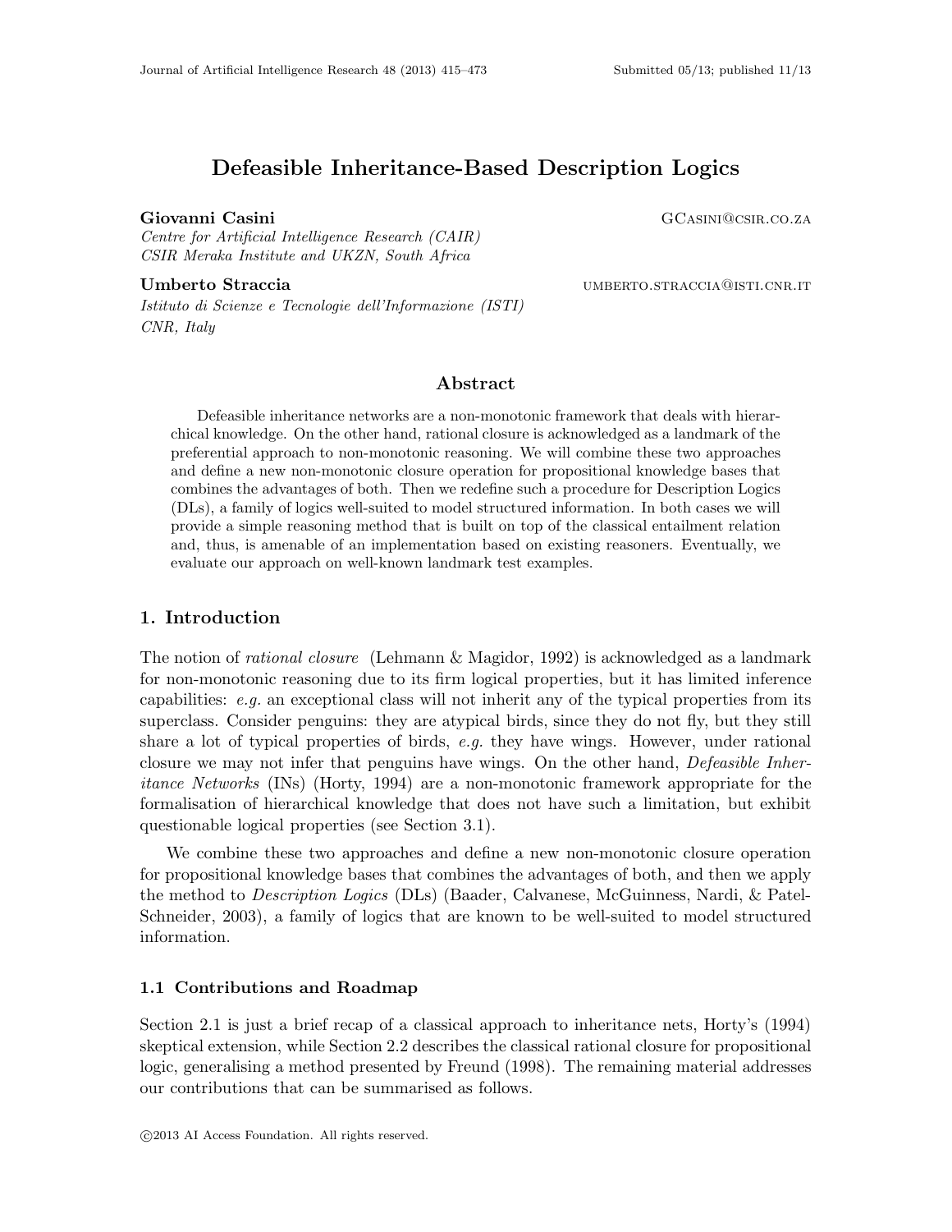# Defeasible Inheritance-Based Description Logics

**Giovanni Casini** GCASINI@CSIR.CO.ZA
*Centre for Artificial Intelligence Research (CAIR)*
*CSIR Meraka Institute and UKZN, South Africa*

**Umberto Straccia** UMBERTO.STRACCIA@ISTI.CNR.IT
*Istituto di Scienze e Tecnologie dell'Informazione (ISTI)*
*CNR, Italy*

## Abstract

Defeasible inheritance networks are a non-monotonic framework that deals with hierarchical knowledge. On the other hand, rational closure is acknowledged as a landmark of the preferential approach to non-monotonic reasoning. We will combine these two approaches and define a new non-monotonic closure operation for propositional knowledge bases that combines the advantages of both. Then we redefine such a procedure for Description Logics (DLs), a family of logics well-suited to model structured information. In both cases we will provide a simple reasoning method that is built on top of the classical entailment relation and, thus, is amenable of an implementation based on existing reasoners. Eventually, we evaluate our approach on well-known landmark test examples.

## 1. Introduction

The notion of *rational closure* (Lehmann & Magidor, 1992) is acknowledged as a landmark for non-monotonic reasoning due to its firm logical properties, but it has limited inference capabilities: *e.g.* an exceptional class will not inherit any of the typical properties from its superclass. Consider penguins: they are atypical birds, since they do not fly, but they still share a lot of typical properties of birds, *e.g.* they have wings. However, under rational closure we may not infer that penguins have wings. On the other hand, *Defeasible Inheritance Networks* (INs) (Horty, 1994) are a non-monotonic framework appropriate for the formalisation of hierarchical knowledge that does not have such a limitation, but exhibit questionable logical properties (see Section 3.1).

We combine these two approaches and define a new non-monotonic closure operation for propositional knowledge bases that combines the advantages of both, and then we apply the method to *Description Logics* (DLs) (Baader, Calvanese, McGuinness, Nardi, & Patel-Schneider, 2003), a family of logics that are known to be well-suited to model structured information.

### 1.1 Contributions and Roadmap

Section 2.1 is just a brief recap of a classical approach to inheritance nets, Horty's (1994) skeptical extension, while Section 2.2 describes the classical rational closure for propositional logic, generalising a method presented by Freund (1998). The remaining material addresses our contributions that can be summarised as follows.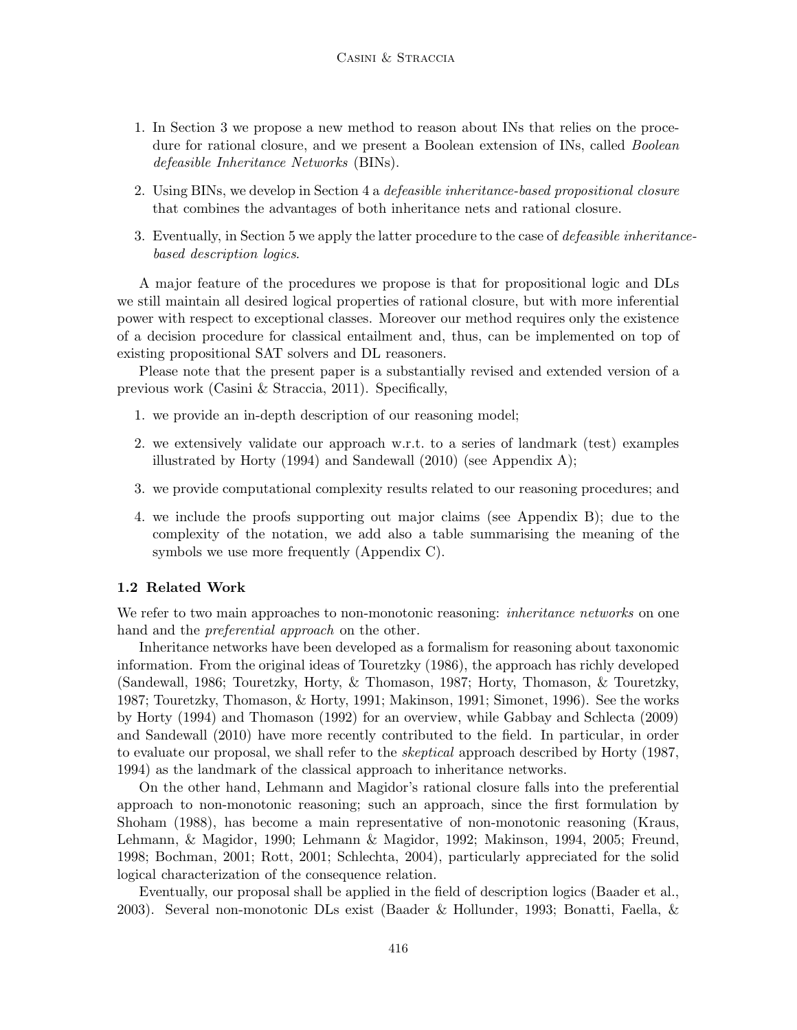1. In Section 3 we propose a new method to reason about INs that relies on the procedure for rational closure, and we present a Boolean extension of INs, called *Boolean defeasible Inheritance Networks* (BINs).

2. Using BINs, we develop in Section 4 a *defeasible inheritance-based propositional closure* that combines the advantages of both inheritance nets and rational closure.

3. Eventually, in Section 5 we apply the latter procedure to the case of *defeasible inheritance-based description logics*.

A major feature of the procedures we propose is that for propositional logic and DLs we still maintain all desired logical properties of rational closure, but with more inferential power with respect to exceptional classes. Moreover our method requires only the existence of a decision procedure for classical entailment and, thus, can be implemented on top of existing propositional SAT solvers and DL reasoners.

Please note that the present paper is a substantially revised and extended version of a previous work (Casini & Straccia, 2011). Specifically,

1. we provide an in-depth description of our reasoning model;

2. we extensively validate our approach w.r.t. to a series of landmark (test) examples illustrated by Horty (1994) and Sandewall (2010) (see Appendix A);

3. we provide computational complexity results related to our reasoning procedures; and

4. we include the proofs supporting out major claims (see Appendix B); due to the complexity of the notation, we add also a table summarising the meaning of the symbols we use more frequently (Appendix C).

### 1.2 Related Work

We refer to two main approaches to non-monotonic reasoning: *inheritance networks* on one hand and the *preferential approach* on the other.

Inheritance networks have been developed as a formalism for reasoning about taxonomic information. From the original ideas of Touretzky (1986), the approach has richly developed (Sandewall, 1986; Touretzky, Horty, & Thomason, 1987; Horty, Thomason, & Touretzky, 1987; Touretzky, Thomason, & Horty, 1991; Makinson, 1991; Simonet, 1996). See the works by Horty (1994) and Thomason (1992) for an overview, while Gabbay and Schlecta (2009) and Sandewall (2010) have more recently contributed to the field. In particular, in order to evaluate our proposal, we shall refer to the *skeptical* approach described by Horty (1987, 1994) as the landmark of the classical approach to inheritance networks.

On the other hand, Lehmann and Magidor's rational closure falls into the preferential approach to non-monotonic reasoning; such an approach, since the first formulation by Shoham (1988), has become a main representative of non-monotonic reasoning (Kraus, Lehmann, & Magidor, 1990; Lehmann & Magidor, 1992; Makinson, 1994, 2005; Freund, 1998; Bochman, 2001; Rott, 2001; Schlechta, 2004), particularly appreciated for the solid logical characterization of the consequence relation.

Eventually, our proposal shall be applied in the field of description logics (Baader et al., 2003). Several non-monotonic DLs exist (Baader & Hollunder, 1993; Bonatti, Faella, &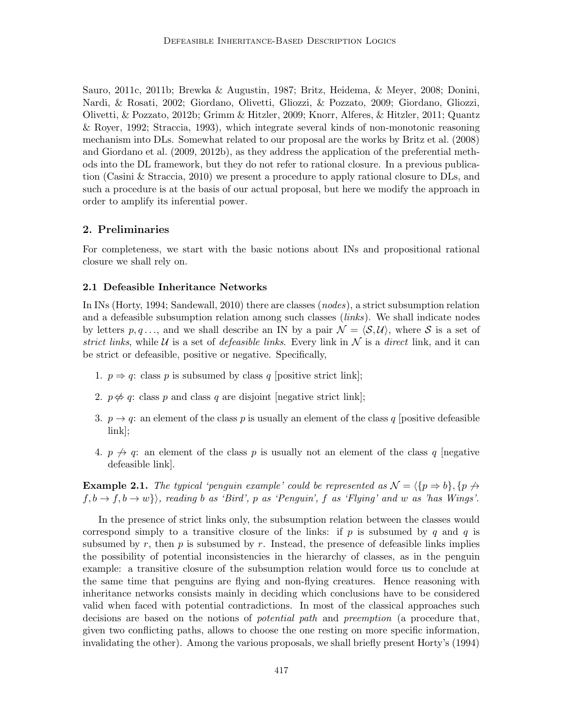Sauro, 2011c, 2011b; Brewka & Augustin, 1987; Britz, Heidema, & Meyer, 2008; Donini, Nardi, & Rosati, 2002; Giordano, Olivetti, Gliozzi, & Pozzato, 2009; Giordano, Gliozzi, Olivetti, & Pozzato, 2012b; Grimm & Hitzler, 2009; Knorr, Alferes, & Hitzler, 2011; Quantz & Royer, 1992; Straccia, 1993), which integrate several kinds of non-monotonic reasoning mechanism into DLs. Somewhat related to our proposal are the works by Britz et al. (2008) and Giordano et al. (2009, 2012b), as they address the application of the preferential methods into the DL framework, but they do not refer to rational closure. In a previous publication (Casini & Straccia, 2010) we present a procedure to apply rational closure to DLs, and such a procedure is at the basis of our actual proposal, but here we modify the approach in order to amplify its inferential power.

## 2. Preliminaries

For completeness, we start with the basic notions about INs and propositional rational closure we shall rely on.

### 2.1 Defeasible Inheritance Networks

In INs (Horty, 1994; Sandewall, 2010) there are classes (*nodes*), a strict subsumption relation and a defeasible subsumption relation among such classes (*links*). We shall indicate nodes by letters $p, q \ldots$, and we shall describe an IN by a pair $\mathcal{N} = \langle \mathcal{S}, \mathcal{U} \rangle$, where $\mathcal{S}$ is a set of *strict links*, while $\mathcal{U}$ is a set of *defeasible links*. Every link in $\mathcal{N}$ is a *direct* link, and it can be strict or defeasible, positive or negative. Specifically,

1. $p \Rightarrow q$: class $p$ is subsumed by class $q$ [positive strict link];
2. $p \not\Leftrightarrow q$: class $p$ and class $q$ are disjoint [negative strict link];
3. $p \to q$: an element of the class $p$ is usually an element of the class $q$ [positive defeasible link];
4. $p \not\to q$: an element of the class $p$ is usually not an element of the class $q$ [negative defeasible link].

**Example 2.1.** *The typical 'penguin example' could be represented as $\mathcal{N} = \langle \{p \Rightarrow b\}, \{p \not\to f, b \to f, b \to w\} \rangle$, reading $b$ as 'Bird', $p$ as 'Penguin', $f$ as 'Flying' and $w$ as 'has Wings'.*

In the presence of strict links only, the subsumption relation between the classes would correspond simply to a transitive closure of the links: if $p$ is subsumed by $q$ and $q$ is subsumed by $r$, then $p$ is subsumed by $r$. Instead, the presence of defeasible links implies the possibility of potential inconsistencies in the hierarchy of classes, as in the penguin example: a transitive closure of the subsumption relation would force us to conclude at the same time that penguins are flying and non-flying creatures. Hence reasoning with inheritance networks consists mainly in deciding which conclusions have to be considered valid when faced with potential contradictions. In most of the classical approaches such decisions are based on the notions of *potential path* and *preemption* (a procedure that, given two conflicting paths, allows to choose the one resting on more specific information, invalidating the other). Among the various proposals, we shall briefly present Horty's (1994)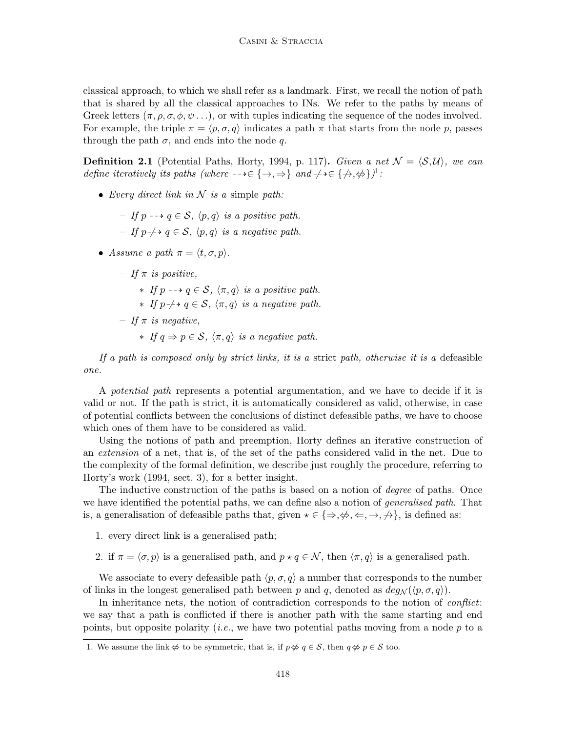classical approach, to which we shall refer as a landmark. First, we recall the notion of path that is shared by all the classical approaches to INs. We refer to the paths by means of Greek letters ($\pi, \rho, \sigma, \phi, \psi \ldots$), or with tuples indicating the sequence of the nodes involved. For example, the triple $\pi = \langle p, \sigma, q \rangle$ indicates a path $\pi$ that starts from the node $p$, passes through the path $\sigma$, and ends into the node $q$.

**Definition 2.1** (Potential Paths, Horty, 1994, p. 117)**.** *Given a net $\mathcal{N} = \langle \mathcal{S}, \mathcal{U} \rangle$, we can define iteratively its paths (where $\dashrightarrow \in \{\rightarrow, \Rightarrow\}$ and $\not\dashrightarrow \in \{\not\rightarrow, \not\Rightarrow\}$)*[1]*:*

- *Every direct link in $\mathcal{N}$ is a* simple *path:*
  - *If $p \dashrightarrow q \in \mathcal{S}$, $\langle p, q \rangle$ is a positive path.*
  - *If $p \not\dashrightarrow q \in \mathcal{S}$, $\langle p, q \rangle$ is a negative path.*
- *Assume a path $\pi = \langle t, \sigma, p \rangle$.*
  - *If $\pi$ is positive,*
    - *If $p \dashrightarrow q \in \mathcal{S}$, $\langle \pi, q \rangle$ is a positive path.*
    - *If $p \not\dashrightarrow q \in \mathcal{S}$, $\langle \pi, q \rangle$ is a negative path.*
  - *If $\pi$ is negative,*
    - *If $q \Rightarrow p \in \mathcal{S}$, $\langle \pi, q \rangle$ is a negative path.*

*If a path is composed only by strict links, it is a* strict *path, otherwise it is a* defeasible *one.*

A *potential path* represents a potential argumentation, and we have to decide if it is valid or not. If the path is strict, it is automatically considered as valid, otherwise, in case of potential conflicts between the conclusions of distinct defeasible paths, we have to choose which ones of them have to be considered as valid.

Using the notions of path and preemption, Horty defines an iterative construction of an *extension* of a net, that is, of the set of the paths considered valid in the net. Due to the complexity of the formal definition, we describe just roughly the procedure, referring to Horty's work (1994, sect. 3), for a better insight.

The inductive construction of the paths is based on a notion of *degree* of paths. Once we have identified the potential paths, we can define also a notion of *generalised path*. That is, a generalisation of defeasible paths that, given $\star \in \{\Rightarrow, \not\Leftrightarrow, \Leftarrow, \rightarrow, \not\rightarrow\}$, is defined as:

1. every direct link is a generalised path;
2. if $\pi = \langle \sigma, p \rangle$ is a generalised path, and $p \star q \in \mathcal{N}$, then $\langle \pi, q \rangle$ is a generalised path.

We associate to every defeasible path $\langle p, \sigma, q \rangle$ a number that corresponds to the number of links in the longest generalised path between $p$ and $q$, denoted as $deg_{\mathcal{N}}(\langle p, \sigma, q \rangle)$.

In inheritance nets, the notion of contradiction corresponds to the notion of *conflict*: we say that a path is conflicted if there is another path with the same starting and end points, but opposite polarity (*i.e.*, we have two potential paths moving from a node $p$ to a

---

1. We assume the link $\not\Leftrightarrow$ to be symmetric, that is, if $p \not\Leftrightarrow q \in \mathcal{S}$, then $q \not\Leftrightarrow p \in \mathcal{S}$ too.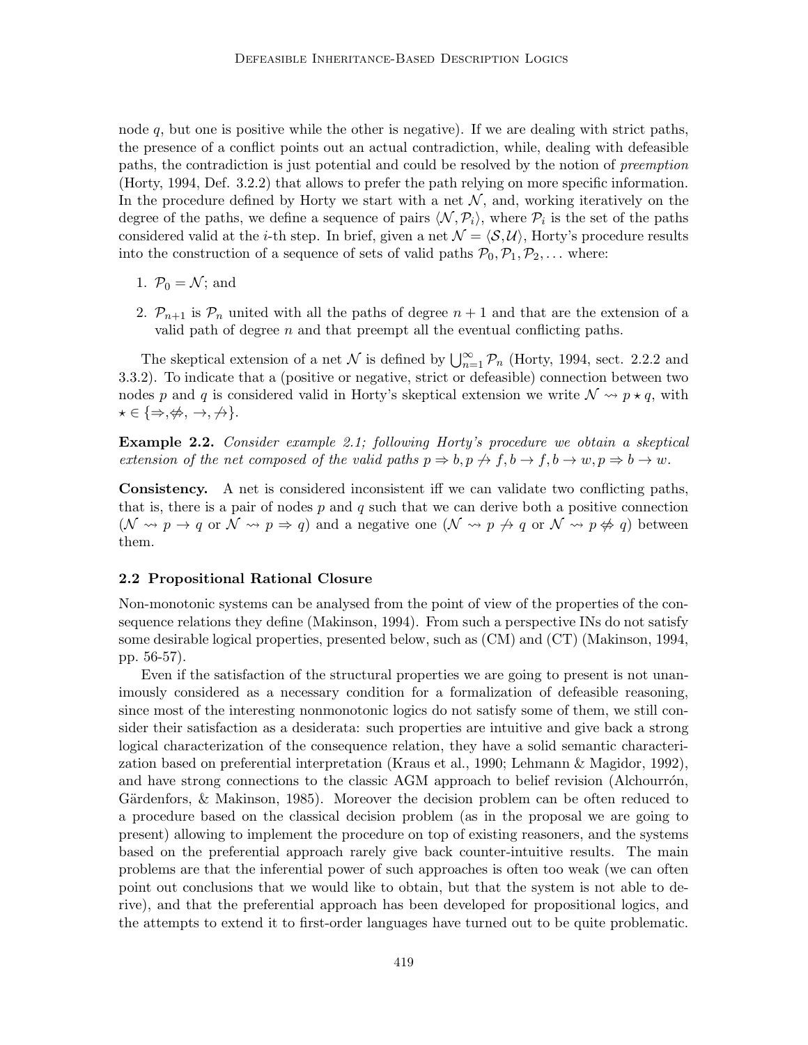node $q$, but one is positive while the other is negative). If we are dealing with strict paths, the presence of a conflict points out an actual contradiction, while, dealing with defeasible paths, the contradiction is just potential and could be resolved by the notion of *preemption* (Horty, 1994, Def. 3.2.2) that allows to prefer the path relying on more specific information. In the procedure defined by Horty we start with a net $\mathcal{N}$, and, working iteratively on the degree of the paths, we define a sequence of pairs $\langle \mathcal{N}, \mathcal{P}_i \rangle$, where $\mathcal{P}_i$ is the set of the paths considered valid at the $i$-th step. In brief, given a net $\mathcal{N} = \langle \mathcal{S}, \mathcal{U} \rangle$, Horty's procedure results into the construction of a sequence of sets of valid paths $\mathcal{P}_0, \mathcal{P}_1, \mathcal{P}_2, \dots$ where:

1. $\mathcal{P}_0 = \mathcal{N}$; and
2. $\mathcal{P}_{n+1}$ is $\mathcal{P}_n$ united with all the paths of degree $n+1$ and that are the extension of a valid path of degree $n$ and that preempt all the eventual conflicting paths.

The skeptical extension of a net $\mathcal{N}$ is defined by $\bigcup_{n=1}^{\infty} \mathcal{P}_n$ (Horty, 1994, sect. 2.2.2 and 3.3.2). To indicate that a (positive or negative, strict or defeasible) connection between two nodes $p$ and $q$ is considered valid in Horty's skeptical extension we write $\mathcal{N} \rightsquigarrow p \star q$, with $\star \in \{\Rightarrow, \not\Rightarrow, \rightarrow, \not\rightarrow\}$.

**Example 2.2.** *Consider example 2.1; following Horty's procedure we obtain a skeptical extension of the net composed of the valid paths* $p \Rightarrow b, p \not\rightarrow f, b \rightarrow f, b \rightarrow w, p \Rightarrow b \rightarrow w$.

**Consistency.** A net is considered inconsistent iff we can validate two conflicting paths, that is, there is a pair of nodes $p$ and $q$ such that we can derive both a positive connection ($\mathcal{N} \rightsquigarrow p \rightarrow q$ or $\mathcal{N} \rightsquigarrow p \Rightarrow q$) and a negative one ($\mathcal{N} \rightsquigarrow p \not\rightarrow q$ or $\mathcal{N} \rightsquigarrow p \not\Rightarrow q$) between them.

### 2.2 Propositional Rational Closure

Non-monotonic systems can be analysed from the point of view of the properties of the consequence relations they define (Makinson, 1994). From such a perspective INs do not satisfy some desirable logical properties, presented below, such as (CM) and (CT) (Makinson, 1994, pp. 56-57).

Even if the satisfaction of the structural properties we are going to present is not unanimously considered as a necessary condition for a formalization of defeasible reasoning, since most of the interesting nonmonotonic logics do not satisfy some of them, we still consider their satisfaction as a desiderata: such properties are intuitive and give back a strong logical characterization of the consequence relation, they have a solid semantic characterization based on preferential interpretation (Kraus et al., 1990; Lehmann & Magidor, 1992), and have strong connections to the classic AGM approach to belief revision (Alchourrón, Gärdenfors, & Makinson, 1985). Moreover the decision problem can be often reduced to a procedure based on the classical decision problem (as in the proposal we are going to present) allowing to implement the procedure on top of existing reasoners, and the systems based on the preferential approach rarely give back counter-intuitive results. The main problems are that the inferential power of such approaches is often too weak (we can often point out conclusions that we would like to obtain, but that the system is not able to derive), and that the preferential approach has been developed for propositional logics, and the attempts to extend it to first-order languages have turned out to be quite problematic.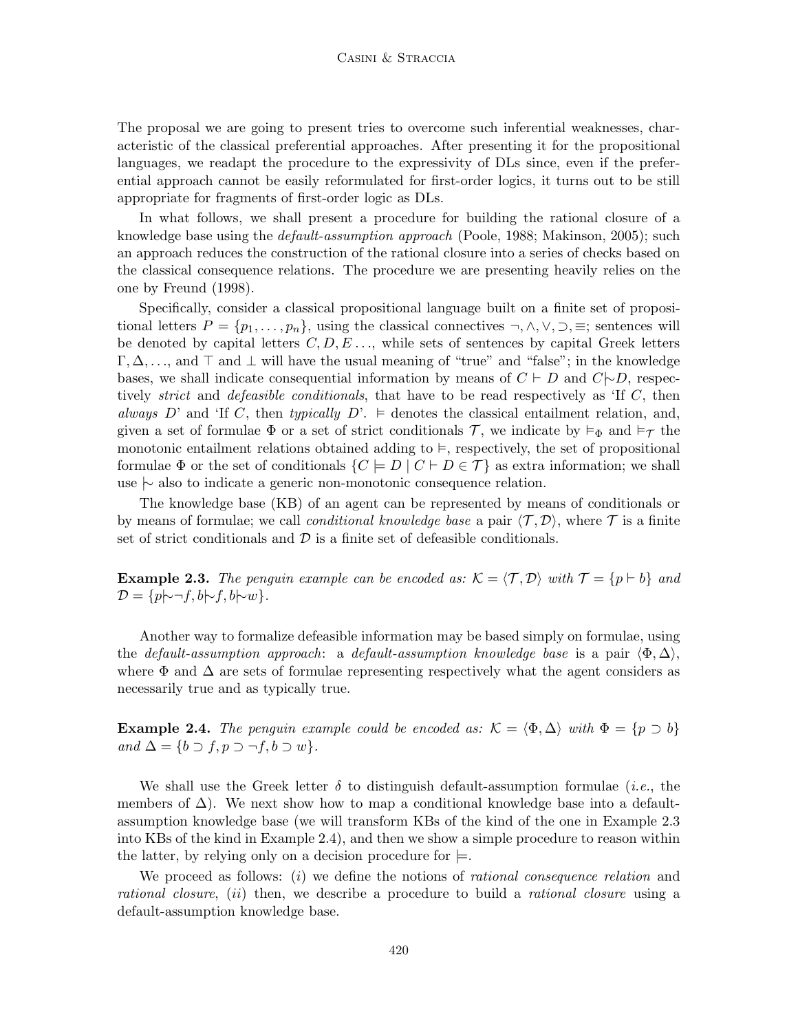The proposal we are going to present tries to overcome such inferential weaknesses, characteristic of the classical preferential approaches. After presenting it for the propositional languages, we readapt the procedure to the expressivity of DLs since, even if the preferential approach cannot be easily reformulated for first-order logics, it turns out to be still appropriate for fragments of first-order logic as DLs.

In what follows, we shall present a procedure for building the rational closure of a knowledge base using the *default-assumption approach* (Poole, 1988; Makinson, 2005); such an approach reduces the construction of the rational closure into a series of checks based on the classical consequence relations. The procedure we are presenting heavily relies on the one by Freund (1998).

Specifically, consider a classical propositional language built on a finite set of propositional letters $P = \{p_1, \ldots, p_n\}$, using the classical connectives $\neg, \wedge, \vee, \supset, \equiv$; sentences will be denoted by capital letters $C, D, E \ldots$, while sets of sentences by capital Greek letters $\Gamma, \Delta, \ldots$, and $\top$ and $\bot$ will have the usual meaning of "true" and "false"; in the knowledge bases, we shall indicate consequential information by means of $C \vdash D$ and $C {\mid\!\sim} D$, respectively *strict* and *defeasible conditionals*, that have to be read respectively as 'If $C$, then *always* $D$' and 'If $C$, then *typically* $D$'. $\vDash$ denotes the classical entailment relation, and, given a set of formulae $\Phi$ or a set of strict conditionals $\mathcal{T}$, we indicate by $\vDash_\Phi$ and $\vDash_\mathcal{T}$ the monotonic entailment relations obtained adding to $\vDash$, respectively, the set of propositional formulae $\Phi$ or the set of conditionals $\{C \models D \mid C \vdash D \in \mathcal{T}\}$ as extra information; we shall use ${\mid\!\sim}$ also to indicate a generic non-monotonic consequence relation.

The knowledge base (KB) of an agent can be represented by means of conditionals or by means of formulae; we call *conditional knowledge base* a pair $\langle \mathcal{T}, \mathcal{D} \rangle$, where $\mathcal{T}$ is a finite set of strict conditionals and $\mathcal{D}$ is a finite set of defeasible conditionals.

**Example 2.3.** *The penguin example can be encoded as:* $\mathcal{K} = \langle \mathcal{T}, \mathcal{D} \rangle$ *with* $\mathcal{T} = \{p \vdash b\}$ *and* $\mathcal{D} = \{p {\mid\!\sim} \neg f, b {\mid\!\sim} f, b {\mid\!\sim} w\}$.

Another way to formalize defeasible information may be based simply on formulae, using the *default-assumption approach*: a *default-assumption knowledge base* is a pair $\langle \Phi, \Delta \rangle$, where $\Phi$ and $\Delta$ are sets of formulae representing respectively what the agent considers as necessarily true and as typically true.

**Example 2.4.** *The penguin example could be encoded as:* $\mathcal{K} = \langle \Phi, \Delta \rangle$ *with* $\Phi = \{p \supset b\}$ *and* $\Delta = \{b \supset f, p \supset \neg f, b \supset w\}$.

We shall use the Greek letter $\delta$ to distinguish default-assumption formulae (*i.e.*, the members of $\Delta$). We next show how to map a conditional knowledge base into a default-assumption knowledge base (we will transform KBs of the kind of the one in Example 2.3 into KBs of the kind in Example 2.4), and then we show a simple procedure to reason within the latter, by relying only on a decision procedure for $\models$.

We proceed as follows: (*i*) we define the notions of *rational consequence relation* and *rational closure*, (*ii*) then, we describe a procedure to build a *rational closure* using a default-assumption knowledge base.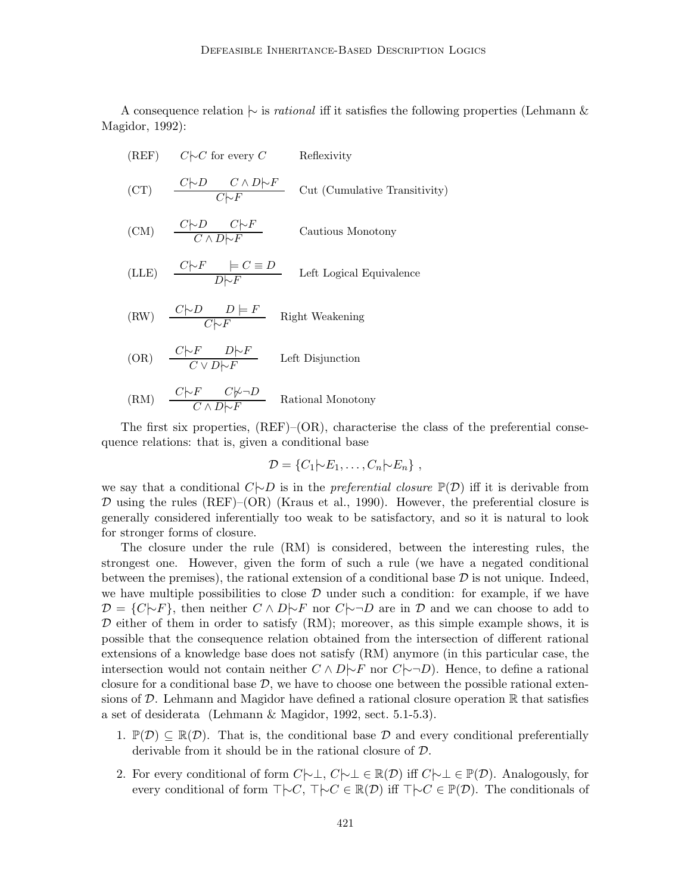A consequence relation $\mid\!\sim$ is *rational* iff it satisfies the following properties (Lehmann & Magidor, 1992):

(REF) $\quad C\mid\!\sim C$ for every $C$ $\quad$ Reflexivity

(CT) $\quad \dfrac{C\mid\!\sim D \qquad C \wedge D\mid\!\sim F}{C\mid\!\sim F}$ $\quad$ Cut (Cumulative Transitivity)

(CM) $\quad \dfrac{C\mid\!\sim D \qquad C\mid\!\sim F}{C \wedge D\mid\!\sim F}$ $\quad$ Cautious Monotony

(LLE) $\quad \dfrac{C\mid\!\sim F \qquad \models C \equiv D}{D\mid\!\sim F}$ $\quad$ Left Logical Equivalence

(RW) $\quad \dfrac{C\mid\!\sim D \qquad D \models F}{C\mid\!\sim F}$ $\quad$ Right Weakening

(OR) $\quad \dfrac{C\mid\!\sim F \qquad D\mid\!\sim F}{C \vee D\mid\!\sim F}$ $\quad$ Left Disjunction

(RM) $\quad \dfrac{C\mid\!\sim F \qquad C\not\mid\!\sim \neg D}{C \wedge D\mid\!\sim F}$ $\quad$ Rational Monotony

The first six properties, (REF)–(OR), characterise the class of the preferential consequence relations: that is, given a conditional base

$$\mathcal{D} = \{C_1\mid\!\sim E_1, \ldots, C_n\mid\!\sim E_n\} ,$$

we say that a conditional $C\mid\!\sim D$ is in the *preferential closure* $\mathbb{P}(\mathcal{D})$ iff it is derivable from $\mathcal{D}$ using the rules (REF)–(OR) (Kraus et al., 1990). However, the preferential closure is generally considered inferentially too weak to be satisfactory, and so it is natural to look for stronger forms of closure.

The closure under the rule (RM) is considered, between the interesting rules, the strongest one. However, given the form of such a rule (we have a negated conditional between the premises), the rational extension of a conditional base $\mathcal{D}$ is not unique. Indeed, we have multiple possibilities to close $\mathcal{D}$ under such a condition: for example, if we have $\mathcal{D} = \{C\mid\!\sim F\}$, then neither $C \wedge D\mid\!\sim F$ nor $C\mid\!\sim \neg D$ are in $\mathcal{D}$ and we can choose to add to $\mathcal{D}$ either of them in order to satisfy (RM); moreover, as this simple example shows, it is possible that the consequence relation obtained from the intersection of different rational extensions of a knowledge base does not satisfy (RM) anymore (in this particular case, the intersection would not contain neither $C \wedge D\mid\!\sim F$ nor $C\mid\!\sim \neg D$). Hence, to define a rational closure for a conditional base $\mathcal{D}$, we have to choose one between the possible rational extensions of $\mathcal{D}$. Lehmann and Magidor have defined a rational closure operation $\mathbb{R}$ that satisfies a set of desiderata (Lehmann & Magidor, 1992, sect. 5.1-5.3).

1. $\mathbb{P}(\mathcal{D}) \subseteq \mathbb{R}(\mathcal{D})$. That is, the conditional base $\mathcal{D}$ and every conditional preferentially derivable from it should be in the rational closure of $\mathcal{D}$.
2. For every conditional of form $C\mid\!\sim\bot$, $C\mid\!\sim\bot \in \mathbb{R}(\mathcal{D})$ iff $C\mid\!\sim\bot \in \mathbb{P}(\mathcal{D})$. Analogously, for every conditional of form $\top\mid\!\sim C$, $\top\mid\!\sim C \in \mathbb{R}(\mathcal{D})$ iff $\top\mid\!\sim C \in \mathbb{P}(\mathcal{D})$. The conditionals of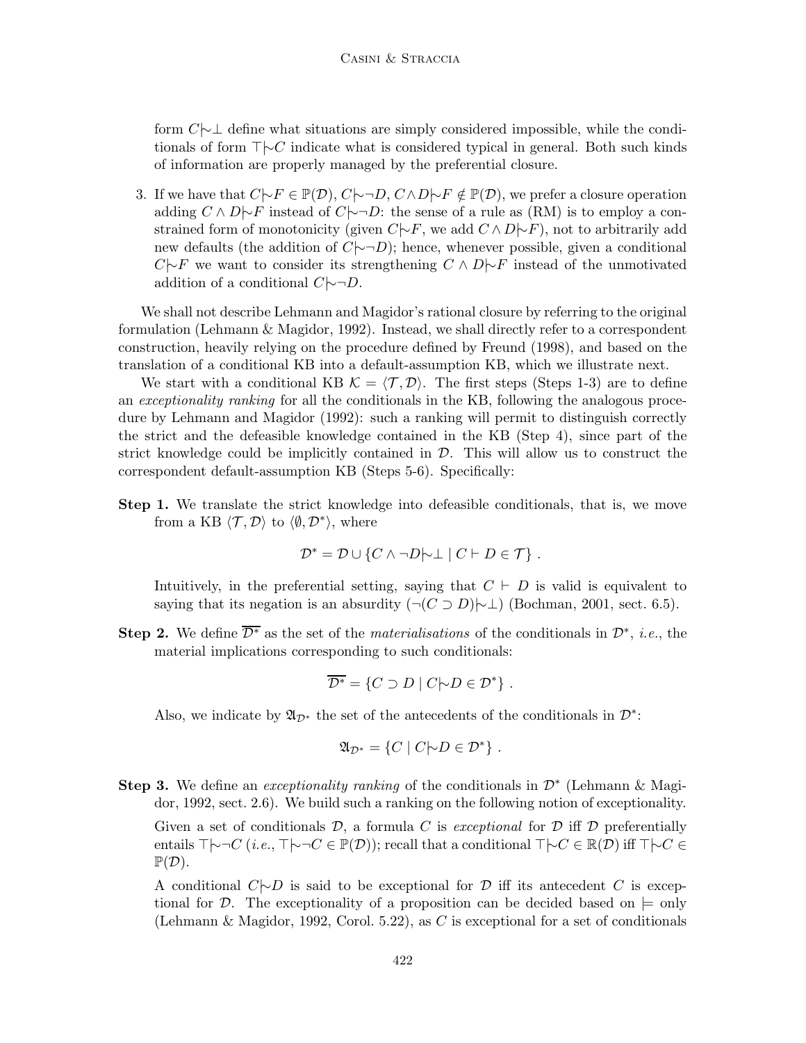form $C \mid\!\sim \bot$ define what situations are simply considered impossible, while the conditionals of form $\top \mid\!\sim C$ indicate what is considered typical in general. Both such kinds of information are properly managed by the preferential closure.

3. If we have that $C \mid\!\sim F \in \mathbb{P}(\mathcal{D})$, $C \mid\!\sim \neg D$, $C \wedge D \mid\!\sim F \notin \mathbb{P}(\mathcal{D})$, we prefer a closure operation adding $C \wedge D \mid\!\sim F$ instead of $C \mid\!\sim \neg D$: the sense of a rule as (RM) is to employ a constrained form of monotonicity (given $C \mid\!\sim F$, we add $C \wedge D \mid\!\sim F$), not to arbitrarily add new defaults (the addition of $C \mid\!\sim \neg D$); hence, whenever possible, given a conditional $C \mid\!\sim F$ we want to consider its strengthening $C \wedge D \mid\!\sim F$ instead of the unmotivated addition of a conditional $C \mid\!\sim \neg D$.

We shall not describe Lehmann and Magidor's rational closure by referring to the original formulation (Lehmann & Magidor, 1992). Instead, we shall directly refer to a correspondent construction, heavily relying on the procedure defined by Freund (1998), and based on the translation of a conditional KB into a default-assumption KB, which we illustrate next.

We start with a conditional KB $\mathcal{K} = \langle \mathcal{T}, \mathcal{D} \rangle$. The first steps (Steps 1-3) are to define an *exceptionality ranking* for all the conditionals in the KB, following the analogous procedure by Lehmann and Magidor (1992): such a ranking will permit to distinguish correctly the strict and the defeasible knowledge contained in the KB (Step 4), since part of the strict knowledge could be implicitly contained in $\mathcal{D}$. This will allow us to construct the correspondent default-assumption KB (Steps 5-6). Specifically:

**Step 1.** We translate the strict knowledge into defeasible conditionals, that is, we move from a KB $\langle \mathcal{T}, \mathcal{D} \rangle$ to $\langle \emptyset, \mathcal{D}^* \rangle$, where

$$\mathcal{D}^* = \mathcal{D} \cup \{ C \wedge \neg D \mid\!\sim \bot \mid C \vdash D \in \mathcal{T} \} .$$

Intuitively, in the preferential setting, saying that $C \vdash D$ is valid is equivalent to saying that its negation is an absurdity ($\neg(C \supset D) \mid\!\sim \bot$) (Bochman, 2001, sect. 6.5).

**Step 2.** We define $\overline{\mathcal{D}^*}$ as the set of the *materialisations* of the conditionals in $\mathcal{D}^*$, *i.e.*, the material implications corresponding to such conditionals:

$$\overline{\mathcal{D}^*} = \{ C \supset D \mid C \mid\!\sim D \in \mathcal{D}^* \} .$$

Also, we indicate by $\mathfrak{A}_{\mathcal{D}^*}$ the set of the antecedents of the conditionals in $\mathcal{D}^*$:

$$\mathfrak{A}_{\mathcal{D}^*} = \{ C \mid C \mid\!\sim D \in \mathcal{D}^* \} .$$

**Step 3.** We define an *exceptionality ranking* of the conditionals in $\mathcal{D}^*$ (Lehmann & Magidor, 1992, sect. 2.6). We build such a ranking on the following notion of exceptionality.

Given a set of conditionals $\mathcal{D}$, a formula $C$ is *exceptional* for $\mathcal{D}$ iff $\mathcal{D}$ preferentially entails $\top \mid\!\sim \neg C$ (*i.e.*, $\top \mid\!\sim \neg C \in \mathbb{P}(\mathcal{D})$); recall that a conditional $\top \mid\!\sim C \in \mathbb{R}(\mathcal{D})$ iff $\top \mid\!\sim C \in \mathbb{P}(\mathcal{D})$.

A conditional $C \mid\!\sim D$ is said to be exceptional for $\mathcal{D}$ iff its antecedent $C$ is exceptional for $\mathcal{D}$. The exceptionality of a proposition can be decided based on $\models$ only (Lehmann & Magidor, 1992, Corol. 5.22), as $C$ is exceptional for a set of conditionals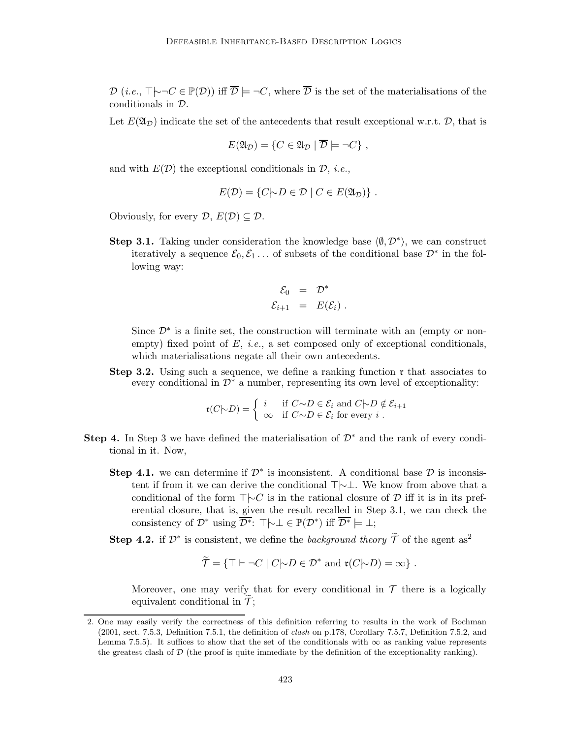$\mathcal{D}$ (*i.e.*, $\top\mid\!\sim\neg C \in \mathbb{P}(\mathcal{D})$) iff $\overline{\mathcal{D}} \models \neg C$, where $\overline{\mathcal{D}}$ is the set of the materialisations of the conditionals in $\mathcal{D}$.

Let $E(\mathfrak{A}_{\mathcal{D}})$ indicate the set of the antecedents that result exceptional w.r.t. $\mathcal{D}$, that is

$$E(\mathfrak{A}_{\mathcal{D}}) = \{C \in \mathfrak{A}_{\mathcal{D}} \mid \overline{\mathcal{D}} \models \neg C\} ,$$

and with $E(\mathcal{D})$ the exceptional conditionals in $\mathcal{D}$, *i.e.*,

$$E(\mathcal{D}) = \{C\mid\!\sim D \in \mathcal{D} \mid C \in E(\mathfrak{A}_{\mathcal{D}})\} .$$

Obviously, for every $\mathcal{D}$, $E(\mathcal{D}) \subseteq \mathcal{D}$.

**Step 3.1.** Taking under consideration the knowledge base $\langle \emptyset, \mathcal{D}^* \rangle$, we can construct iteratively a sequence $\mathcal{E}_0, \mathcal{E}_1 \ldots$ of subsets of the conditional base $\mathcal{D}^*$ in the following way:

$$\begin{aligned} \mathcal{E}_0 &= \mathcal{D}^* \\ \mathcal{E}_{i+1} &= E(\mathcal{E}_i) . \end{aligned}$$

Since $\mathcal{D}^*$ is a finite set, the construction will terminate with an (empty or non-empty) fixed point of $E$, *i.e.*, a set composed only of exceptional conditionals, which materialisations negate all their own antecedents.

**Step 3.2.** Using such a sequence, we define a ranking function $\mathfrak{r}$ that associates to every conditional in $\mathcal{D}^*$ a number, representing its own level of exceptionality:

$$\mathfrak{r}(C\mid\!\sim D) = \begin{cases} i & \text{if } C\mid\!\sim D \in \mathcal{E}_i \text{ and } C\mid\!\sim D \notin \mathcal{E}_{i+1} \\ \infty & \text{if } C\mid\!\sim D \in \mathcal{E}_i \text{ for every } i . \end{cases}$$

**Step 4.** In Step 3 we have defined the materialisation of $\mathcal{D}^*$ and the rank of every conditional in it. Now,

**Step 4.1.** we can determine if $\mathcal{D}^*$ is inconsistent. A conditional base $\mathcal{D}$ is inconsistent if from it we can derive the conditional $\top\mid\!\sim\bot$. We know from above that a conditional of the form $\top\mid\!\sim C$ is in the rational closure of $\mathcal{D}$ iff it is in its preferential closure, that is, given the result recalled in Step 3.1, we can check the consistency of $\mathcal{D}^*$ using $\overline{\mathcal{D}^*}$: $\top\mid\!\sim\bot \in \mathbb{P}(\mathcal{D}^*)$ iff $\overline{\mathcal{D}^*} \models \bot$;

**Step 4.2.** if $\mathcal{D}^*$ is consistent, we define the *background theory* $\widetilde{\mathcal{T}}$ of the agent as[2]

$$\widetilde{\mathcal{T}} = \{\top \vdash \neg C \mid C\mid\!\sim D \in \mathcal{D}^* \text{ and } \mathfrak{r}(C\mid\!\sim D) = \infty\} .$$

Moreover, one may verify that for every conditional in $\mathcal{T}$ there is a logically equivalent conditional in $\widetilde{\mathcal{T}}$;

---

2. One may easily verify the correctness of this definition referring to results in the work of Bochman (2001, sect. 7.5.3, Definition 7.5.1, the definition of *clash* on p.178, Corollary 7.5.7, Definition 7.5.2, and Lemma 7.5.5). It suffices to show that the set of the conditionals with $\infty$ as ranking value represents the greatest clash of $\mathcal{D}$ (the proof is quite immediate by the definition of the exceptionality ranking).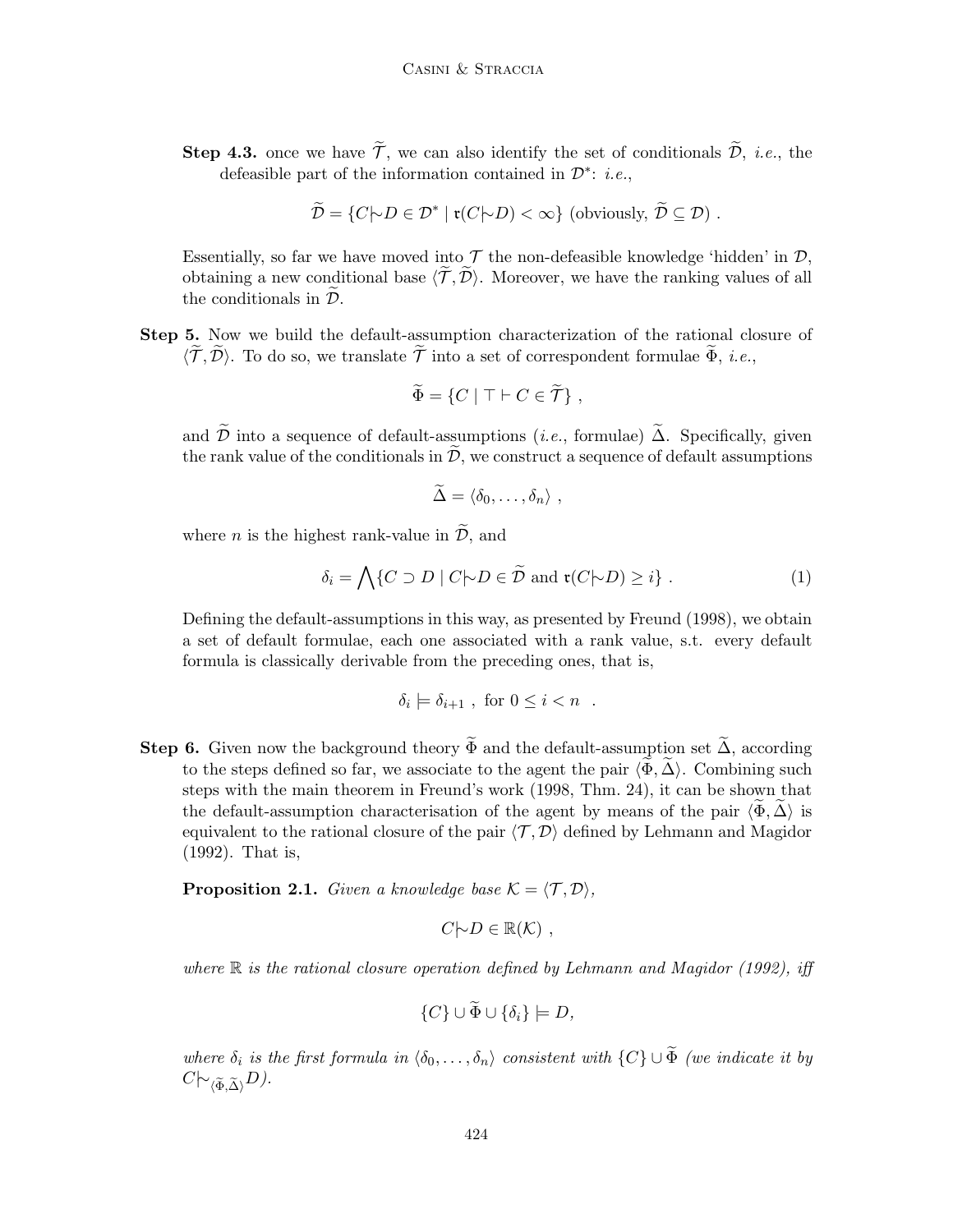**Step 4.3.** once we have $\widetilde{\mathcal{T}}$, we can also identify the set of conditionals $\widetilde{\mathcal{D}}$, *i.e.*, the defeasible part of the information contained in $\mathcal{D}^*$: *i.e.*,

$$\widetilde{\mathcal{D}} = \{C \mid\!\sim D \in \mathcal{D}^* \mid \mathfrak{r}(C \mid\!\sim D) < \infty\} \text{ (obviously, } \widetilde{\mathcal{D}} \subseteq \mathcal{D}) \ .$$

Essentially, so far we have moved into $\mathcal{T}$ the non-defeasible knowledge 'hidden' in $\mathcal{D}$, obtaining a new conditional base $\langle \widetilde{\mathcal{T}}, \widetilde{\mathcal{D}} \rangle$. Moreover, we have the ranking values of all the conditionals in $\widetilde{\mathcal{D}}$.

**Step 5.** Now we build the default-assumption characterization of the rational closure of $\langle \widetilde{\mathcal{T}}, \widetilde{\mathcal{D}} \rangle$. To do so, we translate $\widetilde{\mathcal{T}}$ into a set of correspondent formulae $\widetilde{\Phi}$, *i.e.*,

$$\widetilde{\Phi} = \{C \mid \top \vdash C \in \widetilde{\mathcal{T}}\} \ ,$$

and $\widetilde{\mathcal{D}}$ into a sequence of default-assumptions (*i.e.*, formulae) $\widetilde{\Delta}$. Specifically, given the rank value of the conditionals in $\widetilde{\mathcal{D}}$, we construct a sequence of default assumptions

$$\widetilde{\Delta} = \langle \delta_0, \ldots, \delta_n \rangle \ ,$$

where $n$ is the highest rank-value in $\widetilde{\mathcal{D}}$, and

$$\delta_i = \bigwedge \{C \supset D \mid C \mid\!\sim D \in \widetilde{\mathcal{D}} \text{ and } \mathfrak{r}(C \mid\!\sim D) \geq i\} \ . \tag{1}$$

Defining the default-assumptions in this way, as presented by Freund (1998), we obtain a set of default formulae, each one associated with a rank value, s.t. every default formula is classically derivable from the preceding ones, that is,

$$\delta_i \models \delta_{i+1} \ , \text{ for } 0 \leq i < n \ .$$

**Step 6.** Given now the background theory $\widetilde{\Phi}$ and the default-assumption set $\widetilde{\Delta}$, according to the steps defined so far, we associate to the agent the pair $\langle \widetilde{\Phi}, \widetilde{\Delta} \rangle$. Combining such steps with the main theorem in Freund's work (1998, Thm. 24), it can be shown that the default-assumption characterisation of the agent by means of the pair $\langle \widetilde{\Phi}, \widetilde{\Delta} \rangle$ is equivalent to the rational closure of the pair $\langle \mathcal{T}, \mathcal{D} \rangle$ defined by Lehmann and Magidor (1992). That is,

**Proposition 2.1.** *Given a knowledge base* $\mathcal{K} = \langle \mathcal{T}, \mathcal{D} \rangle$,

$$C \mid\!\sim D \in \mathbb{R}(\mathcal{K}) \ ,$$

*where* $\mathbb{R}$ *is the rational closure operation defined by Lehmann and Magidor (1992), iff*

$$\{C\} \cup \widetilde{\Phi} \cup \{\delta_i\} \models D,$$

*where* $\delta_i$ *is the first formula in* $\langle \delta_0, \ldots, \delta_n \rangle$ *consistent with* $\{C\} \cup \widetilde{\Phi}$ *(we indicate it by* $C \mid\!\sim_{\langle \widetilde{\Phi}, \widetilde{\Delta} \rangle} D$*).*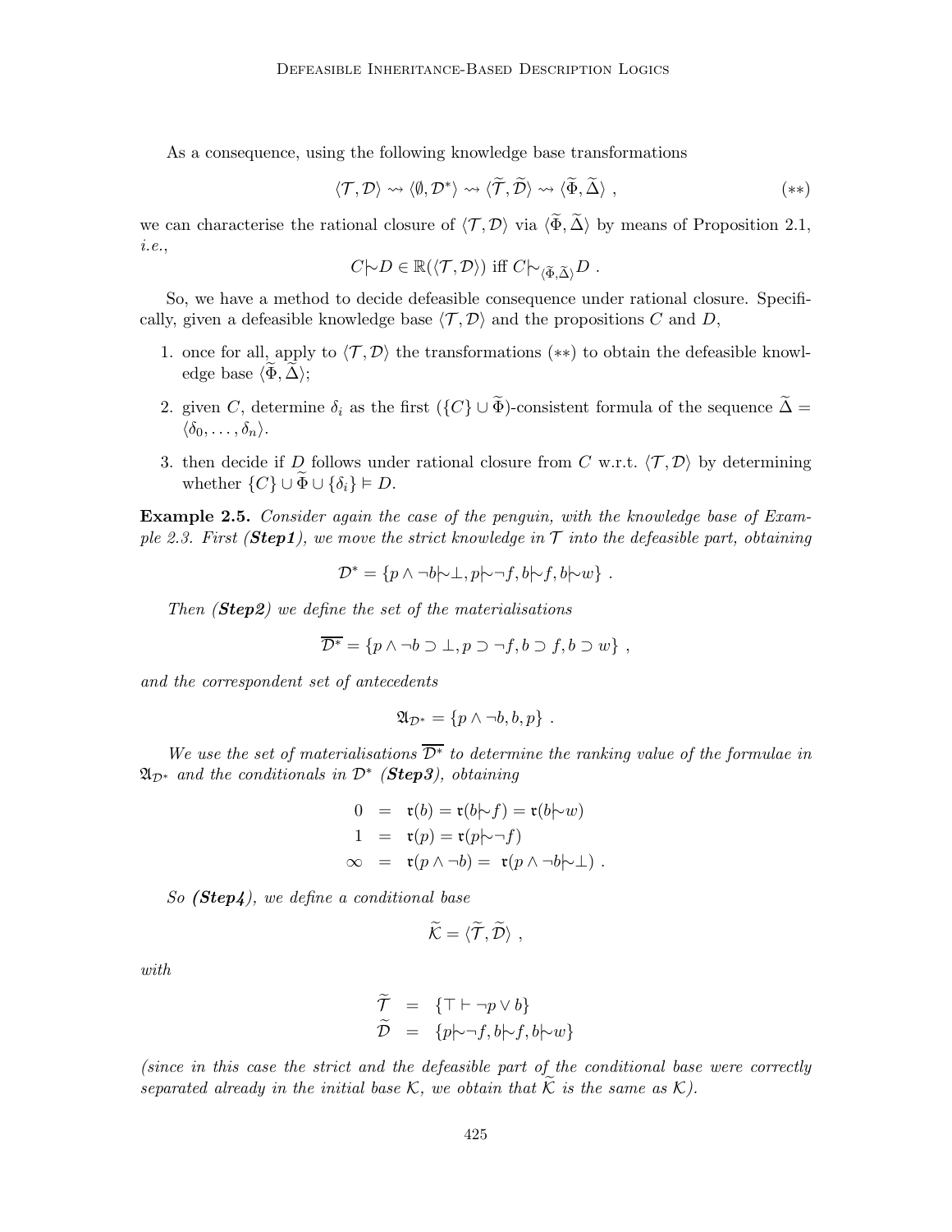As a consequence, using the following knowledge base transformations

$$\langle \mathcal{T}, \mathcal{D} \rangle \rightsquigarrow \langle \emptyset, \mathcal{D}^* \rangle \rightsquigarrow \langle \widetilde{\mathcal{T}}, \widetilde{\mathcal{D}} \rangle \rightsquigarrow \langle \widetilde{\Phi}, \widetilde{\Delta} \rangle \ , \tag{$**$}$$

we can characterise the rational closure of $\langle \mathcal{T}, \mathcal{D} \rangle$ via $\langle \widetilde{\Phi}, \widetilde{\Delta} \rangle$ by means of Proposition 2.1, *i.e.*,

$$C \mid\!\sim D \in \mathbb{R}(\langle \mathcal{T}, \mathcal{D} \rangle) \text{ iff } C \mid\!\sim_{\langle \widetilde{\Phi}, \widetilde{\Delta} \rangle} D \ .$$

So, we have a method to decide defeasible consequence under rational closure. Specifically, given a defeasible knowledge base $\langle \mathcal{T}, \mathcal{D} \rangle$ and the propositions $C$ and $D$,

1. once for all, apply to $\langle \mathcal{T}, \mathcal{D} \rangle$ the transformations $(**)$ to obtain the defeasible knowledge base $\langle \widetilde{\Phi}, \widetilde{\Delta} \rangle$;
2. given $C$, determine $\delta_i$ as the first $(\{C\} \cup \widetilde{\Phi})$-consistent formula of the sequence $\widetilde{\Delta} = \langle \delta_0, \ldots, \delta_n \rangle$.
3. then decide if $D$ follows under rational closure from $C$ w.r.t. $\langle \mathcal{T}, \mathcal{D} \rangle$ by determining whether $\{C\} \cup \widetilde{\Phi} \cup \{\delta_i\} \vDash D$.

**Example 2.5.** *Consider again the case of the penguin, with the knowledge base of Example 2.3. First (**Step1**), we move the strict knowledge in $\mathcal{T}$ into the defeasible part, obtaining*

$$\mathcal{D}^* = \{p \wedge \neg b \mid\!\sim \bot, p \mid\!\sim \neg f, b \mid\!\sim f, b \mid\!\sim w\} \ .$$

*Then (**Step2**) we define the set of the materialisations*

$$\overline{\mathcal{D}^*} = \{p \wedge \neg b \supset \bot, p \supset \neg f, b \supset f, b \supset w\} \ ,$$

*and the correspondent set of antecedents*

$$\mathfrak{A}_{\mathcal{D}^*} = \{p \wedge \neg b, b, p\} \ .$$

*We use the set of materialisations $\overline{\mathcal{D}^*}$ to determine the ranking value of the formulae in $\mathfrak{A}_{\mathcal{D}^*}$ and the conditionals in $\mathcal{D}^*$ (**Step3**), obtaining*

$$\begin{aligned} 0 &= \mathfrak{r}(b) = \mathfrak{r}(b \mid\!\sim f) = \mathfrak{r}(b \mid\!\sim w) \\ 1 &= \mathfrak{r}(p) = \mathfrak{r}(p \mid\!\sim \neg f) \\ \infty &= \mathfrak{r}(p \wedge \neg b) = \mathfrak{r}(p \wedge \neg b \mid\!\sim \bot) \ . \end{aligned}$$

*So (**Step4**), we define a conditional base*

$$\widetilde{\mathcal{K}} = \langle \widetilde{\mathcal{T}}, \widetilde{\mathcal{D}} \rangle \ ,$$

*with*

$$\begin{aligned} \widetilde{\mathcal{T}} &= \{\top \vdash \neg p \vee b\} \\ \widetilde{\mathcal{D}} &= \{p \mid\!\sim \neg f, b \mid\!\sim f, b \mid\!\sim w\} \end{aligned}$$

*(since in this case the strict and the defeasible part of the conditional base were correctly separated already in the initial base $\mathcal{K}$, we obtain that $\widetilde{\mathcal{K}}$ is the same as $\mathcal{K}$).*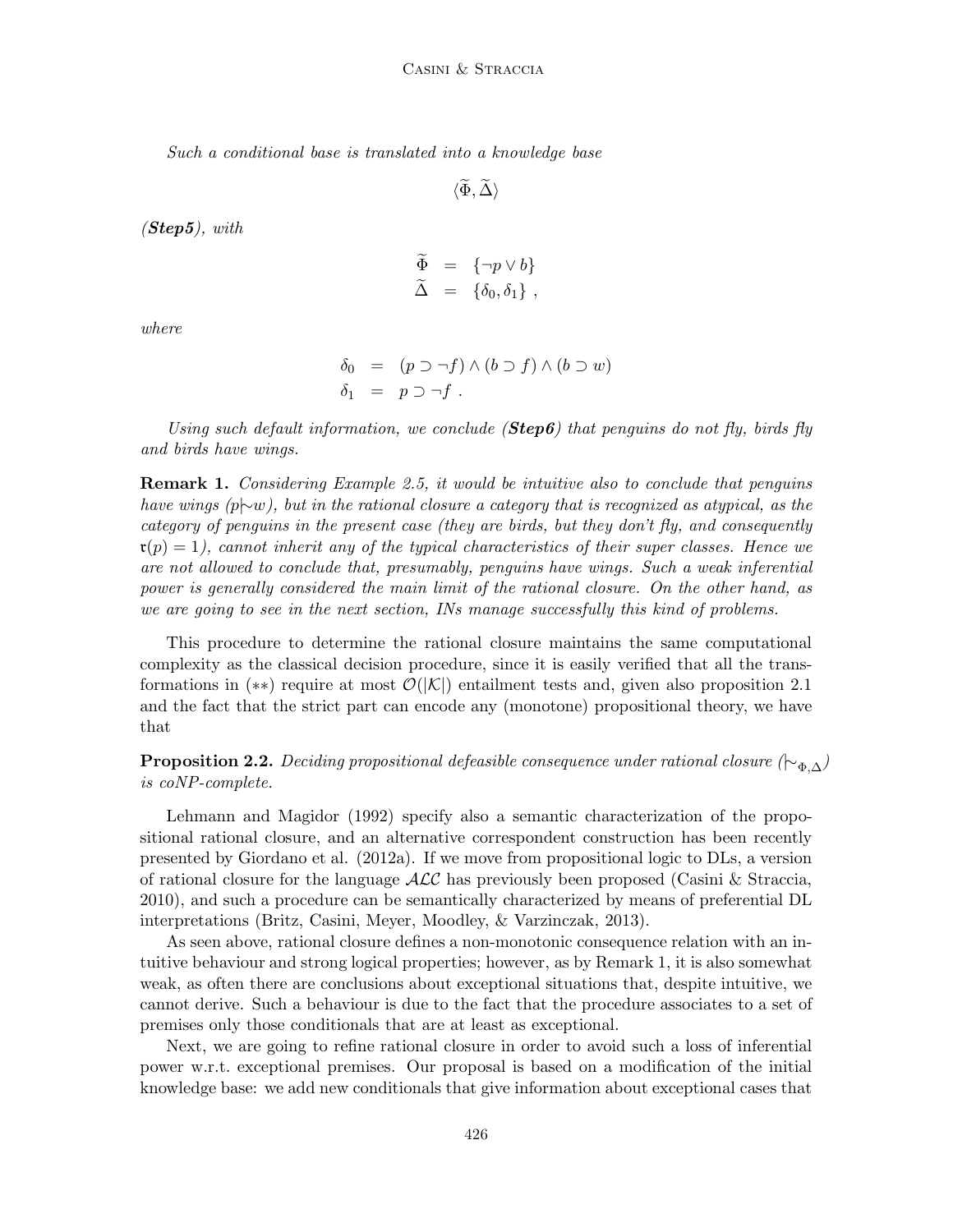*Such a conditional base is translated into a knowledge base*

$$\langle \widetilde{\Phi}, \widetilde{\Delta} \rangle$$

*(**Step5**), with*

$$\begin{aligned} \widetilde{\Phi} &= \{\neg p \vee b\} \\ \widetilde{\Delta} &= \{\delta_0, \delta_1\} \ , \end{aligned}$$

*where*

$$\begin{aligned} \delta_0 &= (p \supset \neg f) \wedge (b \supset f) \wedge (b \supset w) \\ \delta_1 &= p \supset \neg f \ . \end{aligned}$$

*Using such default information, we conclude (**Step6**) that penguins do not fly, birds fly and birds have wings.*

**Remark 1.** *Considering Example 2.5, it would be intuitive also to conclude that penguins have wings ($p {\mid\!\sim} w$), but in the rational closure a category that is recognized as atypical, as the category of penguins in the present case (they are birds, but they don't fly, and consequently $\mathfrak{r}(p) = 1$), cannot inherit any of the typical characteristics of their super classes. Hence we are not allowed to conclude that, presumably, penguins have wings. Such a weak inferential power is generally considered the main limit of the rational closure. On the other hand, as we are going to see in the next section, INs manage successfully this kind of problems.*

This procedure to determine the rational closure maintains the same computational complexity as the classical decision procedure, since it is easily verified that all the transformations in (∗∗) require at most $\mathcal{O}(|\mathcal{K}|)$ entailment tests and, given also proposition 2.1 and the fact that the strict part can encode any (monotone) propositional theory, we have that

**Proposition 2.2.** *Deciding propositional defeasible consequence under rational closure ($\mid\!\sim_{\Phi,\Delta}$) is coNP-complete.*

Lehmann and Magidor (1992) specify also a semantic characterization of the propositional rational closure, and an alternative correspondent construction has been recently presented by Giordano et al. (2012a). If we move from propositional logic to DLs, a version of rational closure for the language $\mathcal{ALC}$ has previously been proposed (Casini & Straccia, 2010), and such a procedure can be semantically characterized by means of preferential DL interpretations (Britz, Casini, Meyer, Moodley, & Varzinczak, 2013).

As seen above, rational closure defines a non-monotonic consequence relation with an intuitive behaviour and strong logical properties; however, as by Remark 1, it is also somewhat weak, as often there are conclusions about exceptional situations that, despite intuitive, we cannot derive. Such a behaviour is due to the fact that the procedure associates to a set of premises only those conditionals that are at least as exceptional.

Next, we are going to refine rational closure in order to avoid such a loss of inferential power w.r.t. exceptional premises. Our proposal is based on a modification of the initial knowledge base: we add new conditionals that give information about exceptional cases that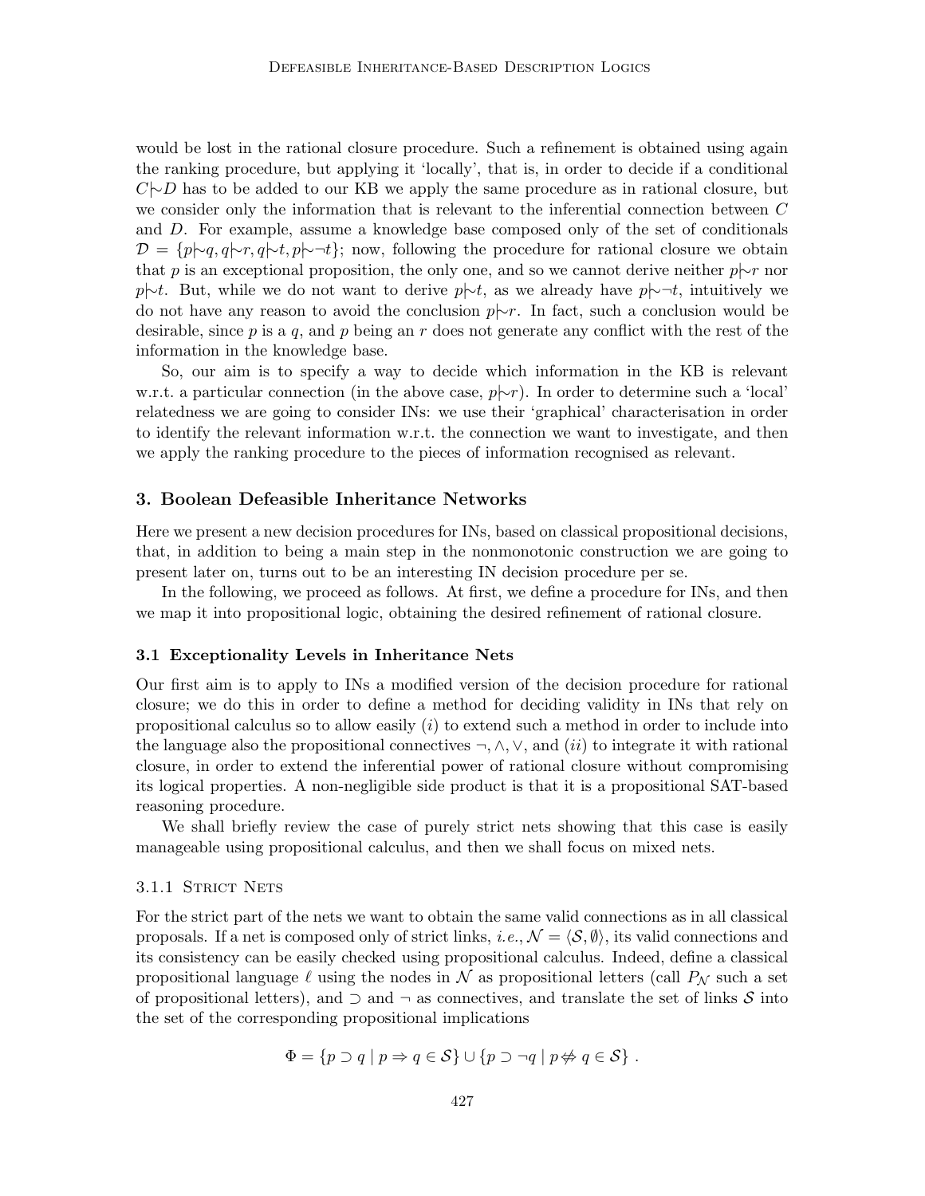would be lost in the rational closure procedure. Such a refinement is obtained using again the ranking procedure, but applying it 'locally', that is, in order to decide if a conditional $C \mid\!\sim D$ has to be added to our KB we apply the same procedure as in rational closure, but we consider only the information that is relevant to the inferential connection between $C$ and $D$. For example, assume a knowledge base composed only of the set of conditionals $\mathcal{D} = \{p \mid\!\sim q, q \mid\!\sim r, q \mid\!\sim t, p \mid\!\sim \neg t\}$; now, following the procedure for rational closure we obtain that $p$ is an exceptional proposition, the only one, and so we cannot derive neither $p \mid\!\sim r$ nor $p \mid\!\sim t$. But, while we do not want to derive $p \mid\!\sim t$, as we already have $p \mid\!\sim \neg t$, intuitively we do not have any reason to avoid the conclusion $p \mid\!\sim r$. In fact, such a conclusion would be desirable, since $p$ is a $q$, and $p$ being an $r$ does not generate any conflict with the rest of the information in the knowledge base.

So, our aim is to specify a way to decide which information in the KB is relevant w.r.t. a particular connection (in the above case, $p \mid\!\sim r$). In order to determine such a 'local' relatedness we are going to consider INs: we use their 'graphical' characterisation in order to identify the relevant information w.r.t. the connection we want to investigate, and then we apply the ranking procedure to the pieces of information recognised as relevant.

## 3. Boolean Defeasible Inheritance Networks

Here we present a new decision procedures for INs, based on classical propositional decisions, that, in addition to being a main step in the nonmonotonic construction we are going to present later on, turns out to be an interesting IN decision procedure per se.

In the following, we proceed as follows. At first, we define a procedure for INs, and then we map it into propositional logic, obtaining the desired refinement of rational closure.

### 3.1 Exceptionality Levels in Inheritance Nets

Our first aim is to apply to INs a modified version of the decision procedure for rational closure; we do this in order to define a method for deciding validity in INs that rely on propositional calculus so to allow easily $(i)$ to extend such a method in order to include into the language also the propositional connectives $\neg, \wedge, \vee$, and $(ii)$ to integrate it with rational closure, in order to extend the inferential power of rational closure without compromising its logical properties. A non-negligible side product is that it is a propositional SAT-based reasoning procedure.

We shall briefly review the case of purely strict nets showing that this case is easily manageable using propositional calculus, and then we shall focus on mixed nets.

#### 3.1.1 Strict Nets

For the strict part of the nets we want to obtain the same valid connections as in all classical proposals. If a net is composed only of strict links, *i.e.*, $\mathcal{N} = \langle \mathcal{S}, \emptyset \rangle$, its valid connections and its consistency can be easily checked using propositional calculus. Indeed, define a classical propositional language $\ell$ using the nodes in $\mathcal{N}$ as propositional letters (call $P_{\mathcal{N}}$ such a set of propositional letters), and $\supset$ and $\neg$ as connectives, and translate the set of links $\mathcal{S}$ into the set of the corresponding propositional implications

$$\Phi = \{p \supset q \mid p \Rightarrow q \in \mathcal{S}\} \cup \{p \supset \neg q \mid p \not\Rightarrow q \in \mathcal{S}\} .$$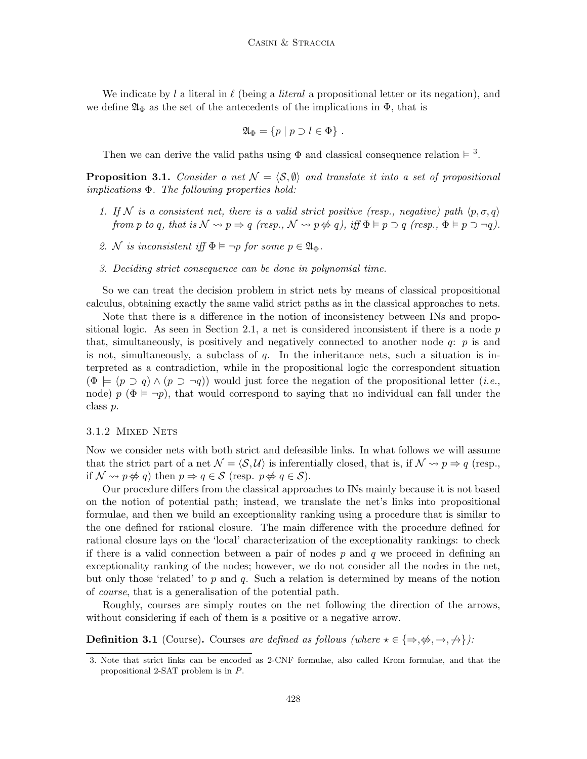We indicate by $l$ a literal in $\ell$ (being a *literal* a propositional letter or its negation), and we define $\mathfrak{A}_\Phi$ as the set of the antecedents of the implications in $\Phi$, that is

$$\mathfrak{A}_\Phi = \{p \mid p \supset l \in \Phi\} .$$

Then we can derive the valid paths using $\Phi$ and classical consequence relation $\vDash$ [3].

**Proposition 3.1.** *Consider a net $\mathcal{N} = \langle \mathcal{S}, \emptyset \rangle$ and translate it into a set of propositional implications $\Phi$. The following properties hold:*

1. *If $\mathcal{N}$ is a consistent net, there is a valid strict positive (resp., negative) path $\langle p, \sigma, q \rangle$ from $p$ to $q$, that is $\mathcal{N} \rightsquigarrow p \Rightarrow q$ (resp., $\mathcal{N} \rightsquigarrow p \not\Leftrightarrow q$), iff $\Phi \vDash p \supset q$ (resp., $\Phi \vDash p \supset \neg q$).*
2. *$\mathcal{N}$ is inconsistent iff $\Phi \vDash \neg p$ for some $p \in \mathfrak{A}_\Phi$.*
3. *Deciding strict consequence can be done in polynomial time.*

So we can treat the decision problem in strict nets by means of classical propositional calculus, obtaining exactly the same valid strict paths as in the classical approaches to nets.

Note that there is a difference in the notion of inconsistency between INs and propositional logic. As seen in Section 2.1, a net is considered inconsistent if there is a node $p$ that, simultaneously, is positively and negatively connected to another node $q$: $p$ is and is not, simultaneously, a subclass of $q$. In the inheritance nets, such a situation is interpreted as a contradiction, while in the propositional logic the correspondent situation ($\Phi \models (p \supset q) \wedge (p \supset \neg q)$) would just force the negation of the propositional letter (*i.e.*, node) $p$ ($\Phi \vDash \neg p$), that would correspond to saying that no individual can fall under the class $p$.

### 3.1.2 Mixed Nets

Now we consider nets with both strict and defeasible links. In what follows we will assume that the strict part of a net $\mathcal{N} = \langle \mathcal{S}, \mathcal{U} \rangle$ is inferentially closed, that is, if $\mathcal{N} \rightsquigarrow p \Rightarrow q$ (resp., if $\mathcal{N} \rightsquigarrow p \not\Leftrightarrow q$) then $p \Rightarrow q \in \mathcal{S}$ (resp. $p \not\Leftrightarrow q \in \mathcal{S}$).

Our procedure differs from the classical approaches to INs mainly because it is not based on the notion of potential path; instead, we translate the net's links into propositional formulae, and then we build an exceptionality ranking using a procedure that is similar to the one defined for rational closure. The main difference with the procedure defined for rational closure lays on the 'local' characterization of the exceptionality rankings: to check if there is a valid connection between a pair of nodes $p$ and $q$ we proceed in defining an exceptionality ranking of the nodes; however, we do not consider all the nodes in the net, but only those 'related' to $p$ and $q$. Such a relation is determined by means of the notion of *course*, that is a generalisation of the potential path.

Roughly, courses are simply routes on the net following the direction of the arrows, without considering if each of them is a positive or a negative arrow.

**Definition 3.1** (Course)**.** Courses *are defined as follows (where $\star \in \{\Rightarrow, \not\Leftrightarrow, \rightarrow, \not\rightarrow\}$):*

3. Note that strict links can be encoded as 2-CNF formulae, also called Krom formulae, and that the propositional 2-SAT problem is in $P$.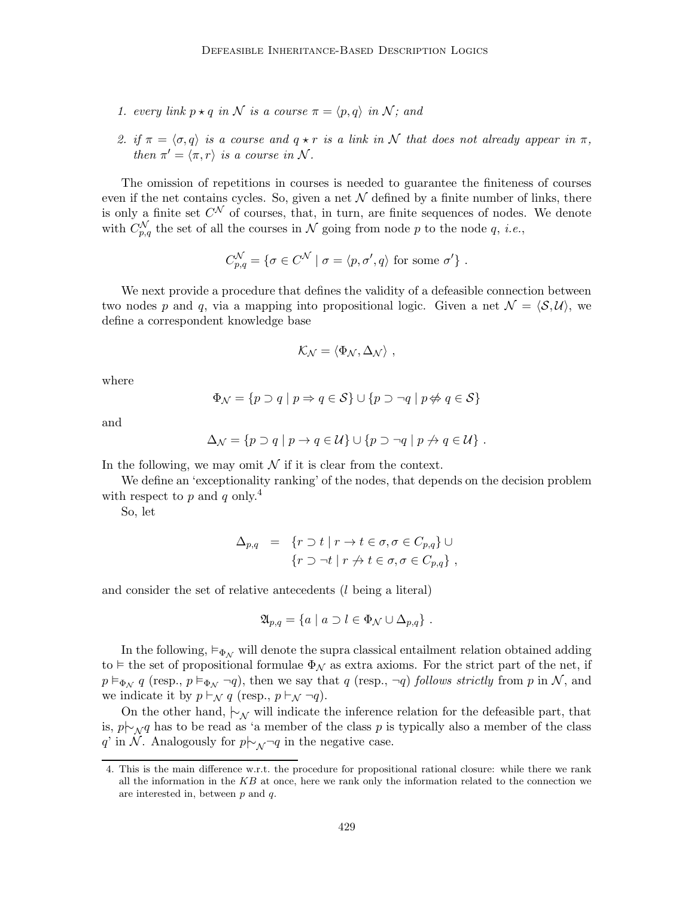1. *every link $p \star q$ in $\mathcal{N}$ is a course $\pi = \langle p, q\rangle$ in $\mathcal{N}$; and*

2. *if $\pi = \langle \sigma, q\rangle$ is a course and $q \star r$ is a link in $\mathcal{N}$ that does not already appear in $\pi$, then $\pi' = \langle \pi, r\rangle$ is a course in $\mathcal{N}$.*

The omission of repetitions in courses is needed to guarantee the finiteness of courses even if the net contains cycles. So, given a net $\mathcal{N}$ defined by a finite number of links, there is only a finite set $C^{\mathcal{N}}$ of courses, that, in turn, are finite sequences of nodes. We denote with $C^{\mathcal{N}}_{p,q}$ the set of all the courses in $\mathcal{N}$ going from node $p$ to the node $q$, *i.e.*,

$$C^{\mathcal{N}}_{p,q} = \{\sigma \in C^{\mathcal{N}} \mid \sigma = \langle p, \sigma', q\rangle \text{ for some } \sigma'\} .$$

We next provide a procedure that defines the validity of a defeasible connection between two nodes $p$ and $q$, via a mapping into propositional logic. Given a net $\mathcal{N} = \langle \mathcal{S}, \mathcal{U}\rangle$, we define a correspondent knowledge base

$$\mathcal{K}_{\mathcal{N}} = \langle \Phi_{\mathcal{N}}, \Delta_{\mathcal{N}}\rangle ,$$

where

$$\Phi_{\mathcal{N}} = \{p \supset q \mid p \Rightarrow q \in \mathcal{S}\} \cup \{p \supset \neg q \mid p \not\Rightarrow q \in \mathcal{S}\}$$

and

$$\Delta_{\mathcal{N}} = \{p \supset q \mid p \rightarrow q \in \mathcal{U}\} \cup \{p \supset \neg q \mid p \not\rightarrow q \in \mathcal{U}\} .$$

In the following, we may omit $\mathcal{N}$ if it is clear from the context.

We define an 'exceptionality ranking' of the nodes, that depends on the decision problem with respect to $p$ and $q$ only.[4]

So, let

$$\begin{aligned}\Delta_{p,q} \;=\; & \{r \supset t \mid r \rightarrow t \in \sigma, \sigma \in C_{p,q}\} \cup \\ & \{r \supset \neg t \mid r \not\rightarrow t \in \sigma, \sigma \in C_{p,q}\} ,\end{aligned}$$

and consider the set of relative antecedents ($l$ being a literal)

$$\mathfrak{A}_{p,q} = \{a \mid a \supset l \in \Phi_{\mathcal{N}} \cup \Delta_{p,q}\} .$$

In the following, $\vDash_{\Phi_{\mathcal{N}}}$ will denote the supra classical entailment relation obtained adding to $\vDash$ the set of propositional formulae $\Phi_{\mathcal{N}}$ as extra axioms. For the strict part of the net, if $p \vDash_{\Phi_{\mathcal{N}}} q$ (resp., $p \vDash_{\Phi_{\mathcal{N}}} \neg q$), then we say that $q$ (resp., $\neg q$) *follows strictly* from $p$ in $\mathcal{N}$, and we indicate it by $p \vdash_{\mathcal{N}} q$ (resp., $p \vdash_{\mathcal{N}} \neg q$).

On the other hand, $\mid\!\sim_{\mathcal{N}}$ will indicate the inference relation for the defeasible part, that is, $p \mid\!\sim_{\mathcal{N}} q$ has to be read as 'a member of the class $p$ is typically also a member of the class $q$' in $\mathcal{N}$. Analogously for $p \mid\!\sim_{\mathcal{N}} \neg q$ in the negative case.

4. This is the main difference w.r.t. the procedure for propositional rational closure: while there we rank all the information in the $KB$ at once, here we rank only the information related to the connection we are interested in, between $p$ and $q$.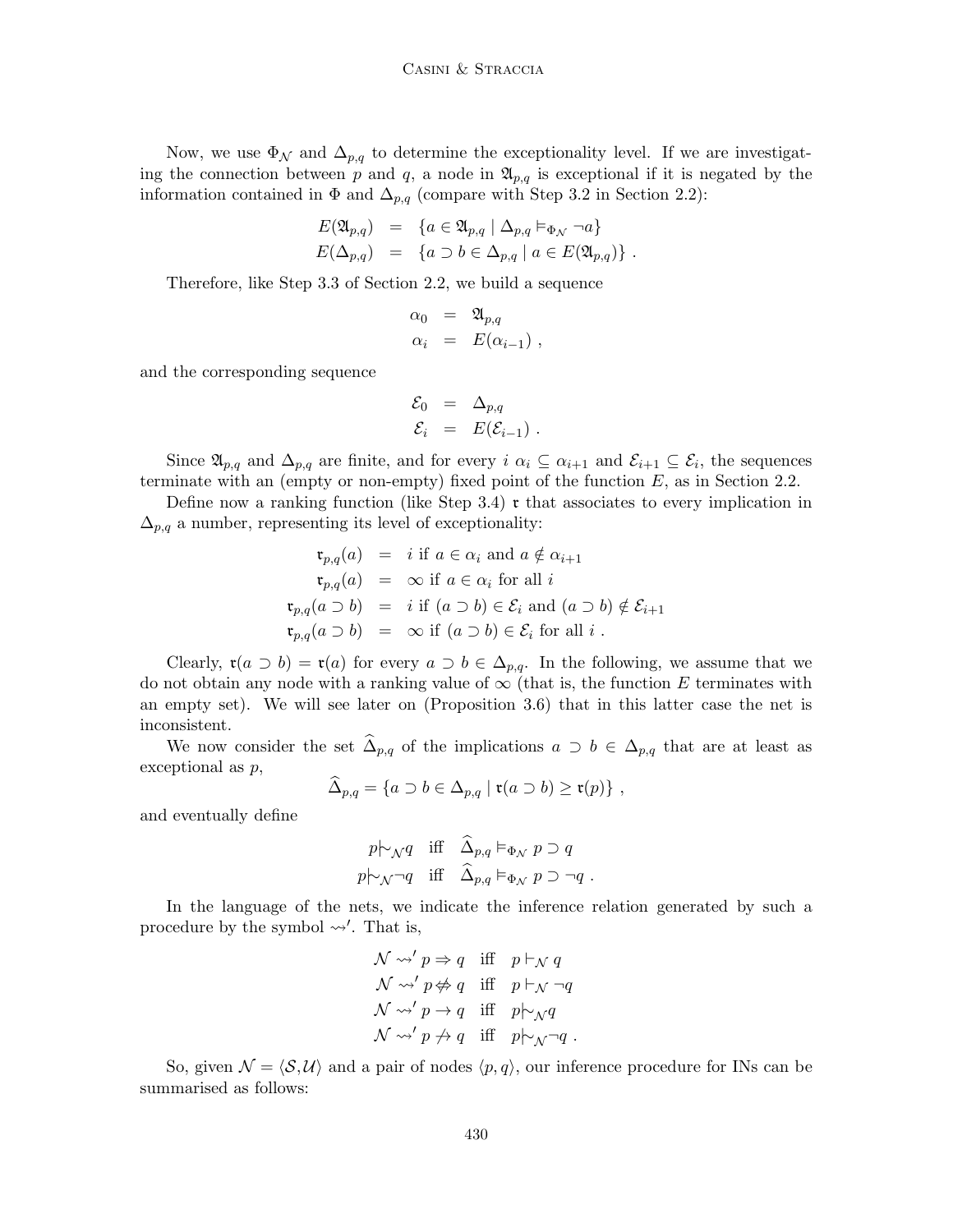Now, we use $\Phi_{\mathcal{N}}$ and $\Delta_{p,q}$ to determine the exceptionality level. If we are investigating the connection between $p$ and $q$, a node in $\mathfrak{A}_{p,q}$ is exceptional if it is negated by the information contained in $\Phi$ and $\Delta_{p,q}$ (compare with Step 3.2 in Section 2.2):

$$
\begin{aligned}
E(\mathfrak{A}_{p,q}) &= \{a \in \mathfrak{A}_{p,q} \mid \Delta_{p,q} \vDash_{\Phi_{\mathcal{N}}} \neg a\} \\
E(\Delta_{p,q}) &= \{a \supset b \in \Delta_{p,q} \mid a \in E(\mathfrak{A}_{p,q})\} \; .
\end{aligned}
$$

Therefore, like Step 3.3 of Section 2.2, we build a sequence

$$
\begin{aligned}
\alpha_0 &= \mathfrak{A}_{p,q} \\
\alpha_i &= E(\alpha_{i-1}) \; ,
\end{aligned}
$$

and the corresponding sequence

$$
\begin{aligned}
\mathcal{E}_0 &= \Delta_{p,q} \\
\mathcal{E}_i &= E(\mathcal{E}_{i-1}) \; .
\end{aligned}
$$

Since $\mathfrak{A}_{p,q}$ and $\Delta_{p,q}$ are finite, and for every $i$ $\alpha_i \subseteq \alpha_{i+1}$ and $\mathcal{E}_{i+1} \subseteq \mathcal{E}_i$, the sequences terminate with an (empty or non-empty) fixed point of the function $E$, as in Section 2.2.

Define now a ranking function (like Step 3.4) $\mathfrak{r}$ that associates to every implication in $\Delta_{p,q}$ a number, representing its level of exceptionality:

$$
\begin{aligned}
\mathfrak{r}_{p,q}(a) &= i \text{ if } a \in \alpha_i \text{ and } a \notin \alpha_{i+1} \\
\mathfrak{r}_{p,q}(a) &= \infty \text{ if } a \in \alpha_i \text{ for all } i \\
\mathfrak{r}_{p,q}(a \supset b) &= i \text{ if } (a \supset b) \in \mathcal{E}_i \text{ and } (a \supset b) \notin \mathcal{E}_{i+1} \\
\mathfrak{r}_{p,q}(a \supset b) &= \infty \text{ if } (a \supset b) \in \mathcal{E}_i \text{ for all } i \; .
\end{aligned}
$$

Clearly, $\mathfrak{r}(a \supset b) = \mathfrak{r}(a)$ for every $a \supset b \in \Delta_{p,q}$. In the following, we assume that we do not obtain any node with a ranking value of $\infty$ (that is, the function $E$ terminates with an empty set). We will see later on (Proposition 3.6) that in this latter case the net is inconsistent.

We now consider the set $\widehat{\Delta}_{p,q}$ of the implications $a \supset b \in \Delta_{p,q}$ that are at least as exceptional as $p$,

$$
\widehat{\Delta}_{p,q} = \{a \supset b \in \Delta_{p,q} \mid \mathfrak{r}(a \supset b) \geq \mathfrak{r}(p)\} \; ,
$$

and eventually define

$$
\begin{aligned}
p \mid\!\sim_{\mathcal{N}} q \quad &\text{iff} \quad \widehat{\Delta}_{p,q} \vDash_{\Phi_{\mathcal{N}}} p \supset q \\
p \mid\!\sim_{\mathcal{N}} \neg q \quad &\text{iff} \quad \widehat{\Delta}_{p,q} \vDash_{\Phi_{\mathcal{N}}} p \supset \neg q \; .
\end{aligned}
$$

In the language of the nets, we indicate the inference relation generated by such a procedure by the symbol $\rightsquigarrow'$. That is,

$$
\begin{aligned}
\mathcal{N} \rightsquigarrow' p \Rightarrow q \quad &\text{iff} \quad p \vdash_{\mathcal{N}} q \\
\mathcal{N} \rightsquigarrow' p \not\Rightarrow q \quad &\text{iff} \quad p \vdash_{\mathcal{N}} \neg q \\
\mathcal{N} \rightsquigarrow' p \rightarrow q \quad &\text{iff} \quad p \mid\!\sim_{\mathcal{N}} q \\
\mathcal{N} \rightsquigarrow' p \not\rightarrow q \quad &\text{iff} \quad p \mid\!\sim_{\mathcal{N}} \neg q \; .
\end{aligned}
$$

So, given $\mathcal{N} = \langle \mathcal{S}, \mathcal{U} \rangle$ and a pair of nodes $\langle p, q \rangle$, our inference procedure for INs can be summarised as follows: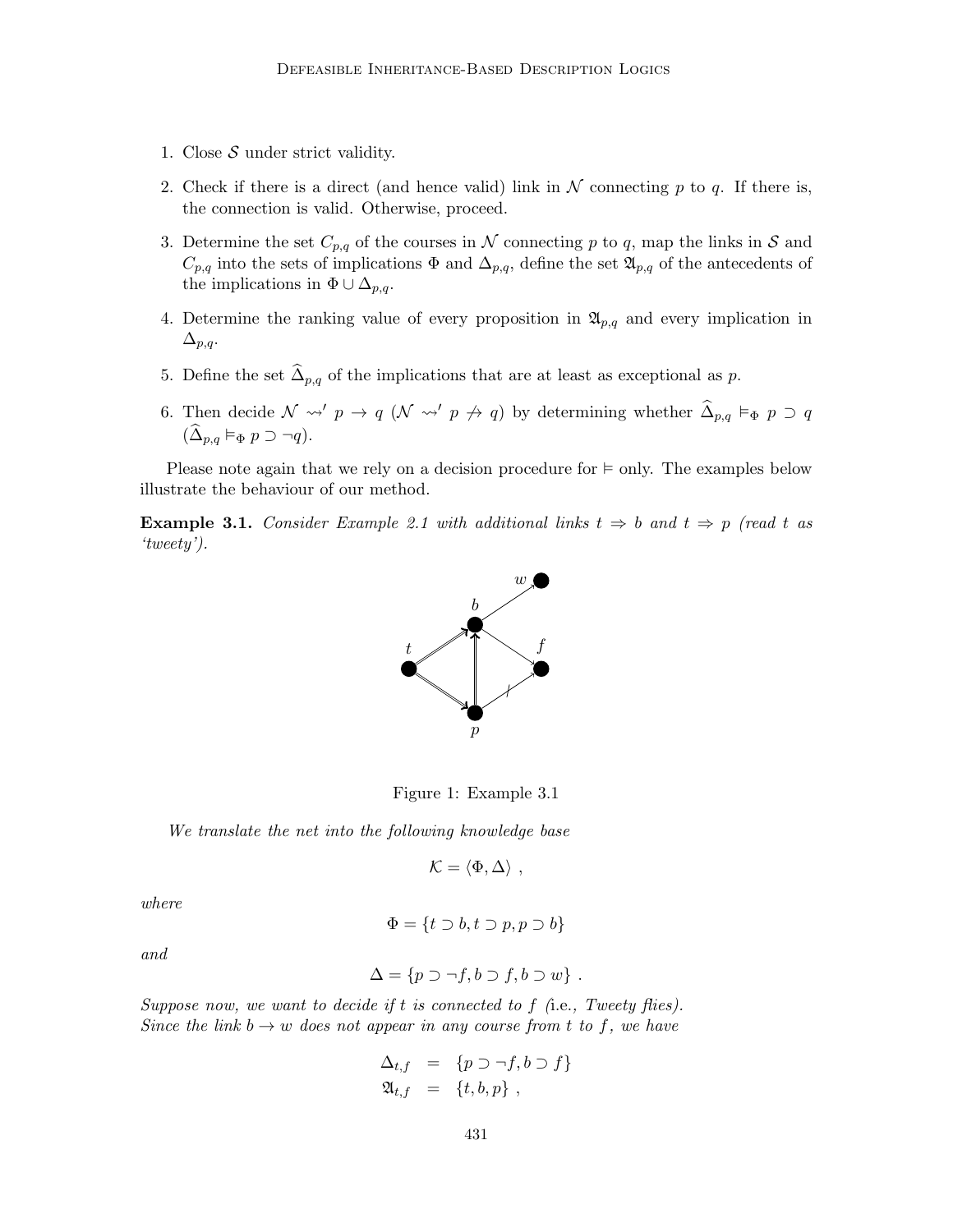1. Close $\mathcal{S}$ under strict validity.

2. Check if there is a direct (and hence valid) link in $\mathcal{N}$ connecting $p$ to $q$. If there is, the connection is valid. Otherwise, proceed.

3. Determine the set $C_{p,q}$ of the courses in $\mathcal{N}$ connecting $p$ to $q$, map the links in $\mathcal{S}$ and $C_{p,q}$ into the sets of implications $\Phi$ and $\Delta_{p,q}$, define the set $\mathfrak{A}_{p,q}$ of the antecedents of the implications in $\Phi \cup \Delta_{p,q}$.

4. Determine the ranking value of every proposition in $\mathfrak{A}_{p,q}$ and every implication in $\Delta_{p,q}$.

5. Define the set $\widehat{\Delta}_{p,q}$ of the implications that are at least as exceptional as $p$.

6. Then decide $\mathcal{N} \leadsto' p \rightarrow q$ ($\mathcal{N} \leadsto' p \not\rightarrow q$) by determining whether $\widehat{\Delta}_{p,q} \models_{\Phi} p \supset q$ ($\widehat{\Delta}_{p,q} \models_{\Phi} p \supset \neg q$).

Please note again that we rely on a decision procedure for $\models$ only. The examples below illustrate the behaviour of our method.

**Example 3.1.** *Consider Example 2.1 with additional links $t \Rightarrow b$ and $t \Rightarrow p$ (read $t$ as 'tweety').*

Figure 1: Example 3.1

*We translate the net into the following knowledge base*

$$\mathcal{K} = \langle \Phi, \Delta \rangle \ ,$$

*where*

$$\Phi = \{t \supset b, t \supset p, p \supset b\}$$

*and*

$$\Delta = \{p \supset \neg f, b \supset f, b \supset w\} \ .$$

*Suppose now, we want to decide if $t$ is connected to $f$ (*i.e., *Tweety flies). Since the link $b \rightarrow w$ does not appear in any course from $t$ to $f$, we have*

$$\begin{aligned} \Delta_{t,f} &= \{p \supset \neg f, b \supset f\} \\ \mathfrak{A}_{t,f} &= \{t, b, p\} \ , \end{aligned}$$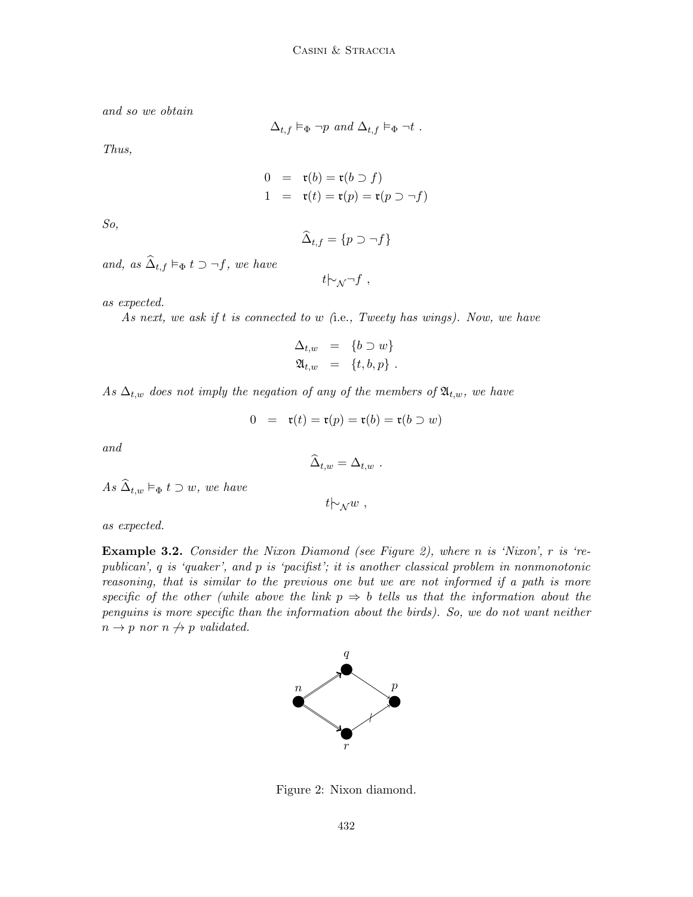*and so we obtain*

$$\Delta_{t,f} \models_\Phi \neg p \text{ and } \Delta_{t,f} \models_\Phi \neg t \ .$$

*Thus,*

$$\begin{aligned} 0 &= \mathfrak{r}(b) = \mathfrak{r}(b \supset f) \\ 1 &= \mathfrak{r}(t) = \mathfrak{r}(p) = \mathfrak{r}(p \supset \neg f) \end{aligned}$$

*So,*

$$\widehat{\Delta}_{t,f} = \{p \supset \neg f\}$$

*and, as* $\widehat{\Delta}_{t,f} \models_\Phi t \supset \neg f$*, we have*

$$t \mid\!\sim_{\mathcal{N}} \neg f \ ,$$

*as expected.*

*As next, we ask if* $t$ *is connected to* $w$ *(*i.e.*, Tweety has wings). Now, we have*

$$\begin{aligned} \Delta_{t,w} &= \{b \supset w\} \\ \mathfrak{A}_{t,w} &= \{t, b, p\} \ . \end{aligned}$$

*As* $\Delta_{t,w}$ *does not imply the negation of any of the members of* $\mathfrak{A}_{t,w}$*, we have*

$$0 = \mathfrak{r}(t) = \mathfrak{r}(p) = \mathfrak{r}(b) = \mathfrak{r}(b \supset w)$$

*and*

$$\widehat{\Delta}_{t,w} = \Delta_{t,w} \ .$$

*As* $\widehat{\Delta}_{t,w} \models_\Phi t \supset w$*, we have*

$$t \mid\!\sim_{\mathcal{N}} w \ ,$$

*as expected.*

**Example 3.2.** *Consider the Nixon Diamond (see Figure 2), where* $n$ *is 'Nixon',* $r$ *is 'republican',* $q$ *is 'quaker', and* $p$ *is 'pacifist'; it is another classical problem in nonmonotonic reasoning, that is similar to the previous one but we are not informed if a path is more specific of the other (while above the link* $p \Rightarrow b$ *tells us that the information about the penguins is more specific than the information about the birds). So, we do not want neither* $n \to p$ *nor* $n \not\to p$ *validated.*

Figure 2: Nixon diamond.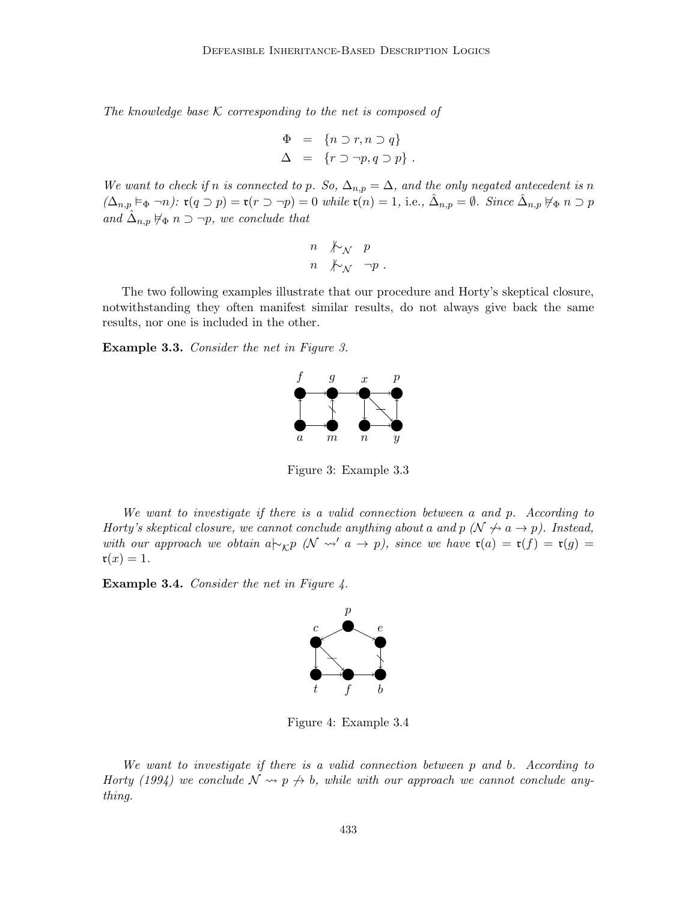*The knowledge base $\mathcal{K}$ corresponding to the net is composed of*

$$\begin{aligned} \Phi &= \{n \supset r, n \supset q\} \\ \Delta &= \{r \supset \neg p, q \supset p\} \ . \end{aligned}$$

*We want to check if n is connected to p. So, $\Delta_{n,p} = \Delta$, and the only negated antecedent is n ($\Delta_{n,p} \vDash_{\Phi} \neg n$): $\mathfrak{r}(q \supset p) = \mathfrak{r}(r \supset \neg p) = 0$ while $\mathfrak{r}(n) = 1$, i.e., $\hat{\Delta}_{n,p} = \emptyset$. Since $\hat{\Delta}_{n,p} \nvDash_{\Phi} n \supset p$ and $\hat{\Delta}_{n,p} \nvDash_{\Phi} n \supset \neg p$, we conclude that*

$$\begin{aligned} n &\not\mid\!\sim_{\mathcal{N}} p \\ n &\not\mid\!\sim_{\mathcal{N}} \neg p \ . \end{aligned}$$

The two following examples illustrate that our procedure and Horty's skeptical closure, notwithstanding they often manifest similar results, do not always give back the same results, nor one is included in the other.

**Example 3.3.** *Consider the net in Figure 3.*

Figure 3: Example 3.3

*We want to investigate if there is a valid connection between a and p. According to Horty's skeptical closure, we cannot conclude anything about a and p ($\mathcal{N} \not\rightsquigarrow a \rightarrow p$). Instead, with our approach we obtain $a \mid\!\sim_{\mathcal{K}} p$ ($\mathcal{N} \rightsquigarrow' a \rightarrow p$), since we have $\mathfrak{r}(a) = \mathfrak{r}(f) = \mathfrak{r}(g) = \mathfrak{r}(x) = 1$.*

**Example 3.4.** *Consider the net in Figure 4.*

Figure 4: Example 3.4

*We want to investigate if there is a valid connection between p and b. According to Horty (1994) we conclude $\mathcal{N} \rightsquigarrow p \not\rightarrow b$, while with our approach we cannot conclude anything.*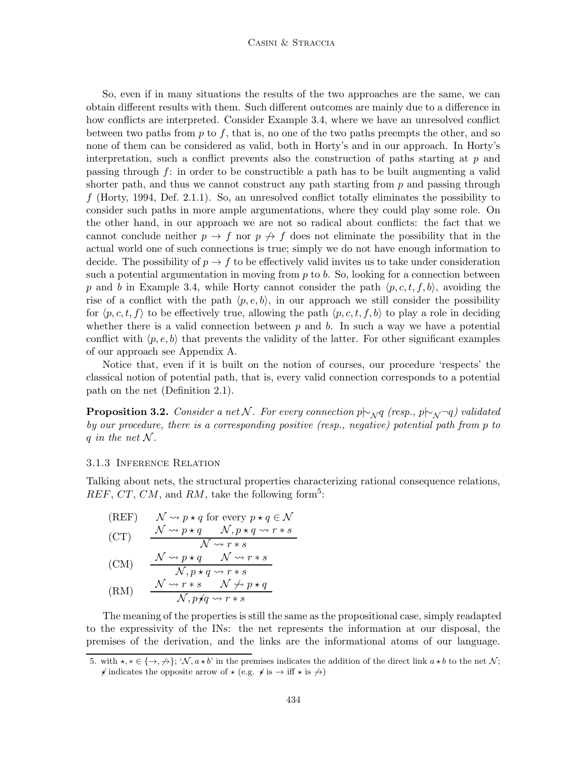So, even if in many situations the results of the two approaches are the same, we can obtain different results with them. Such different outcomes are mainly due to a difference in how conflicts are interpreted. Consider Example 3.4, where we have an unresolved conflict between two paths from $p$ to $f$, that is, no one of the two paths preempts the other, and so none of them can be considered as valid, both in Horty's and in our approach. In Horty's interpretation, such a conflict prevents also the construction of paths starting at $p$ and passing through $f$: in order to be constructible a path has to be built augmenting a valid shorter path, and thus we cannot construct any path starting from $p$ and passing through $f$ (Horty, 1994, Def. 2.1.1). So, an unresolved conflict totally eliminates the possibility to consider such paths in more ample argumentations, where they could play some role. On the other hand, in our approach we are not so radical about conflicts: the fact that we cannot conclude neither $p \rightarrow f$ nor $p \not\rightarrow f$ does not eliminate the possibility that in the actual world one of such connections is true; simply we do not have enough information to decide. The possibility of $p \rightarrow f$ to be effectively valid invites us to take under consideration such a potential argumentation in moving from $p$ to $b$. So, looking for a connection between $p$ and $b$ in Example 3.4, while Horty cannot consider the path $\langle p, c, t, f, b \rangle$, avoiding the rise of a conflict with the path $\langle p, e, b \rangle$, in our approach we still consider the possibility for $\langle p, c, t, f \rangle$ to be effectively true, allowing the path $\langle p, c, t, f, b \rangle$ to play a role in deciding whether there is a valid connection between $p$ and $b$. In such a way we have a potential conflict with $\langle p, e, b \rangle$ that prevents the validity of the latter. For other significant examples of our approach see Appendix A.

Notice that, even if it is built on the notion of courses, our procedure 'respects' the classical notion of potential path, that is, every valid connection corresponds to a potential path on the net (Definition 2.1).

**Proposition 3.2.** *Consider a net $\mathcal{N}$. For every connection $p \mid\!\sim_{\mathcal{N}} q$ (resp., $p \mid\!\sim_{\mathcal{N}} \neg q$) validated by our procedure, there is a corresponding positive (resp., negative) potential path from $p$ to $q$ in the net $\mathcal{N}$.*

### 3.1.3 Inference Relation

Talking about nets, the structural properties characterizing rational consequence relations, *REF*, *CT*, *CM*, and *RM*, take the following form[5]:

$$\text{(REF)} \quad \mathcal{N} \rightsquigarrow p \star q \text{ for every } p \star q \in \mathcal{N}$$

$$\text{(CT)} \quad \frac{\mathcal{N} \rightsquigarrow p \star q \qquad \mathcal{N}, p \star q \rightsquigarrow r * s}{\mathcal{N} \rightsquigarrow r * s}$$

$$\text{(CM)} \quad \frac{\mathcal{N} \rightsquigarrow p \star q \qquad \mathcal{N} \rightsquigarrow r * s}{\mathcal{N}, p \star q \rightsquigarrow r * s}$$

$$\text{(RM)} \quad \frac{\mathcal{N} \rightsquigarrow r * s \qquad \mathcal{N} \not\rightsquigarrow p \star q}{\mathcal{N}, p \not\star q \rightsquigarrow r * s}$$

The meaning of the properties is still the same as the propositional case, simply readapted to the expressivity of the INs: the net represents the information at our disposal, the premises of the derivation, and the links are the informational atoms of our language.

5. with $\star, * \in \{\rightarrow, \not\rightarrow\}$; '$\mathcal{N}, a \star b$' in the premises indicates the addition of the direct link $a \star b$ to the net $\mathcal{N}$; $\not\star$ indicates the opposite arrow of $\star$ (e.g. $\not\star$ is $\rightarrow$ iff $\star$ is $\not\rightarrow$)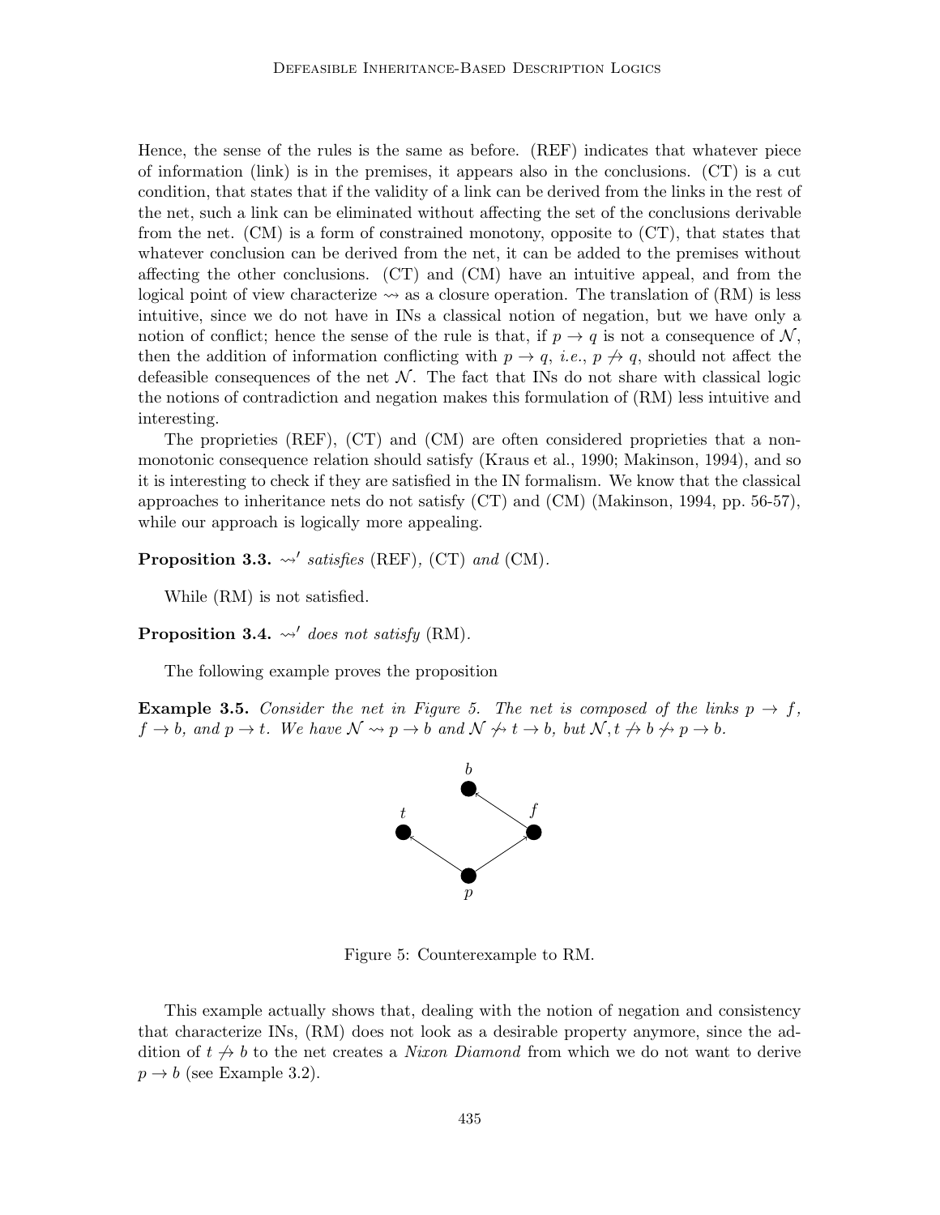Hence, the sense of the rules is the same as before. (REF) indicates that whatever piece of information (link) is in the premises, it appears also in the conclusions. (CT) is a cut condition, that states that if the validity of a link can be derived from the links in the rest of the net, such a link can be eliminated without affecting the set of the conclusions derivable from the net. (CM) is a form of constrained monotony, opposite to (CT), that states that whatever conclusion can be derived from the net, it can be added to the premises without affecting the other conclusions. (CT) and (CM) have an intuitive appeal, and from the logical point of view characterize $\rightsquigarrow$ as a closure operation. The translation of (RM) is less intuitive, since we do not have in INs a classical notion of negation, but we have only a notion of conflict; hence the sense of the rule is that, if $p \rightarrow q$ is not a consequence of $\mathcal{N}$, then the addition of information conflicting with $p \rightarrow q$, *i.e.*, $p \not\rightarrow q$, should not affect the defeasible consequences of the net $\mathcal{N}$. The fact that INs do not share with classical logic the notions of contradiction and negation makes this formulation of (RM) less intuitive and interesting.

The proprieties (REF), (CT) and (CM) are often considered proprieties that a non-monotonic consequence relation should satisfy (Kraus et al., 1990; Makinson, 1994), and so it is interesting to check if they are satisfied in the IN formalism. We know that the classical approaches to inheritance nets do not satisfy (CT) and (CM) (Makinson, 1994, pp. 56-57), while our approach is logically more appealing.

**Proposition 3.3.** *$\rightsquigarrow'$ satisfies* (REF)*,* (CT) *and* (CM)*.*

While (RM) is not satisfied.

**Proposition 3.4.** *$\rightsquigarrow'$ does not satisfy* (RM)*.*

The following example proves the proposition

**Example 3.5.** *Consider the net in Figure 5. The net is composed of the links $p \rightarrow f$, $f \rightarrow b$, and $p \rightarrow t$. We have $\mathcal{N} \rightsquigarrow p \rightarrow b$ and $\mathcal{N} \not\rightsquigarrow t \rightarrow b$, but $\mathcal{N}, t \not\rightarrow b \not\rightsquigarrow p \rightarrow b$.*

Figure 5: Counterexample to RM.

This example actually shows that, dealing with the notion of negation and consistency that characterize INs, (RM) does not look as a desirable property anymore, since the addition of $t \not\rightarrow b$ to the net creates a *Nixon Diamond* from which we do not want to derive $p \rightarrow b$ (see Example 3.2).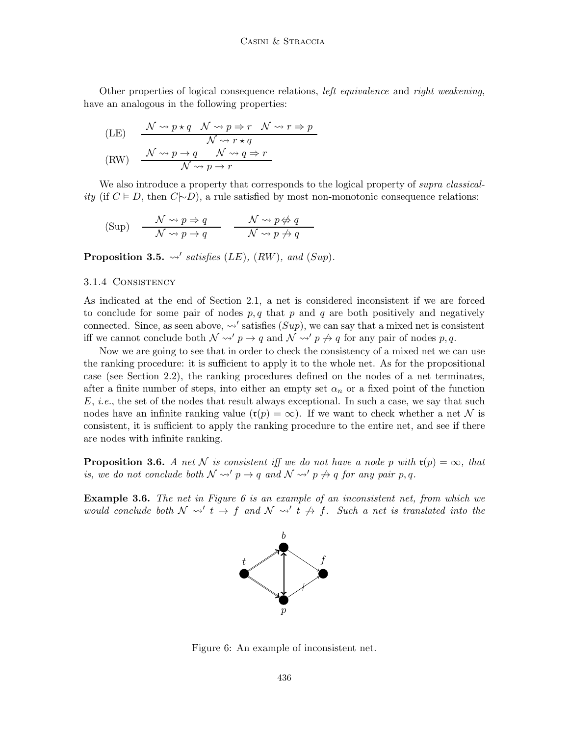Other properties of logical consequence relations, *left equivalence* and *right weakening*, have an analogous in the following properties:

$$\text{(LE)} \quad \frac{\mathcal{N} \rightsquigarrow p \star q \quad \mathcal{N} \rightsquigarrow p \Rightarrow r \quad \mathcal{N} \rightsquigarrow r \Rightarrow p}{\mathcal{N} \rightsquigarrow r \star q}$$

$$\text{(RW)} \quad \frac{\mathcal{N} \rightsquigarrow p \rightarrow q \qquad \mathcal{N} \rightsquigarrow q \Rightarrow r}{\mathcal{N} \rightsquigarrow p \rightarrow r}$$

We also introduce a property that corresponds to the logical property of *supra classicality* (if $C \vDash D$, then $C |\!\sim D$), a rule satisfied by most non-monotonic consequence relations:

$$\text{(Sup)} \quad \frac{\mathcal{N} \rightsquigarrow p \Rightarrow q}{\mathcal{N} \rightsquigarrow p \rightarrow q} \qquad \frac{\mathcal{N} \rightsquigarrow p \not\Rightarrow q}{\mathcal{N} \rightsquigarrow p \not\rightarrow q}$$

**Proposition 3.5.** *$\rightsquigarrow'$ satisfies (LE), (RW), and (Sup).*

#### 3.1.4 Consistency

As indicated at the end of Section 2.1, a net is considered inconsistent if we are forced to conclude for some pair of nodes $p, q$ that $p$ and $q$ are both positively and negatively connected. Since, as seen above, $\rightsquigarrow'$ satisfies $(Sup)$, we can say that a mixed net is consistent iff we cannot conclude both $\mathcal{N} \rightsquigarrow' p \rightarrow q$ and $\mathcal{N} \rightsquigarrow' p \not\rightarrow q$ for any pair of nodes $p, q$.

Now we are going to see that in order to check the consistency of a mixed net we can use the ranking procedure: it is sufficient to apply it to the whole net. As for the propositional case (see Section 2.2), the ranking procedures defined on the nodes of a net terminates, after a finite number of steps, into either an empty set $\alpha_n$ or a fixed point of the function $E$, *i.e.*, the set of the nodes that result always exceptional. In such a case, we say that such nodes have an infinite ranking value ($\mathfrak{r}(p) = \infty$). If we want to check whether a net $\mathcal{N}$ is consistent, it is sufficient to apply the ranking procedure to the entire net, and see if there are nodes with infinite ranking.

**Proposition 3.6.** *A net $\mathcal{N}$ is consistent iff we do not have a node $p$ with $\mathfrak{r}(p) = \infty$, that is, we do not conclude both $\mathcal{N} \rightsquigarrow' p \rightarrow q$ and $\mathcal{N} \rightsquigarrow' p \not\rightarrow q$ for any pair $p, q$.*

**Example 3.6.** *The net in Figure 6 is an example of an inconsistent net, from which we would conclude both $\mathcal{N} \rightsquigarrow' t \rightarrow f$ and $\mathcal{N} \rightsquigarrow' t \not\rightarrow f$. Such a net is translated into the*

Figure 6: An example of inconsistent net.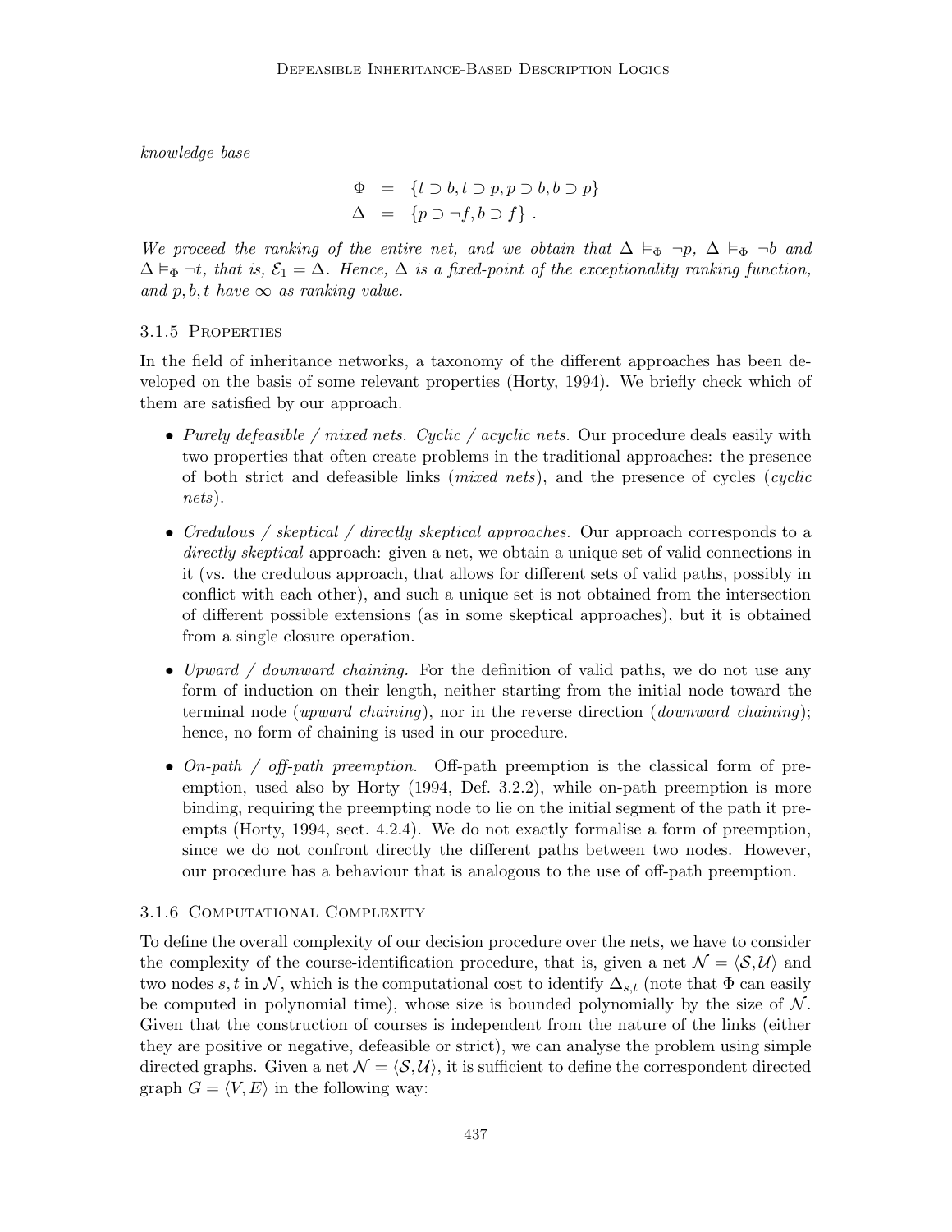*knowledge base*

$$
\begin{aligned}
\Phi &= \{t \supset b, t \supset p, p \supset b, b \supset p\} \\
\Delta &= \{p \supset \neg f, b \supset f\} \; .
\end{aligned}
$$

*We proceed the ranking of the entire net, and we obtain that $\Delta \vDash_{\Phi} \neg p$, $\Delta \vDash_{\Phi} \neg b$ and $\Delta \vDash_{\Phi} \neg t$, that is, $\mathcal{E}_1 = \Delta$. Hence, $\Delta$ is a fixed-point of the exceptionality ranking function, and $p, b, t$ have $\infty$ as ranking value.*

#### 3.1.5 Properties

In the field of inheritance networks, a taxonomy of the different approaches has been developed on the basis of some relevant properties (Horty, 1994). We briefly check which of them are satisfied by our approach.

- *Purely defeasible / mixed nets. Cyclic / acyclic nets.* Our procedure deals easily with two properties that often create problems in the traditional approaches: the presence of both strict and defeasible links (*mixed nets*), and the presence of cycles (*cyclic nets*).
- *Credulous / skeptical / directly skeptical approaches.* Our approach corresponds to a *directly skeptical* approach: given a net, we obtain a unique set of valid connections in it (vs. the credulous approach, that allows for different sets of valid paths, possibly in conflict with each other), and such a unique set is not obtained from the intersection of different possible extensions (as in some skeptical approaches), but it is obtained from a single closure operation.
- *Upward / downward chaining.* For the definition of valid paths, we do not use any form of induction on their length, neither starting from the initial node toward the terminal node (*upward chaining*), nor in the reverse direction (*downward chaining*); hence, no form of chaining is used in our procedure.
- *On-path / off-path preemption.* Off-path preemption is the classical form of preemption, used also by Horty (1994, Def. 3.2.2), while on-path preemption is more binding, requiring the preempting node to lie on the initial segment of the path it preempts (Horty, 1994, sect. 4.2.4). We do not exactly formalise a form of preemption, since we do not confront directly the different paths between two nodes. However, our procedure has a behaviour that is analogous to the use of off-path preemption.

#### 3.1.6 Computational Complexity

To define the overall complexity of our decision procedure over the nets, we have to consider the complexity of the course-identification procedure, that is, given a net $\mathcal{N} = \langle \mathcal{S}, \mathcal{U} \rangle$ and two nodes $s, t$ in $\mathcal{N}$, which is the computational cost to identify $\Delta_{s,t}$ (note that $\Phi$ can easily be computed in polynomial time), whose size is bounded polynomially by the size of $\mathcal{N}$. Given that the construction of courses is independent from the nature of the links (either they are positive or negative, defeasible or strict), we can analyse the problem using simple directed graphs. Given a net $\mathcal{N} = \langle \mathcal{S}, \mathcal{U} \rangle$, it is sufficient to define the correspondent directed graph $G = \langle V, E \rangle$ in the following way: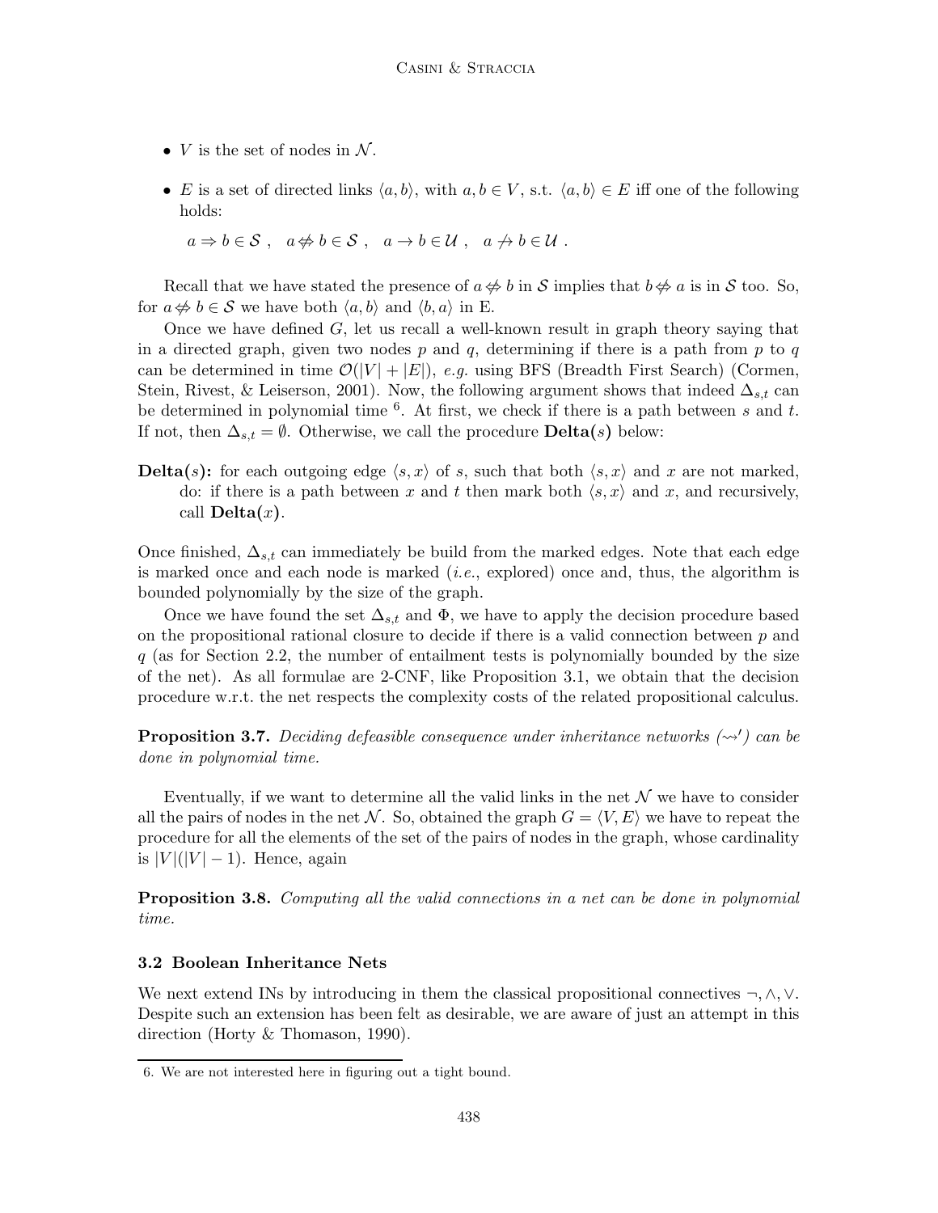- $V$ is the set of nodes in $\mathcal{N}$.
- $E$ is a set of directed links $\langle a, b \rangle$, with $a, b \in V$, s.t. $\langle a, b \rangle \in E$ iff one of the following holds:

  $a \Rightarrow b \in \mathcal{S}$ ,  $a \not\Leftrightarrow b \in \mathcal{S}$ ,  $a \rightarrow b \in \mathcal{U}$ ,  $a \not\rightarrow b \in \mathcal{U}$ .

Recall that we have stated the presence of $a \not\Leftrightarrow b$ in $\mathcal{S}$ implies that $b \not\Leftrightarrow a$ is in $\mathcal{S}$ too. So, for $a \not\Leftrightarrow b \in \mathcal{S}$ we have both $\langle a, b \rangle$ and $\langle b, a \rangle$ in E.

Once we have defined $G$, let us recall a well-known result in graph theory saying that in a directed graph, given two nodes $p$ and $q$, determining if there is a path from $p$ to $q$ can be determined in time $\mathcal{O}(|V| + |E|)$, *e.g.* using BFS (Breadth First Search) (Cormen, Stein, Rivest, & Leiserson, 2001). Now, the following argument shows that indeed $\Delta_{s,t}$ can be determined in polynomial time [6]. At first, we check if there is a path between $s$ and $t$. If not, then $\Delta_{s,t} = \emptyset$. Otherwise, we call the procedure **Delta($s$)** below:

**Delta($s$):** for each outgoing edge $\langle s, x \rangle$ of $s$, such that both $\langle s, x \rangle$ and $x$ are not marked, do: if there is a path between $x$ and $t$ then mark both $\langle s, x \rangle$ and $x$, and recursively, call **Delta($x$)**.

Once finished, $\Delta_{s,t}$ can immediately be build from the marked edges. Note that each edge is marked once and each node is marked (*i.e.*, explored) once and, thus, the algorithm is bounded polynomially by the size of the graph.

Once we have found the set $\Delta_{s,t}$ and $\Phi$, we have to apply the decision procedure based on the propositional rational closure to decide if there is a valid connection between $p$ and $q$ (as for Section 2.2, the number of entailment tests is polynomially bounded by the size of the net). As all formulae are 2-CNF, like Proposition 3.1, we obtain that the decision procedure w.r.t. the net respects the complexity costs of the related propositional calculus.

**Proposition 3.7.** *Deciding defeasible consequence under inheritance networks ($\rightsquigarrow'$) can be done in polynomial time.*

Eventually, if we want to determine all the valid links in the net $\mathcal{N}$ we have to consider all the pairs of nodes in the net $\mathcal{N}$. So, obtained the graph $G = \langle V, E \rangle$ we have to repeat the procedure for all the elements of the set of the pairs of nodes in the graph, whose cardinality is $|V|(|V| - 1)$. Hence, again

**Proposition 3.8.** *Computing all the valid connections in a net can be done in polynomial time.*

### 3.2 Boolean Inheritance Nets

We next extend INs by introducing in them the classical propositional connectives $\neg, \wedge, \vee$. Despite such an extension has been felt as desirable, we are aware of just an attempt in this direction (Horty & Thomason, 1990).

6. We are not interested here in figuring out a tight bound.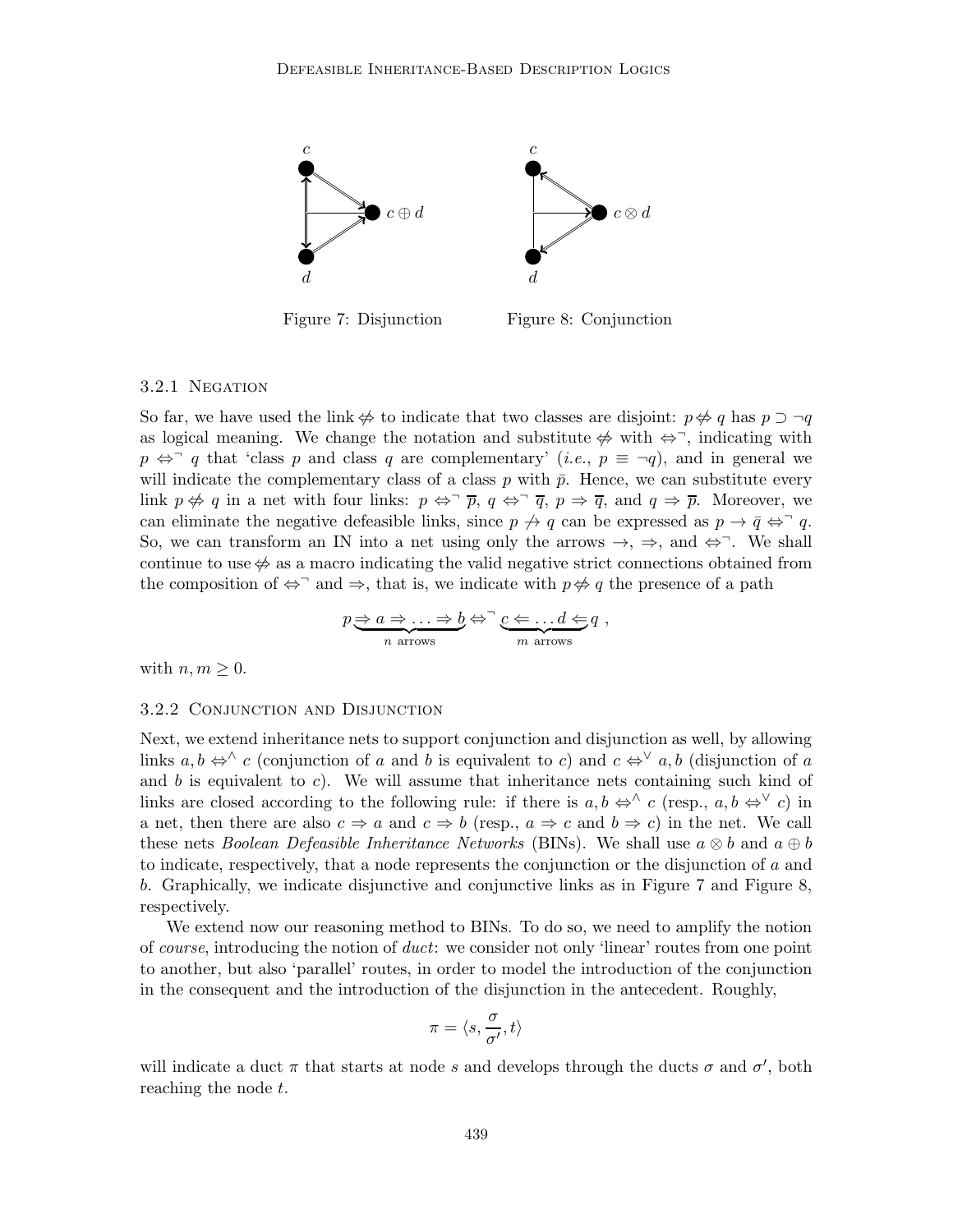Figure 7: Disjunction

Figure 8: Conjunction

### 3.2.1 Negation

So far, we have used the link $\not\Leftrightarrow$ to indicate that two classes are disjoint: $p \not\Leftrightarrow q$ has $p \supset \neg q$ as logical meaning. We change the notation and substitute $\not\Leftrightarrow$ with $\Leftrightarrow^{\neg}$, indicating with $p \Leftrightarrow^{\neg} q$ that 'class $p$ and class $q$ are complementary' (*i.e.*, $p \equiv \neg q$), and in general we will indicate the complementary class of a class $p$ with $\bar{p}$. Hence, we can substitute every link $p \not\Leftrightarrow q$ in a net with four links: $p \Leftrightarrow^{\neg} \overline{p}$, $q \Leftrightarrow^{\neg} \overline{q}$, $p \Rightarrow \overline{q}$, and $q \Rightarrow \overline{p}$. Moreover, we can eliminate the negative defeasible links, since $p \not\rightarrow q$ can be expressed as $p \rightarrow \bar{q} \Leftrightarrow^{\neg} q$. So, we can transform an IN into a net using only the arrows $\rightarrow$, $\Rightarrow$, and $\Leftrightarrow^{\neg}$. We shall continue to use $\not\Leftrightarrow$ as a macro indicating the valid negative strict connections obtained from the composition of $\Leftrightarrow^{\neg}$ and $\Rightarrow$, that is, we indicate with $p \not\Leftrightarrow q$ the presence of a path

$$p \underbrace{\Rightarrow a \Rightarrow \ldots \Rightarrow b}_{n \text{ arrows}} \Leftrightarrow^{\neg} \underbrace{c \Leftarrow \ldots d \Leftarrow}_{m \text{ arrows}} q \ ,$$

with $n, m \geq 0$.

### 3.2.2 Conjunction and Disjunction

Next, we extend inheritance nets to support conjunction and disjunction as well, by allowing links $a, b \Leftrightarrow^{\wedge} c$ (conjunction of $a$ and $b$ is equivalent to $c$) and $c \Leftrightarrow^{\vee} a, b$ (disjunction of $a$ and $b$ is equivalent to $c$). We will assume that inheritance nets containing such kind of links are closed according to the following rule: if there is $a, b \Leftrightarrow^{\wedge} c$ (resp., $a, b \Leftrightarrow^{\vee} c$) in a net, then there are also $c \Rightarrow a$ and $c \Rightarrow b$ (resp., $a \Rightarrow c$ and $b \Rightarrow c$) in the net. We call these nets *Boolean Defeasible Inheritance Networks* (BINs). We shall use $a \otimes b$ and $a \oplus b$ to indicate, respectively, that a node represents the conjunction or the disjunction of $a$ and $b$. Graphically, we indicate disjunctive and conjunctive links as in Figure 7 and Figure 8, respectively.

We extend now our reasoning method to BINs. To do so, we need to amplify the notion of *course*, introducing the notion of *duct*: we consider not only 'linear' routes from one point to another, but also 'parallel' routes, in order to model the introduction of the conjunction in the consequent and the introduction of the disjunction in the antecedent. Roughly,

$$\pi = \langle s, \frac{\sigma}{\sigma'}, t \rangle$$

will indicate a duct $\pi$ that starts at node $s$ and develops through the ducts $\sigma$ and $\sigma'$, both reaching the node $t$.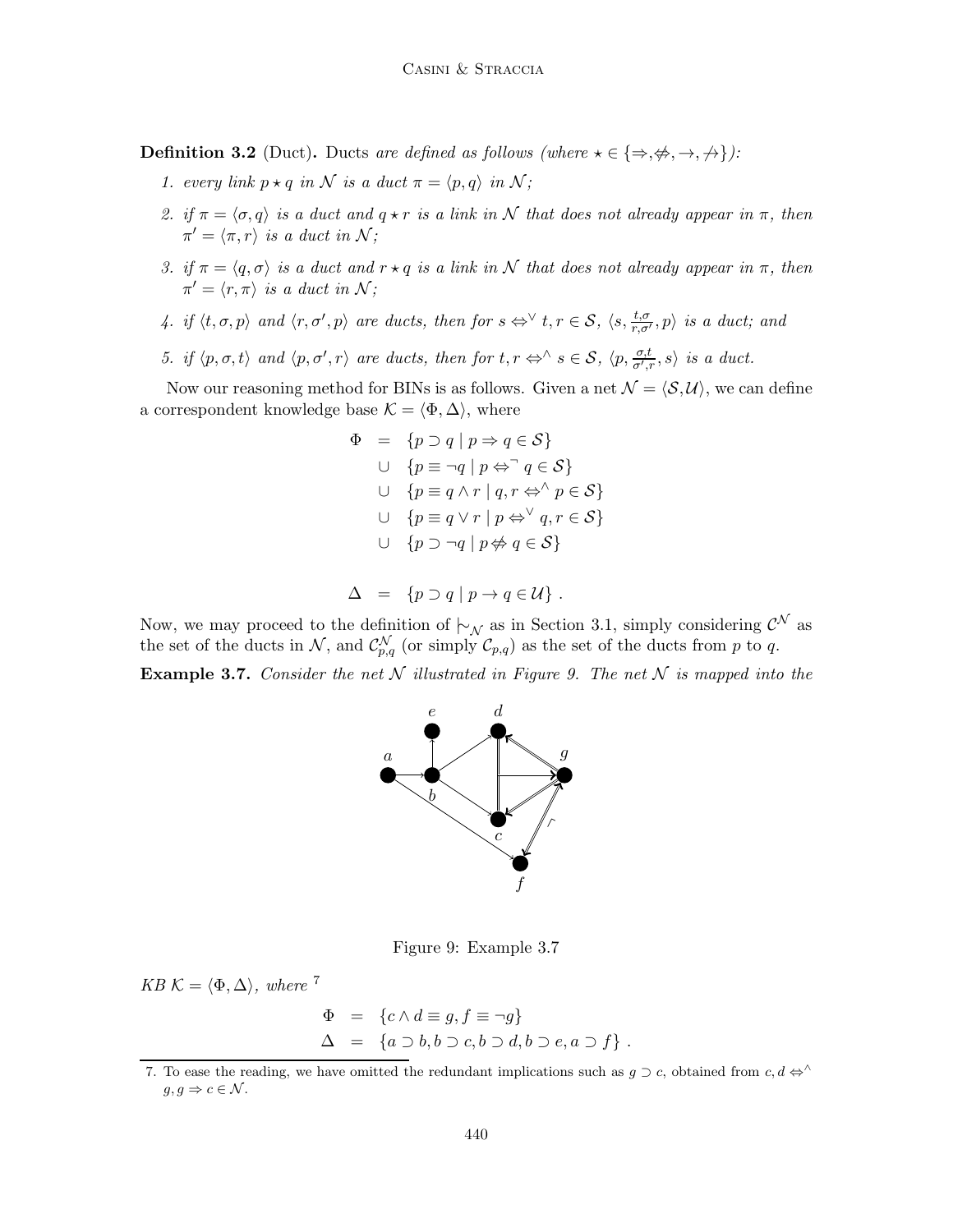**Definition 3.2** (Duct)**.** *Ducts are defined as follows (where $\star \in \{\Rightarrow, \not\Leftrightarrow, \rightarrow, \not\rightarrow\}$):*

1. *every link $p \star q$ in $\mathcal{N}$ is a duct $\pi = \langle p, q \rangle$ in $\mathcal{N}$;*
2. *if $\pi = \langle \sigma, q \rangle$ is a duct and $q \star r$ is a link in $\mathcal{N}$ that does not already appear in $\pi$, then $\pi' = \langle \pi, r \rangle$ is a duct in $\mathcal{N}$;*
3. *if $\pi = \langle q, \sigma \rangle$ is a duct and $r \star q$ is a link in $\mathcal{N}$ that does not already appear in $\pi$, then $\pi' = \langle r, \pi \rangle$ is a duct in $\mathcal{N}$;*
4. *if $\langle t, \sigma, p \rangle$ and $\langle r, \sigma', p \rangle$ are ducts, then for $s \Leftrightarrow^{\vee} t, r \in \mathcal{S}$, $\langle s, \frac{t, \sigma}{r, \sigma'}, p \rangle$ is a duct; and*
5. *if $\langle p, \sigma, t \rangle$ and $\langle p, \sigma', r \rangle$ are ducts, then for $t, r \Leftrightarrow^{\wedge} s \in \mathcal{S}$, $\langle p, \frac{\sigma, t}{\sigma', r}, s \rangle$ is a duct.*

Now our reasoning method for BINs is as follows. Given a net $\mathcal{N} = \langle \mathcal{S}, \mathcal{U} \rangle$, we can define a correspondent knowledge base $\mathcal{K} = \langle \Phi, \Delta \rangle$, where

$$
\begin{aligned}
\Phi &= \{p \supset q \mid p \Rightarrow q \in \mathcal{S}\} \\
&\cup \{p \equiv \neg q \mid p \Leftrightarrow^{\neg} q \in \mathcal{S}\} \\
&\cup \{p \equiv q \wedge r \mid q, r \Leftrightarrow^{\wedge} p \in \mathcal{S}\} \\
&\cup \{p \equiv q \vee r \mid p \Leftrightarrow^{\vee} q, r \in \mathcal{S}\} \\
&\cup \{p \supset \neg q \mid p \not\Leftrightarrow q \in \mathcal{S}\}
\end{aligned}
$$

$$
\Delta = \{p \supset q \mid p \rightarrow q \in \mathcal{U}\} .
$$

Now, we may proceed to the definition of $\mid\!\sim_{\mathcal{N}}$ as in Section 3.1, simply considering $\mathcal{C}^{\mathcal{N}}$ as the set of the ducts in $\mathcal{N}$, and $\mathcal{C}^{\mathcal{N}}_{p,q}$ (or simply $\mathcal{C}_{p,q}$) as the set of the ducts from $p$ to $q$.

**Example 3.7.** *Consider the net $\mathcal{N}$ illustrated in Figure 9. The net $\mathcal{N}$ is mapped into the*

Figure 9: Example 3.7

*KB $\mathcal{K} = \langle \Phi, \Delta \rangle$, where* [7]

$$
\begin{aligned}
\Phi &= \{c \wedge d \equiv g, f \equiv \neg g\} \\
\Delta &= \{a \supset b, b \supset c, b \supset d, b \supset e, a \supset f\} .
\end{aligned}
$$

7. To ease the reading, we have omitted the redundant implications such as $g \supset c$, obtained from $c, d \Leftrightarrow^{\wedge} g, g \Rightarrow c \in \mathcal{N}$.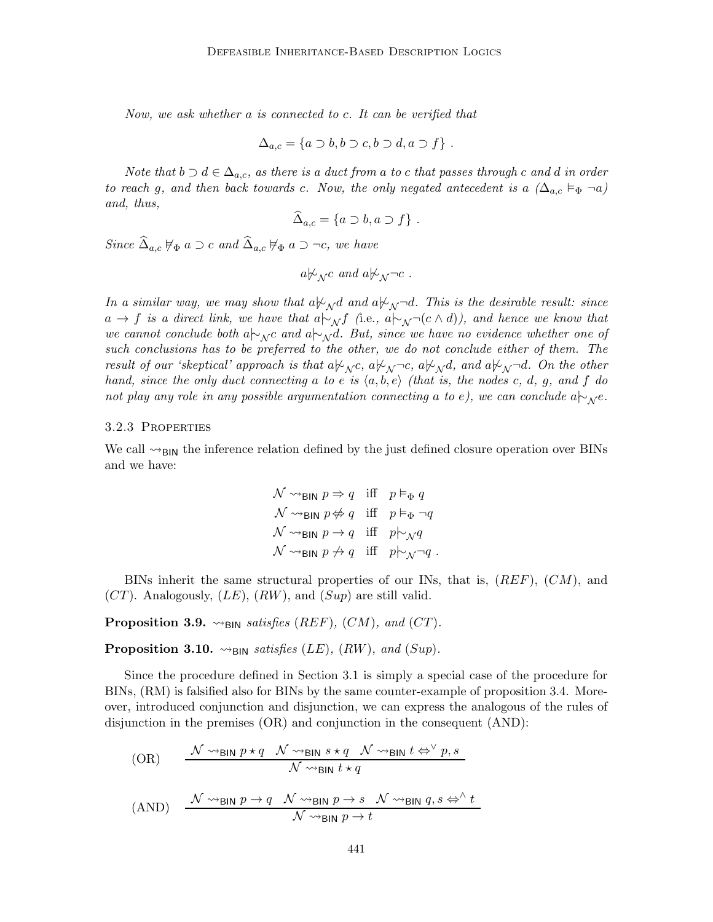*Now, we ask whether $a$ is connected to $c$. It can be verified that*

$$\Delta_{a,c} = \{a \supset b, b \supset c, b \supset d, a \supset f\} \ .$$

*Note that $b \supset d \in \Delta_{a,c}$, as there is a duct from $a$ to $c$ that passes through $c$ and $d$ in order to reach $g$, and then back towards $c$. Now, the only negated antecedent is $a$ ($\Delta_{a,c} \vDash_\Phi \neg a$) and, thus,*

$$\widehat{\Delta}_{a,c} = \{a \supset b, a \supset f\} \ .$$

*Since $\widehat{\Delta}_{a,c} \nvDash_\Phi a \supset c$ and $\widehat{\Delta}_{a,c} \nvDash_\Phi a \supset \neg c$, we have*

$$a \not\mid\!\sim_{\mathcal{N}} c \text{ and } a \not\mid\!\sim_{\mathcal{N}} \neg c \ .$$

*In a similar way, we may show that $a \not\mid\!\sim_{\mathcal{N}} d$ and $a \not\mid\!\sim_{\mathcal{N}} \neg d$. This is the desirable result: since $a \rightarrow f$ is a direct link, we have that $a \mid\!\sim_{\mathcal{N}} f$ (i.e., $a \mid\!\sim_{\mathcal{N}} \neg(c \wedge d)$), and hence we know that we cannot conclude both $a \mid\!\sim_{\mathcal{N}} c$ and $a \mid\!\sim_{\mathcal{N}} d$. But, since we have no evidence whether one of such conclusions has to be preferred to the other, we do not conclude either of them. The result of our 'skeptical' approach is that $a \not\mid\!\sim_{\mathcal{N}} c$, $a \not\mid\!\sim_{\mathcal{N}} \neg c$, $a \not\mid\!\sim_{\mathcal{N}} d$, and $a \not\mid\!\sim_{\mathcal{N}} \neg d$. On the other hand, since the only duct connecting $a$ to $e$ is $\langle a, b, e\rangle$ (that is, the nodes $c$, $d$, $g$, and $f$ do not play any role in any possible argumentation connecting $a$ to $e$), we can conclude $a \mid\!\sim_{\mathcal{N}} e$.*

### 3.2.3 Properties

We call $\rightsquigarrow_{\mathsf{BIN}}$ the inference relation defined by the just defined closure operation over BINs and we have:

$$\begin{aligned}
\mathcal{N} \rightsquigarrow_{\mathsf{BIN}} p \Rightarrow q \quad &\text{iff} \quad p \vDash_\Phi q \\
\mathcal{N} \rightsquigarrow_{\mathsf{BIN}} p \not\Rightarrow q \quad &\text{iff} \quad p \vDash_\Phi \neg q \\
\mathcal{N} \rightsquigarrow_{\mathsf{BIN}} p \rightarrow q \quad &\text{iff} \quad p \mid\!\sim_{\mathcal{N}} q \\
\mathcal{N} \rightsquigarrow_{\mathsf{BIN}} p \not\rightarrow q \quad &\text{iff} \quad p \mid\!\sim_{\mathcal{N}} \neg q \ .
\end{aligned}$$

BINs inherit the same structural properties of our INs, that is, $(REF)$, $(CM)$, and $(CT)$. Analogously, $(LE)$, $(RW)$, and $(Sup)$ are still valid.

**Proposition 3.9.** *$\rightsquigarrow_{\mathsf{BIN}}$ satisfies $(REF)$, $(CM)$, and $(CT)$.*

**Proposition 3.10.** *$\rightsquigarrow_{\mathsf{BIN}}$ satisfies $(LE)$, $(RW)$, and $(Sup)$.*

Since the procedure defined in Section 3.1 is simply a special case of the procedure for BINs, (RM) is falsified also for BINs by the same counter-example of proposition 3.4. Moreover, introduced conjunction and disjunction, we can express the analogous of the rules of disjunction in the premises (OR) and conjunction in the consequent (AND):

$$\text{(OR)} \qquad \frac{\mathcal{N} \rightsquigarrow_{\mathsf{BIN}} p \star q \quad \mathcal{N} \rightsquigarrow_{\mathsf{BIN}} s \star q \quad \mathcal{N} \rightsquigarrow_{\mathsf{BIN}} t \Leftrightarrow^{\vee} p, s}{\mathcal{N} \rightsquigarrow_{\mathsf{BIN}} t \star q}$$

$$\text{(AND)} \qquad \frac{\mathcal{N} \rightsquigarrow_{\mathsf{BIN}} p \rightarrow q \quad \mathcal{N} \rightsquigarrow_{\mathsf{BIN}} p \rightarrow s \quad \mathcal{N} \rightsquigarrow_{\mathsf{BIN}} q, s \Leftrightarrow^{\wedge} t}{\mathcal{N} \rightsquigarrow_{\mathsf{BIN}} p \rightarrow t}$$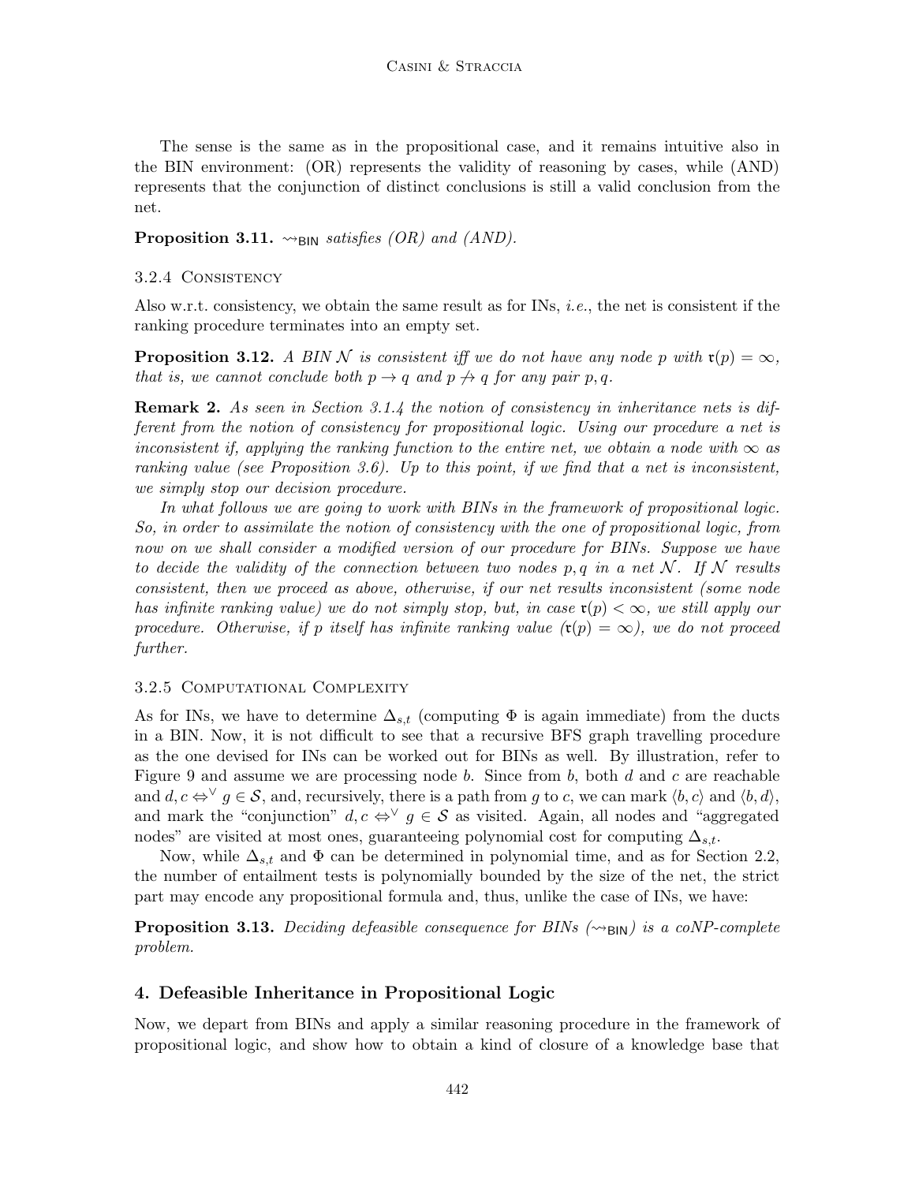The sense is the same as in the propositional case, and it remains intuitive also in the BIN environment: (OR) represents the validity of reasoning by cases, while (AND) represents that the conjunction of distinct conclusions is still a valid conclusion from the net.

**Proposition 3.11.** $\rightsquigarrow_{\mathsf{BIN}}$ *satisfies (OR) and (AND).*

### 3.2.4 Consistency

Also w.r.t. consistency, we obtain the same result as for INs, *i.e.*, the net is consistent if the ranking procedure terminates into an empty set.

**Proposition 3.12.** *A BIN $\mathcal{N}$ is consistent iff we do not have any node $p$ with $\mathfrak{r}(p) = \infty$, that is, we cannot conclude both $p \rightarrow q$ and $p \not\rightarrow q$ for any pair $p, q$.*

**Remark 2.** *As seen in Section 3.1.4 the notion of consistency in inheritance nets is different from the notion of consistency for propositional logic. Using our procedure a net is inconsistent if, applying the ranking function to the entire net, we obtain a node with $\infty$ as ranking value (see Proposition 3.6). Up to this point, if we find that a net is inconsistent, we simply stop our decision procedure.*

*In what follows we are going to work with BINs in the framework of propositional logic. So, in order to assimilate the notion of consistency with the one of propositional logic, from now on we shall consider a modified version of our procedure for BINs. Suppose we have to decide the validity of the connection between two nodes $p, q$ in a net $\mathcal{N}$. If $\mathcal{N}$ results consistent, then we proceed as above, otherwise, if our net results inconsistent (some node has infinite ranking value) we do not simply stop, but, in case $\mathfrak{r}(p) < \infty$, we still apply our procedure. Otherwise, if $p$ itself has infinite ranking value ($\mathfrak{r}(p) = \infty$), we do not proceed further.*

### 3.2.5 Computational Complexity

As for INs, we have to determine $\Delta_{s,t}$ (computing $\Phi$ is again immediate) from the ducts in a BIN. Now, it is not difficult to see that a recursive BFS graph travelling procedure as the one devised for INs can be worked out for BINs as well. By illustration, refer to Figure 9 and assume we are processing node $b$. Since from $b$, both $d$ and $c$ are reachable and $d, c \Leftrightarrow^{\vee} g \in \mathcal{S}$, and, recursively, there is a path from $g$ to $c$, we can mark $\langle b, c\rangle$ and $\langle b, d\rangle$, and mark the "conjunction" $d, c \Leftrightarrow^{\vee} g \in \mathcal{S}$ as visited. Again, all nodes and "aggregated nodes" are visited at most ones, guaranteeing polynomial cost for computing $\Delta_{s,t}$.

Now, while $\Delta_{s,t}$ and $\Phi$ can be determined in polynomial time, and as for Section 2.2, the number of entailment tests is polynomially bounded by the size of the net, the strict part may encode any propositional formula and, thus, unlike the case of INs, we have:

**Proposition 3.13.** *Deciding defeasible consequence for BINs ($\rightsquigarrow_{\mathsf{BIN}}$) is a coNP-complete problem.*

## 4. Defeasible Inheritance in Propositional Logic

Now, we depart from BINs and apply a similar reasoning procedure in the framework of propositional logic, and show how to obtain a kind of closure of a knowledge base that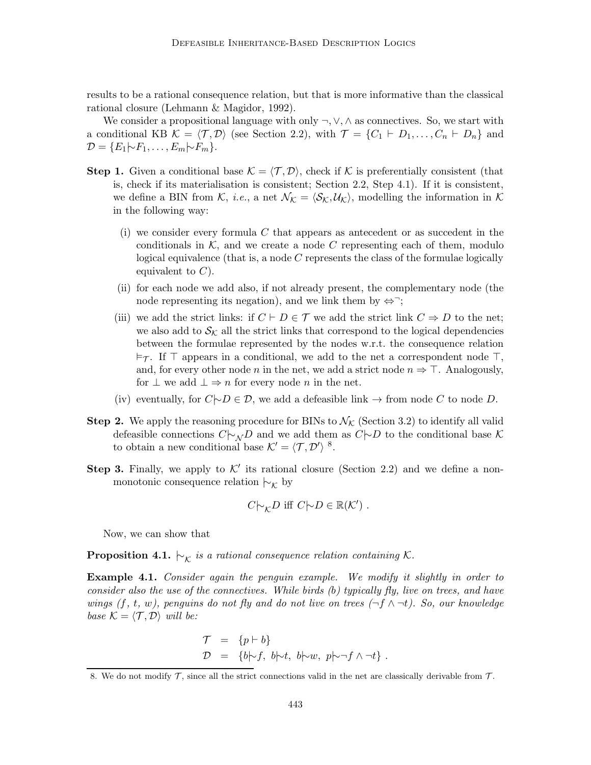results to be a rational consequence relation, but that is more informative than the classical rational closure (Lehmann & Magidor, 1992).

We consider a propositional language with only $\neg, \vee, \wedge$ as connectives. So, we start with a conditional KB $\mathcal{K} = \langle \mathcal{T}, \mathcal{D} \rangle$ (see Section 2.2), with $\mathcal{T} = \{C_1 \vdash D_1, \ldots, C_n \vdash D_n\}$ and $\mathcal{D} = \{E_1 \mid\!\sim F_1, \ldots, E_m \mid\!\sim F_m\}$.

**Step 1.** Given a conditional base $\mathcal{K} = \langle \mathcal{T}, \mathcal{D} \rangle$, check if $\mathcal{K}$ is preferentially consistent (that is, check if its materialisation is consistent; Section 2.2, Step 4.1). If it is consistent, we define a BIN from $\mathcal{K}$, *i.e.*, a net $\mathcal{N}_{\mathcal{K}} = \langle \mathcal{S}_{\mathcal{K}}, \mathcal{U}_{\mathcal{K}} \rangle$, modelling the information in $\mathcal{K}$ in the following way:

- (i) we consider every formula $C$ that appears as antecedent or as succedent in the conditionals in $\mathcal{K}$, and we create a node $C$ representing each of them, modulo logical equivalence (that is, a node $C$ represents the class of the formulae logically equivalent to $C$).
- (ii) for each node we add also, if not already present, the complementary node (the node representing its negation), and we link them by $\Leftrightarrow^{\neg}$;
- (iii) we add the strict links: if $C \vdash D \in \mathcal{T}$ we add the strict link $C \Rightarrow D$ to the net; we also add to $\mathcal{S}_{\mathcal{K}}$ all the strict links that correspond to the logical dependencies between the formulae represented by the nodes w.r.t. the consequence relation $\vDash_{\mathcal{T}}$. If $\top$ appears in a conditional, we add to the net a correspondent node $\top$, and, for every other node $n$ in the net, we add a strict node $n \Rightarrow \top$. Analogously, for $\bot$ we add $\bot \Rightarrow n$ for every node $n$ in the net.
- (iv) eventually, for $C \mid\!\sim D \in \mathcal{D}$, we add a defeasible link $\rightarrow$ from node $C$ to node $D$.

**Step 2.** We apply the reasoning procedure for BINs to $\mathcal{N}_{\mathcal{K}}$ (Section 3.2) to identify all valid defeasible connections $C \mid\!\sim_{\mathcal{N}} D$ and we add them as $C \mid\!\sim D$ to the conditional base $\mathcal{K}$ to obtain a new conditional base $\mathcal{K}' = \langle \mathcal{T}, \mathcal{D}' \rangle$ [8].

**Step 3.** Finally, we apply to $\mathcal{K}'$ its rational closure (Section 2.2) and we define a non-monotonic consequence relation $\mid\!\sim_{\mathcal{K}}$ by

$$C \mid\!\sim_{\mathcal{K}} D \text{ iff } C \mid\!\sim D \in \mathbb{R}(\mathcal{K}') \ .$$

Now, we can show that

**Proposition 4.1.** *$\mid\!\sim_{\mathcal{K}}$ is a rational consequence relation containing $\mathcal{K}$.*

**Example 4.1.** *Consider again the penguin example. We modify it slightly in order to consider also the use of the connectives. While birds ($b$) typically fly, live on trees, and have wings ($f$, $t$, $w$), penguins do not fly and do not live on trees ($\neg f \wedge \neg t$). So, our knowledge base $\mathcal{K} = \langle \mathcal{T}, \mathcal{D} \rangle$ will be:*

$$\begin{aligned} \mathcal{T} &= \{p \vdash b\} \\ \mathcal{D} &= \{b \mid\!\sim f,\ b \mid\!\sim t,\ b \mid\!\sim w,\ p \mid\!\sim \neg f \wedge \neg t\} \ . \end{aligned}$$

8. We do not modify $\mathcal{T}$, since all the strict connections valid in the net are classically derivable from $\mathcal{T}$.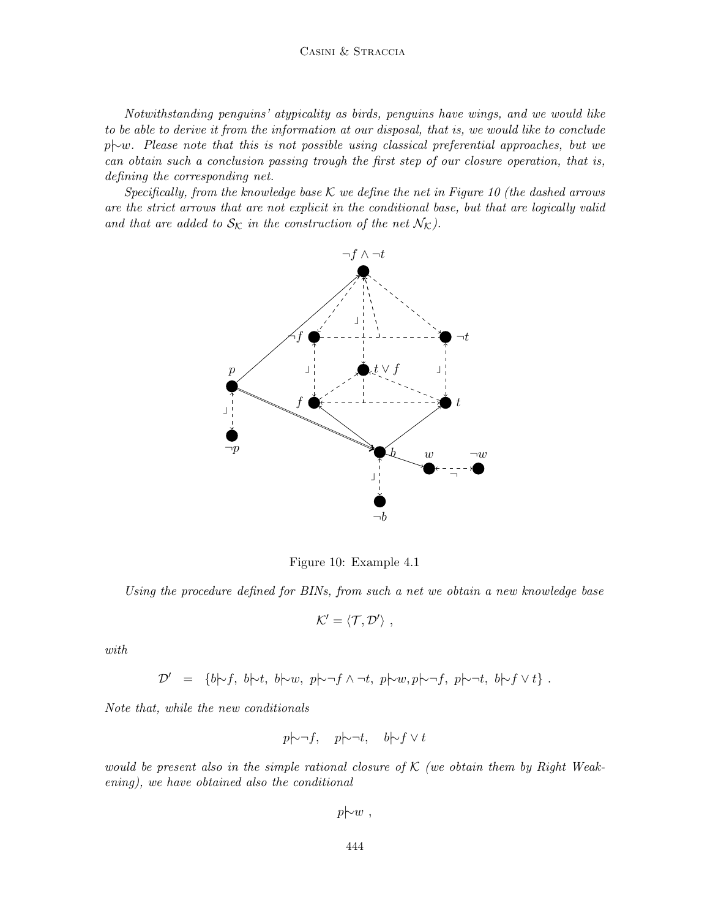*Notwithstanding penguins' atypicality as birds, penguins have wings, and we would like to be able to derive it from the information at our disposal, that is, we would like to conclude $p{\mid\!\sim} w$. Please note that this is not possible using classical preferential approaches, but we can obtain such a conclusion passing trough the first step of our closure operation, that is, defining the corresponding net.*

*Specifically, from the knowledge base $\mathcal{K}$ we define the net in Figure 10 (the dashed arrows are the strict arrows that are not explicit in the conditional base, but that are logically valid and that are added to $\mathcal{S}_\mathcal{K}$ in the construction of the net $\mathcal{N}_\mathcal{K}$).*

Figure 10: Example 4.1

*Using the procedure defined for BINs, from such a net we obtain a new knowledge base*

$$\mathcal{K}' = \langle \mathcal{T}, \mathcal{D}' \rangle \ ,$$

*with*

$$\mathcal{D}' \ = \ \{b{\mid\!\sim} f,\ b{\mid\!\sim} t,\ b{\mid\!\sim} w,\ p{\mid\!\sim} \neg f \wedge \neg t,\ p{\mid\!\sim} w, p{\mid\!\sim} \neg f,\ p{\mid\!\sim} \neg t,\ b{\mid\!\sim} f \vee t\} \ .$$

*Note that, while the new conditionals*

$$p{\mid\!\sim} \neg f, \quad p{\mid\!\sim} \neg t, \quad b{\mid\!\sim} f \vee t$$

*would be present also in the simple rational closure of $\mathcal{K}$ (we obtain them by Right Weakening), we have obtained also the conditional*

$$p{\mid\!\sim} w \ ,$$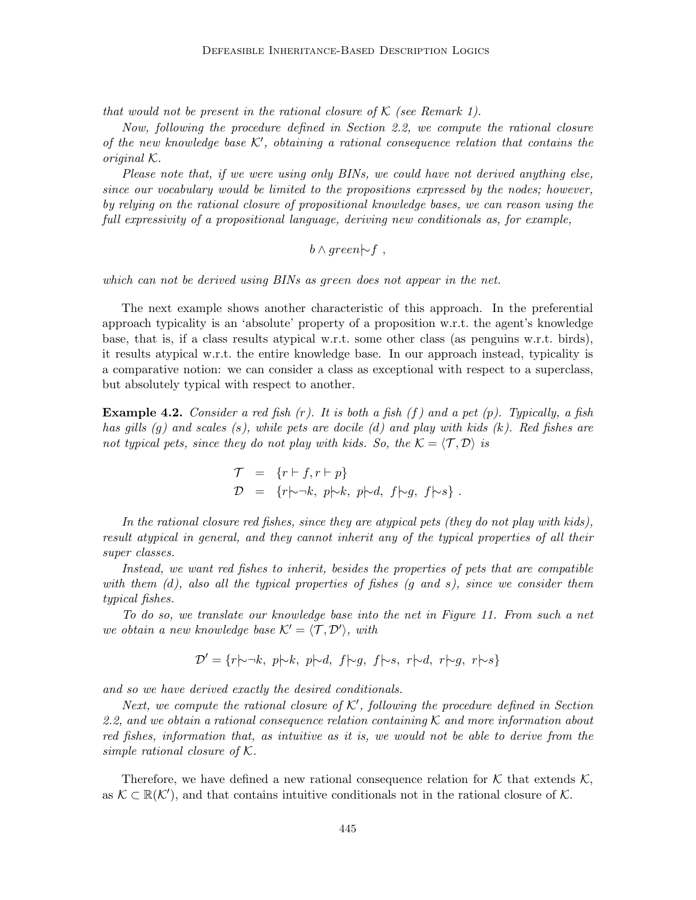*that would not be present in the rational closure of $\mathcal{K}$ (see Remark 1).*

*Now, following the procedure defined in Section 2.2, we compute the rational closure of the new knowledge base $\mathcal{K}'$, obtaining a rational consequence relation that contains the original $\mathcal{K}$.*

*Please note that, if we were using only BINs, we could have not derived anything else, since our vocabulary would be limited to the propositions expressed by the nodes; however, by relying on the rational closure of propositional knowledge bases, we can reason using the full expressivity of a propositional language, deriving new conditionals as, for example,*

$$b \wedge green \mid\!\sim f \ ,$$

*which can not be derived using BINs as green does not appear in the net.*

The next example shows another characteristic of this approach. In the preferential approach typicality is an 'absolute' property of a proposition w.r.t. the agent's knowledge base, that is, if a class results atypical w.r.t. some other class (as penguins w.r.t. birds), it results atypical w.r.t. the entire knowledge base. In our approach instead, typicality is a comparative notion: we can consider a class as exceptional with respect to a superclass, but absolutely typical with respect to another.

**Example 4.2.** *Consider a red fish ($r$). It is both a fish ($f$) and a pet ($p$). Typically, a fish has gills ($g$) and scales ($s$), while pets are docile ($d$) and play with kids ($k$). Red fishes are not typical pets, since they do not play with kids. So, the $\mathcal{K} = \langle \mathcal{T}, \mathcal{D} \rangle$ is*

$$\begin{aligned} \mathcal{T} &= \{r \vdash f, r \vdash p\} \\ \mathcal{D} &= \{r \mid\!\sim \neg k,\ p \mid\!\sim k,\ p \mid\!\sim d,\ f \mid\!\sim g,\ f \mid\!\sim s\} \ . \end{aligned}$$

*In the rational closure red fishes, since they are atypical pets (they do not play with kids), result atypical in general, and they cannot inherit any of the typical properties of all their super classes.*

*Instead, we want red fishes to inherit, besides the properties of pets that are compatible with them ($d$), also all the typical properties of fishes ($g$ and $s$), since we consider them typical fishes.*

*To do so, we translate our knowledge base into the net in Figure 11. From such a net we obtain a new knowledge base $\mathcal{K}' = \langle \mathcal{T}, \mathcal{D}' \rangle$, with*

$$\mathcal{D}' = \{r \mid\!\sim \neg k,\ p \mid\!\sim k,\ p \mid\!\sim d,\ f \mid\!\sim g,\ f \mid\!\sim s,\ r \mid\!\sim d,\ r \mid\!\sim g,\ r \mid\!\sim s\}$$

*and so we have derived exactly the desired conditionals.*

*Next, we compute the rational closure of $\mathcal{K}'$, following the procedure defined in Section 2.2, and we obtain a rational consequence relation containing $\mathcal{K}$ and more information about red fishes, information that, as intuitive as it is, we would not be able to derive from the simple rational closure of $\mathcal{K}$.*

Therefore, we have defined a new rational consequence relation for $\mathcal{K}$ that extends $\mathcal{K}$, as $\mathcal{K} \subset \mathbb{R}(\mathcal{K}')$, and that contains intuitive conditionals not in the rational closure of $\mathcal{K}$.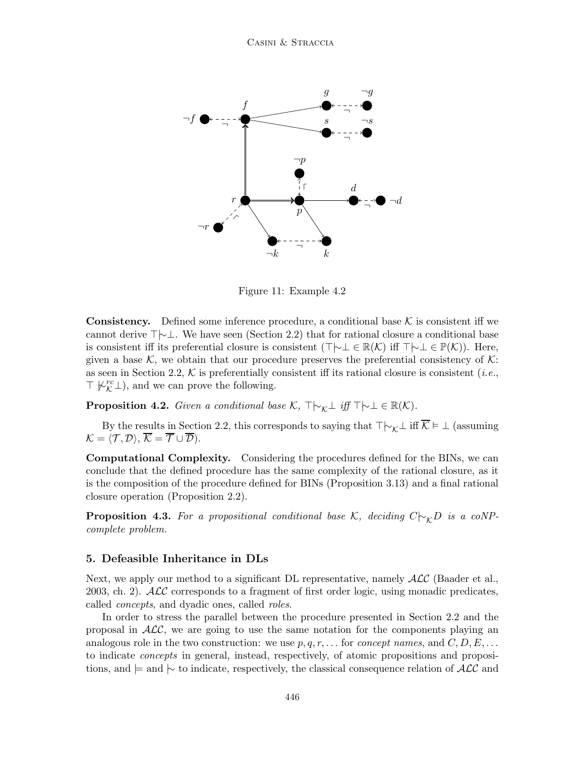Figure 11: Example 4.2

**Consistency.** Defined some inference procedure, a conditional base $\mathcal{K}$ is consistent iff we cannot derive $\top|\!\sim\bot$. We have seen (Section 2.2) that for rational closure a conditional base is consistent iff its preferential closure is consistent ($\top|\!\sim\bot \in \mathbb{R}(\mathcal{K})$ iff $\top|\!\sim\bot \in \mathbb{P}(\mathcal{K})$). Here, given a base $\mathcal{K}$, we obtain that our procedure preserves the preferential consistency of $\mathcal{K}$: as seen in Section 2.2, $\mathcal{K}$ is preferentially consistent iff its rational closure is consistent (*i.e.*, $\top \not|\!\sim^{rc}_{\mathcal{K}}\bot$), and we can prove the following.

**Proposition 4.2.** *Given a conditional base* $\mathcal{K}$*,* $\top|\!\sim_{\mathcal{K}}\bot$ *iff* $\top|\!\sim\bot \in \mathbb{R}(\mathcal{K})$*.*

By the results in Section 2.2, this corresponds to saying that $\top|\!\sim_{\mathcal{K}}\bot$ iff $\overline{\mathcal{K}} \vDash \bot$ (assuming $\mathcal{K} = \langle \mathcal{T}, \mathcal{D}\rangle$, $\overline{\mathcal{K}} = \overline{\mathcal{T}} \cup \overline{\mathcal{D}}$).

**Computational Complexity.** Considering the procedures defined for the BINs, we can conclude that the defined procedure has the same complexity of the rational closure, as it is the composition of the procedure defined for BINs (Proposition 3.13) and a final rational closure operation (Proposition 2.2).

**Proposition 4.3.** *For a propositional conditional base* $\mathcal{K}$*, deciding* $C|\!\sim_{\mathcal{K}}D$ *is a coNP-complete problem.*

## 5. Defeasible Inheritance in DLs

Next, we apply our method to a significant DL representative, namely $\mathcal{ALC}$ (Baader et al., 2003, ch. 2). $\mathcal{ALC}$ corresponds to a fragment of first order logic, using monadic predicates, called *concepts*, and dyadic ones, called *roles*.

In order to stress the parallel between the procedure presented in Section 2.2 and the proposal in $\mathcal{ALC}$, we are going to use the same notation for the components playing an analogous role in the two construction: we use $p, q, r, \ldots$ for *concept names*, and $C, D, E, \ldots$ to indicate *concepts* in general, instead, respectively, of atomic propositions and propositions, and $\models$ and $|\!\sim$ to indicate, respectively, the classical consequence relation of $\mathcal{ALC}$ and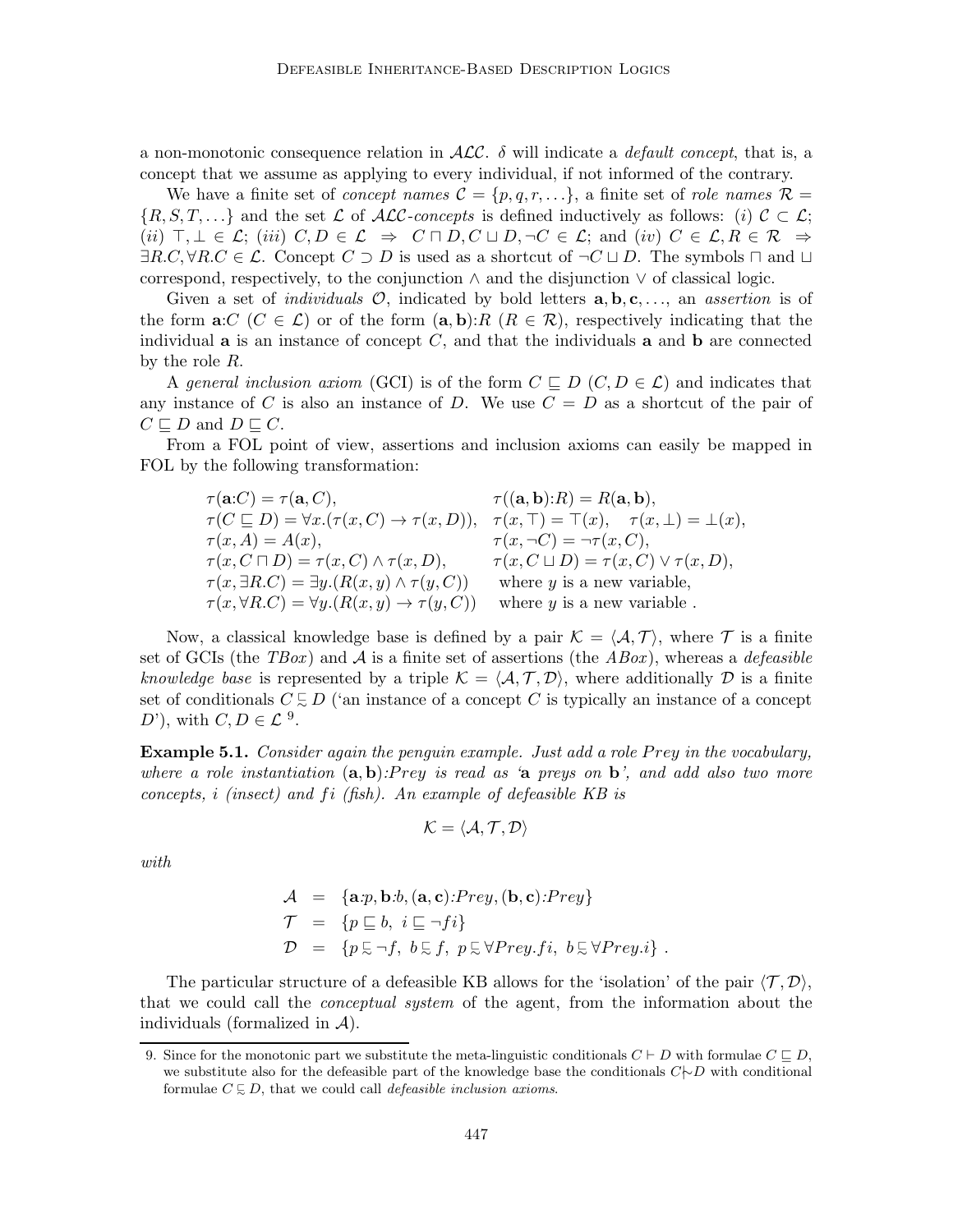a non-monotonic consequence relation in $\mathcal{ALC}$. $\delta$ will indicate a *default concept*, that is, a concept that we assume as applying to every individual, if not informed of the contrary.

We have a finite set of *concept names* $\mathcal{C} = \{p, q, r, \ldots\}$, a finite set of *role names* $\mathcal{R} = \{R, S, T, \ldots\}$ and the set $\mathcal{L}$ of $\mathcal{ALC}$-*concepts* is defined inductively as follows: $(i)$ $\mathcal{C} \subset \mathcal{L}$; $(ii)$ $\top, \bot \in \mathcal{L}$; $(iii)$ $C, D \in \mathcal{L} \;\Rightarrow\; C \sqcap D, C \sqcup D, \neg C \in \mathcal{L}$; and $(iv)$ $C \in \mathcal{L}, R \in \mathcal{R} \;\Rightarrow\; \exists R.C, \forall R.C \in \mathcal{L}$. Concept $C \supset D$ is used as a shortcut of $\neg C \sqcup D$. The symbols $\sqcap$ and $\sqcup$ correspond, respectively, to the conjunction $\wedge$ and the disjunction $\vee$ of classical logic.

Given a set of *individuals* $\mathcal{O}$, indicated by bold letters $\mathbf{a}, \mathbf{b}, \mathbf{c}, \ldots$, an *assertion* is of the form $\mathbf{a}{:}C$ ($C \in \mathcal{L}$) or of the form $(\mathbf{a}, \mathbf{b}){:}R$ ($R \in \mathcal{R}$), respectively indicating that the individual $\mathbf{a}$ is an instance of concept $C$, and that the individuals $\mathbf{a}$ and $\mathbf{b}$ are connected by the role $R$.

A *general inclusion axiom* (GCI) is of the form $C \sqsubseteq D$ ($C, D \in \mathcal{L}$) and indicates that any instance of $C$ is also an instance of $D$. We use $C = D$ as a shortcut of the pair of $C \sqsubseteq D$ and $D \sqsubseteq C$.

From a FOL point of view, assertions and inclusion axioms can easily be mapped in FOL by the following transformation:

$$
\begin{array}{ll}
\tau(\mathbf{a}{:}C) = \tau(\mathbf{a}, C), & \tau((\mathbf{a}, \mathbf{b}){:}R) = R(\mathbf{a}, \mathbf{b}), \\
\tau(C \sqsubseteq D) = \forall x.(\tau(x, C) \rightarrow \tau(x, D)), & \tau(x, \top) = \top(x), \quad \tau(x, \bot) = \bot(x), \\
\tau(x, A) = A(x), & \tau(x, \neg C) = \neg \tau(x, C), \\
\tau(x, C \sqcap D) = \tau(x, C) \wedge \tau(x, D), & \tau(x, C \sqcup D) = \tau(x, C) \vee \tau(x, D), \\
\tau(x, \exists R.C) = \exists y.(R(x, y) \wedge \tau(y, C)) & \text{where } y \text{ is a new variable,} \\
\tau(x, \forall R.C) = \forall y.(R(x, y) \rightarrow \tau(y, C)) & \text{where } y \text{ is a new variable .}
\end{array}
$$

Now, a classical knowledge base is defined by a pair $\mathcal{K} = \langle \mathcal{A}, \mathcal{T} \rangle$, where $\mathcal{T}$ is a finite set of GCIs (the *TBox*) and $\mathcal{A}$ is a finite set of assertions (the *ABox*), whereas a *defeasible knowledge base* is represented by a triple $\mathcal{K} = \langle \mathcal{A}, \mathcal{T}, \mathcal{D} \rangle$, where additionally $\mathcal{D}$ is a finite set of conditionals $C \precsim D$ ('an instance of a concept $C$ is typically an instance of a concept $D$'), with $C, D \in \mathcal{L}$ [9].

**Example 5.1.** *Consider again the penguin example. Just add a role $Prey$ in the vocabulary, where a role instantiation $(\mathbf{a}, \mathbf{b}){:}Prey$ is read as '$\mathbf{a}$ preys on $\mathbf{b}$', and add also two more concepts, $i$ (insect) and $fi$ (fish). An example of defeasible KB is*

$$\mathcal{K} = \langle \mathcal{A}, \mathcal{T}, \mathcal{D} \rangle$$

*with*

$$
\begin{array}{lll}
\mathcal{A} & = & \{\mathbf{a}{:}p, \mathbf{b}{:}b, (\mathbf{a}, \mathbf{c}){:}Prey, (\mathbf{b}, \mathbf{c}){:}Prey\} \\
\mathcal{T} & = & \{p \sqsubseteq b, \; i \sqsubseteq \neg fi\} \\
\mathcal{D} & = & \{p \precsim \neg f, \; b \precsim f, \; p \precsim \forall Prey.fi, \; b \precsim \forall Prey.i\} \; .
\end{array}
$$

The particular structure of a defeasible KB allows for the 'isolation' of the pair $\langle \mathcal{T}, \mathcal{D} \rangle$, that we could call the *conceptual system* of the agent, from the information about the individuals (formalized in $\mathcal{A}$).

---

9. Since for the monotonic part we substitute the meta-linguistic conditionals $C \vdash D$ with formulae $C \sqsubseteq D$, we substitute also for the defeasible part of the knowledge base the conditionals $C \mid\!\sim D$ with conditional formulae $C \precsim D$, that we could call *defeasible inclusion axioms*.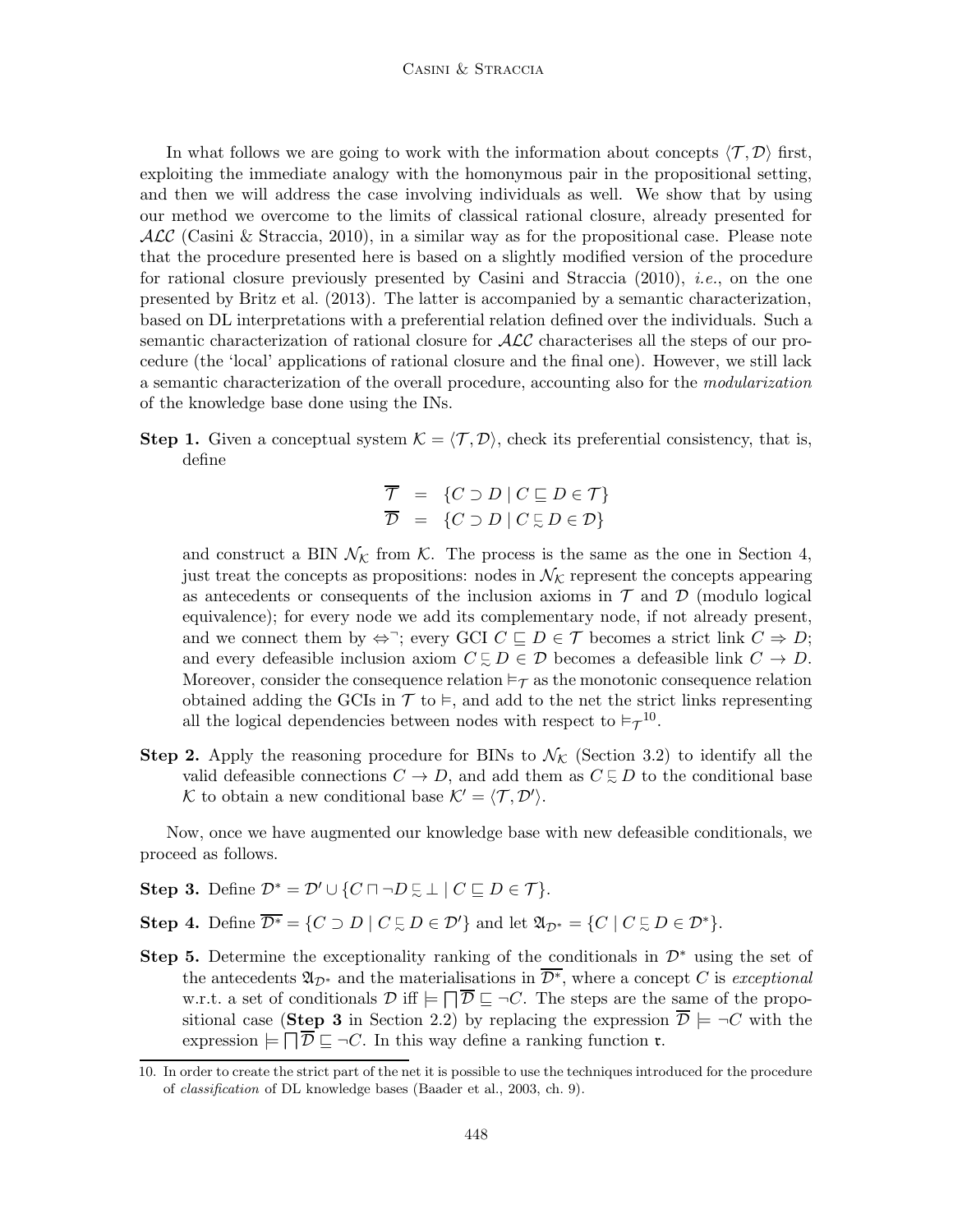In what follows we are going to work with the information about concepts $\langle \mathcal{T}, \mathcal{D} \rangle$ first, exploiting the immediate analogy with the homonymous pair in the propositional setting, and then we will address the case involving individuals as well. We show that by using our method we overcome to the limits of classical rational closure, already presented for $\mathcal{ALC}$ (Casini & Straccia, 2010), in a similar way as for the propositional case. Please note that the procedure presented here is based on a slightly modified version of the procedure for rational closure previously presented by Casini and Straccia (2010), *i.e.*, on the one presented by Britz et al. (2013). The latter is accompanied by a semantic characterization, based on DL interpretations with a preferential relation defined over the individuals. Such a semantic characterization of rational closure for $\mathcal{ALC}$ characterises all the steps of our procedure (the 'local' applications of rational closure and the final one). However, we still lack a semantic characterization of the overall procedure, accounting also for the *modularization* of the knowledge base done using the INs.

**Step 1.** Given a conceptual system $\mathcal{K} = \langle \mathcal{T}, \mathcal{D} \rangle$, check its preferential consistency, that is, define

$$
\begin{aligned}
\overline{\mathcal{T}} &= \{C \supset D \mid C \sqsubseteq D \in \mathcal{T}\} \\
\overline{\mathcal{D}} &= \{C \supset D \mid C \precsim D \in \mathcal{D}\}
\end{aligned}
$$

and construct a BIN $\mathcal{N}_{\mathcal{K}}$ from $\mathcal{K}$. The process is the same as the one in Section 4, just treat the concepts as propositions: nodes in $\mathcal{N}_{\mathcal{K}}$ represent the concepts appearing as antecedents or consequents of the inclusion axioms in $\mathcal{T}$ and $\mathcal{D}$ (modulo logical equivalence); for every node we add its complementary node, if not already present, and we connect them by $\Leftrightarrow^{\neg}$; every GCI $C \sqsubseteq D \in \mathcal{T}$ becomes a strict link $C \Rightarrow D$; and every defeasible inclusion axiom $C \precsim D \in \mathcal{D}$ becomes a defeasible link $C \rightarrow D$. Moreover, consider the consequence relation $\vDash_{\mathcal{T}}$ as the monotonic consequence relation obtained adding the GCIs in $\mathcal{T}$ to $\vDash$, and add to the net the strict links representing all the logical dependencies between nodes with respect to $\vDash_{\mathcal{T}}$[10].

**Step 2.** Apply the reasoning procedure for BINs to $\mathcal{N}_{\mathcal{K}}$ (Section 3.2) to identify all the valid defeasible connections $C \rightarrow D$, and add them as $C \precsim D$ to the conditional base $\mathcal{K}$ to obtain a new conditional base $\mathcal{K}' = \langle \mathcal{T}, \mathcal{D}' \rangle$.

Now, once we have augmented our knowledge base with new defeasible conditionals, we proceed as follows.

**Step 3.** Define $\mathcal{D}^* = \mathcal{D}' \cup \{C \sqcap \neg D \precsim \bot \mid C \sqsubseteq D \in \mathcal{T}\}$.

**Step 4.** Define $\overline{\mathcal{D}^*} = \{C \supset D \mid C \precsim D \in \mathcal{D}'\}$ and let $\mathfrak{A}_{\mathcal{D}^*} = \{C \mid C \precsim D \in \mathcal{D}^*\}$.

**Step 5.** Determine the exceptionality ranking of the conditionals in $\mathcal{D}^*$ using the set of the antecedents $\mathfrak{A}_{\mathcal{D}^*}$ and the materialisations in $\overline{\mathcal{D}^*}$, where a concept $C$ is *exceptional* w.r.t. a set of conditionals $\mathcal{D}$ iff $\models \bigsqcap \overline{\mathcal{D}} \sqsubseteq \neg C$. The steps are the same of the propositional case (**Step 3** in Section 2.2) by replacing the expression $\overline{\mathcal{D}} \models \neg C$ with the expression $\models \bigsqcap \overline{\mathcal{D}} \sqsubseteq \neg C$. In this way define a ranking function $\mathfrak{r}$.

10. In order to create the strict part of the net it is possible to use the techniques introduced for the procedure of *classification* of DL knowledge bases (Baader et al., 2003, ch. 9).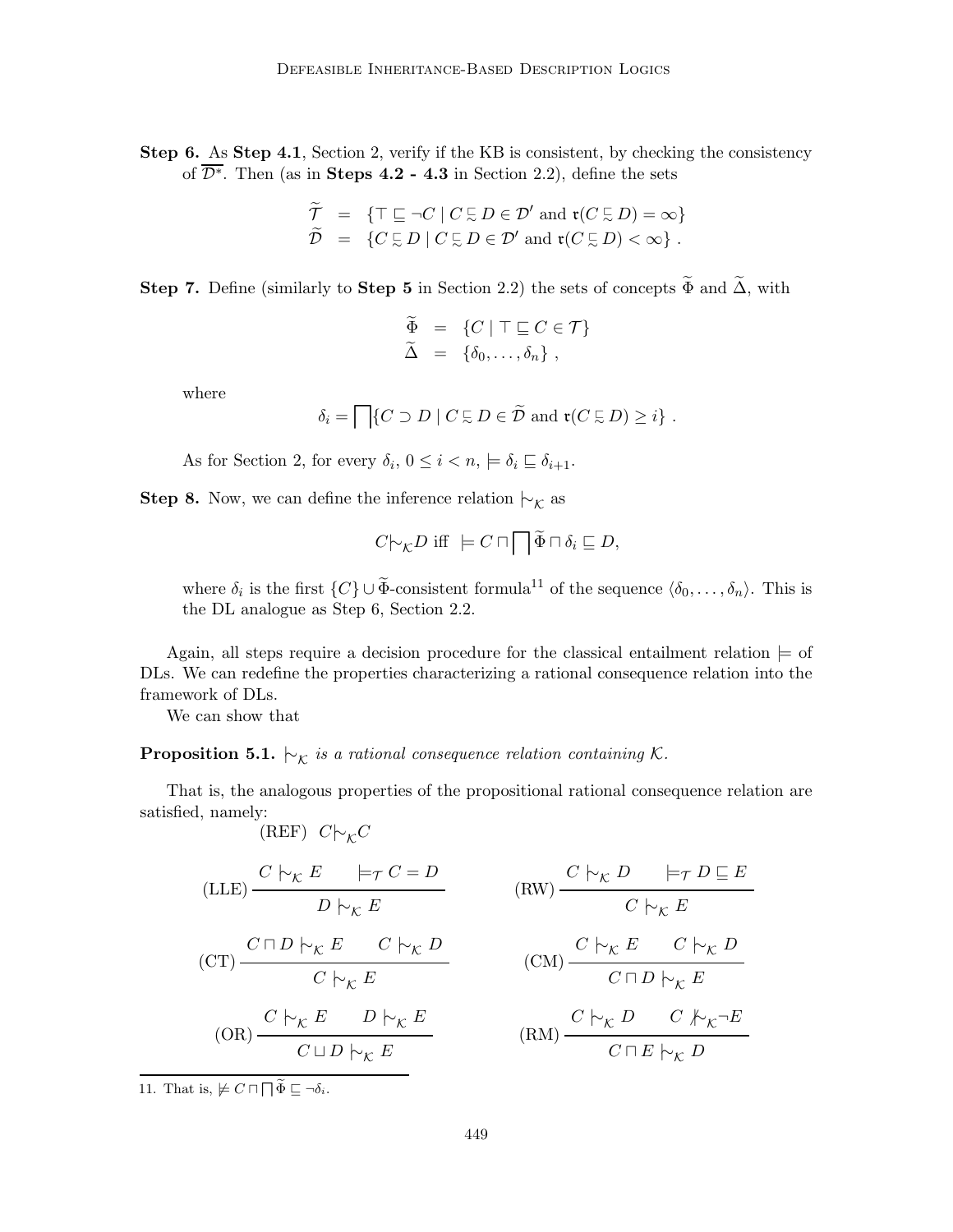**Step 6.** As **Step 4.1**, Section 2, verify if the KB is consistent, by checking the consistency of $\overline{\mathcal{D}^*}$. Then (as in **Steps 4.2 - 4.3** in Section 2.2), define the sets

$$\begin{aligned}
\widetilde{\mathcal{T}} &= \{\top \sqsubseteq \neg C \mid C \precsim D \in \mathcal{D}' \text{ and } \mathfrak{r}(C \precsim D) = \infty\} \\
\widetilde{\mathcal{D}} &= \{C \precsim D \mid C \precsim D \in \mathcal{D}' \text{ and } \mathfrak{r}(C \precsim D) < \infty\} \ .
\end{aligned}$$

**Step 7.** Define (similarly to **Step 5** in Section 2.2) the sets of concepts $\widetilde{\Phi}$ and $\widetilde{\Delta}$, with

$$\begin{aligned}
\widetilde{\Phi} &= \{C \mid \top \sqsubseteq C \in \mathcal{T}\} \\
\widetilde{\Delta} &= \{\delta_0, \ldots, \delta_n\} \ ,
\end{aligned}$$

where

$$\delta_i = \bigsqcap\{C \supset D \mid C \precsim D \in \widetilde{\mathcal{D}} \text{ and } \mathfrak{r}(C \precsim D) \geq i\} \ .$$

As for Section 2, for every $\delta_i$, $0 \leq i < n$, $\models \delta_i \sqsubseteq \delta_{i+1}$.

**Step 8.** Now, we can define the inference relation $\mid\!\sim_{\mathcal{K}}$ as

$$C \mid\!\sim_{\mathcal{K}} D \text{ iff } \models C \sqcap \bigsqcap \widetilde{\Phi} \sqcap \delta_i \sqsubseteq D,$$

where $\delta_i$ is the first $\{C\} \cup \widetilde{\Phi}$-consistent formula[11] of the sequence $\langle \delta_0, \ldots, \delta_n \rangle$. This is the DL analogue as Step 6, Section 2.2.

Again, all steps require a decision procedure for the classical entailment relation $\models$ of DLs. We can redefine the properties characterizing a rational consequence relation into the framework of DLs.

We can show that

**Proposition 5.1.** *$\mid\!\sim_{\mathcal{K}}$ is a rational consequence relation containing $\mathcal{K}$.*

That is, the analogous properties of the propositional rational consequence relation are satisfied, namely:

(REF) $C \mid\!\sim_{\mathcal{K}} C$

$$\text{(LLE)}\ \frac{C \mid\!\sim_{\mathcal{K}} E \qquad \models_{\mathcal{T}} C = D}{D \mid\!\sim_{\mathcal{K}} E} \qquad \text{(RW)}\ \frac{C \mid\!\sim_{\mathcal{K}} D \qquad \models_{\mathcal{T}} D \sqsubseteq E}{C \mid\!\sim_{\mathcal{K}} E}$$

$$\text{(CT)}\ \frac{C \sqcap D \mid\!\sim_{\mathcal{K}} E \qquad C \mid\!\sim_{\mathcal{K}} D}{C \mid\!\sim_{\mathcal{K}} E} \qquad \text{(CM)}\ \frac{C \mid\!\sim_{\mathcal{K}} E \qquad C \mid\!\sim_{\mathcal{K}} D}{C \sqcap D \mid\!\sim_{\mathcal{K}} E}$$

$$\text{(OR)}\ \frac{C \mid\!\sim_{\mathcal{K}} E \qquad D \mid\!\sim_{\mathcal{K}} E}{C \sqcup D \mid\!\sim_{\mathcal{K}} E} \qquad \text{(RM)}\ \frac{C \mid\!\sim_{\mathcal{K}} D \qquad C \not\mid\!\sim_{\mathcal{K}} \neg E}{C \sqcap E \mid\!\sim_{\mathcal{K}} D}$$

11. That is, $\not\models C \sqcap \bigsqcap \widetilde{\Phi} \sqsubseteq \neg\delta_i$.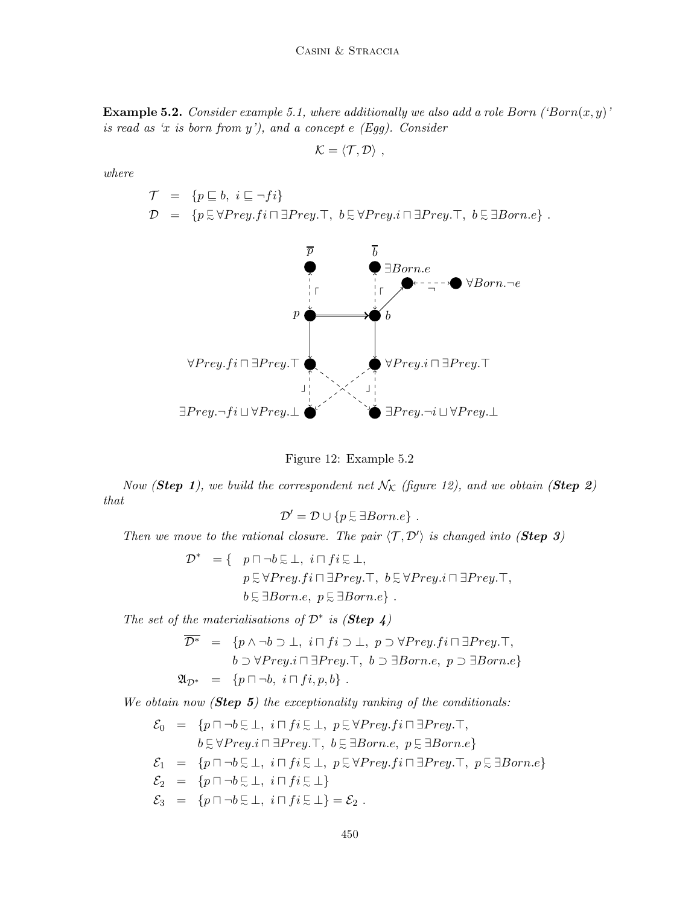**Example 5.2.** *Consider example 5.1, where additionally we also add a role Born ('Born(x, y)' is read as 'x is born from y'), and a concept e (Egg). Consider*

$$\mathcal{K} = \langle \mathcal{T}, \mathcal{D} \rangle \ ,$$

*where*

$$\begin{aligned}
\mathcal{T} &= \{p \sqsubseteq b,\ i \sqsubseteq \neg fi\} \\
\mathcal{D} &= \{p \precsim \forall Prey.fi \sqcap \exists Prey.\top,\ b \precsim \forall Prey.i \sqcap \exists Prey.\top,\ b \precsim \exists Born.e\} \ .
\end{aligned}$$

Figure 12: Example 5.2

*Now (**Step 1**), we build the correspondent net $\mathcal{N}_{\mathcal{K}}$ (figure 12), and we obtain (**Step 2**) that*

$$\mathcal{D}' = \mathcal{D} \cup \{p \precsim \exists Born.e\} \ .$$

*Then we move to the rational closure. The pair $\langle \mathcal{T}, \mathcal{D}' \rangle$ is changed into (**Step 3**)*

$$\begin{aligned}
\mathcal{D}^* = \{ \ & p \sqcap \neg b \precsim \bot,\ i \sqcap fi \precsim \bot, \\
& p \precsim \forall Prey.fi \sqcap \exists Prey.\top,\ b \precsim \forall Prey.i \sqcap \exists Prey.\top, \\
& b \precsim \exists Born.e,\ p \precsim \exists Born.e\} \ .
\end{aligned}$$

*The set of the materialisations of $\mathcal{D}^*$ is (**Step 4**)*

$$\begin{aligned}
\overline{\mathcal{D}^*} &= \{p \wedge \neg b \supset \bot,\ i \sqcap fi \supset \bot,\ p \supset \forall Prey.fi \sqcap \exists Prey.\top, \\
& \qquad b \supset \forall Prey.i \sqcap \exists Prey.\top,\ b \supset \exists Born.e,\ p \supset \exists Born.e\} \\
\mathfrak{A}_{\mathcal{D}^*} &= \{p \sqcap \neg b,\ i \sqcap fi, p, b\} \ .
\end{aligned}$$

*We obtain now (**Step 5**) the exceptionality ranking of the conditionals:*

$$\begin{aligned}
\mathcal{E}_0 &= \{p \sqcap \neg b \precsim \bot,\ i \sqcap fi \precsim \bot,\ p \precsim \forall Prey.fi \sqcap \exists Prey.\top, \\
& \qquad b \precsim \forall Prey.i \sqcap \exists Prey.\top,\ b \precsim \exists Born.e,\ p \precsim \exists Born.e\} \\
\mathcal{E}_1 &= \{p \sqcap \neg b \precsim \bot,\ i \sqcap fi \precsim \bot,\ p \precsim \forall Prey.fi \sqcap \exists Prey.\top,\ p \precsim \exists Born.e\} \\
\mathcal{E}_2 &= \{p \sqcap \neg b \precsim \bot,\ i \sqcap fi \precsim \bot\} \\
\mathcal{E}_3 &= \{p \sqcap \neg b \precsim \bot,\ i \sqcap fi \precsim \bot\} = \mathcal{E}_2 \ .
\end{aligned}$$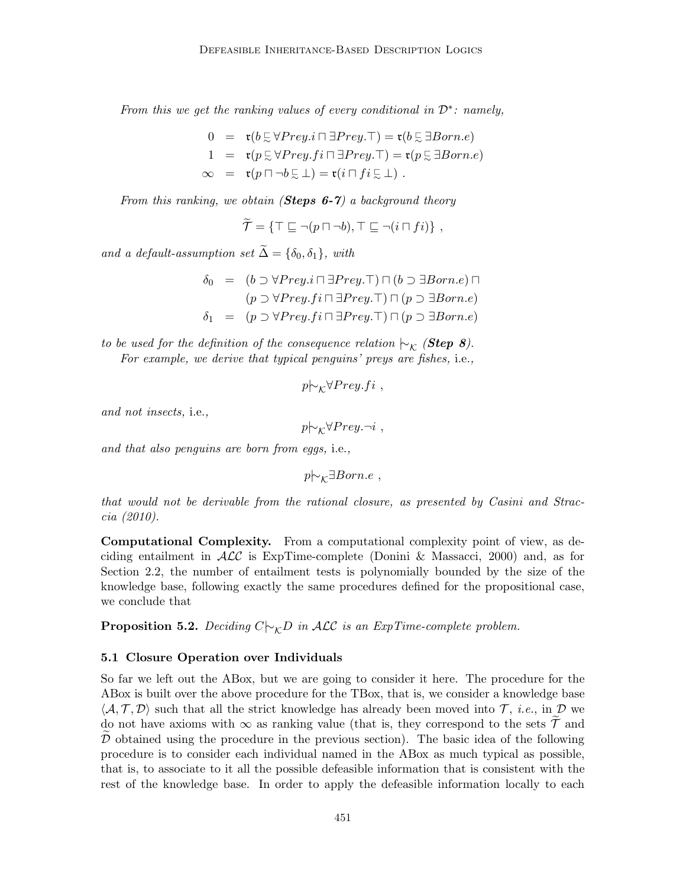*From this we get the ranking values of every conditional in $\mathcal{D}^*$: namely,*

$$
\begin{aligned}
0 &= \mathfrak{r}(b \sqsubsetsim \forall Prey.i \sqcap \exists Prey.\top) = \mathfrak{r}(b \sqsubsetsim \exists Born.e) \\
1 &= \mathfrak{r}(p \sqsubsetsim \forall Prey.fi \sqcap \exists Prey.\top) = \mathfrak{r}(p \sqsubsetsim \exists Born.e) \\
\infty &= \mathfrak{r}(p \sqcap \neg b \sqsubsetsim \bot) = \mathfrak{r}(i \sqcap fi \sqsubsetsim \bot) \ .
\end{aligned}
$$

*From this ranking, we obtain (**Steps 6-7**) a background theory*

$$
\widetilde{\mathcal{T}} = \{\top \sqsubseteq \neg(p \sqcap \neg b), \top \sqsubseteq \neg(i \sqcap fi)\} \ ,
$$

*and a default-assumption set $\widetilde{\Delta} = \{\delta_0, \delta_1\}$, with*

$$
\begin{aligned}
\delta_0 &= (b \supset \forall Prey.i \sqcap \exists Prey.\top) \sqcap (b \supset \exists Born.e) \sqcap \\
&\quad\ (p \supset \forall Prey.fi \sqcap \exists Prey.\top) \sqcap (p \supset \exists Born.e) \\
\delta_1 &= (p \supset \forall Prey.fi \sqcap \exists Prey.\top) \sqcap (p \supset \exists Born.e)
\end{aligned}
$$

*to be used for the definition of the consequence relation $\mid\!\sim_{\mathcal{K}}$ (**Step 8**).*

*For example, we derive that typical penguins' preys are fishes,* i.e.,

$$
p \mid\!\sim_{\mathcal{K}} \forall Prey.fi \ ,
$$

*and not insects,* i.e.,

$$
p \mid\!\sim_{\mathcal{K}} \forall Prey.\neg i \ ,
$$

*and that also penguins are born from eggs,* i.e.,

$$
p \mid\!\sim_{\mathcal{K}} \exists Born.e \ ,
$$

*that would not be derivable from the rational closure, as presented by Casini and Straccia (2010).*

**Computational Complexity.** From a computational complexity point of view, as deciding entailment in $\mathcal{ALC}$ is ExpTime-complete (Donini & Massacci, 2000) and, as for Section 2.2, the number of entailment tests is polynomially bounded by the size of the knowledge base, following exactly the same procedures defined for the propositional case, we conclude that

**Proposition 5.2.** *Deciding $C \mid\!\sim_{\mathcal{K}} D$ in $\mathcal{ALC}$ is an ExpTime-complete problem.*

### 5.1 Closure Operation over Individuals

So far we left out the ABox, but we are going to consider it here. The procedure for the ABox is built over the above procedure for the TBox, that is, we consider a knowledge base $\langle \mathcal{A}, \mathcal{T}, \mathcal{D} \rangle$ such that all the strict knowledge has already been moved into $\mathcal{T}$, *i.e.*, in $\mathcal{D}$ we do not have axioms with $\infty$ as ranking value (that is, they correspond to the sets $\widetilde{\mathcal{T}}$ and $\widetilde{\mathcal{D}}$ obtained using the procedure in the previous section). The basic idea of the following procedure is to consider each individual named in the ABox as much typical as possible, that is, to associate to it all the possible defeasible information that is consistent with the rest of the knowledge base. In order to apply the defeasible information locally to each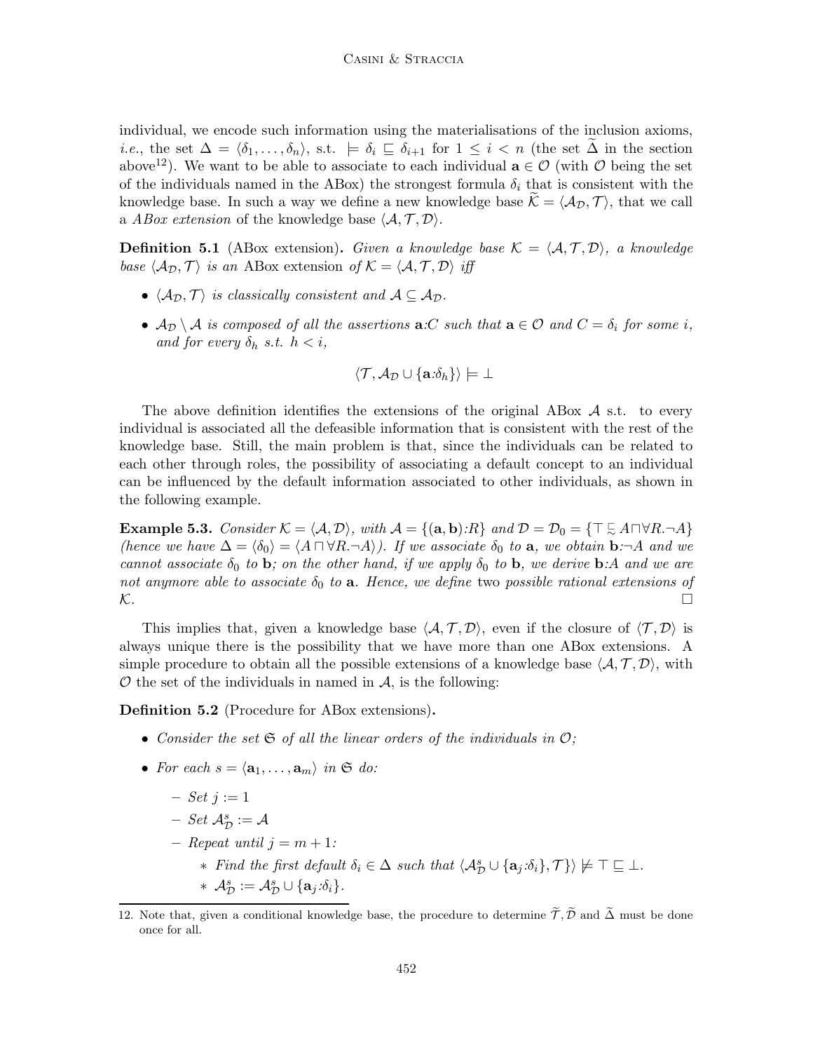individual, we encode such information using the materialisations of the inclusion axioms, *i.e.*, the set $\Delta = \langle \delta_1, \ldots, \delta_n \rangle$, s.t. $\models \delta_i \sqsubseteq \delta_{i+1}$ for $1 \leq i < n$ (the set $\widetilde{\Delta}$ in the section above[12]). We want to be able to associate to each individual $\mathbf{a} \in \mathcal{O}$ (with $\mathcal{O}$ being the set of the individuals named in the ABox) the strongest formula $\delta_i$ that is consistent with the knowledge base. In such a way we define a new knowledge base $\widetilde{\mathcal{K}} = \langle \mathcal{A}_{\mathcal{D}}, \mathcal{T} \rangle$, that we call a *ABox extension* of the knowledge base $\langle \mathcal{A}, \mathcal{T}, \mathcal{D} \rangle$.

**Definition 5.1** (ABox extension)**.** *Given a knowledge base $\mathcal{K} = \langle \mathcal{A}, \mathcal{T}, \mathcal{D} \rangle$, a knowledge base $\langle \mathcal{A}_{\mathcal{D}}, \mathcal{T} \rangle$ is an* ABox extension *of $\mathcal{K} = \langle \mathcal{A}, \mathcal{T}, \mathcal{D} \rangle$ iff*

- *$\langle \mathcal{A}_{\mathcal{D}}, \mathcal{T} \rangle$ is classically consistent and $\mathcal{A} \subseteq \mathcal{A}_{\mathcal{D}}$.*
- *$\mathcal{A}_{\mathcal{D}} \setminus \mathcal{A}$ is composed of all the assertions $\mathbf{a}{:}C$ such that $\mathbf{a} \in \mathcal{O}$ and $C = \delta_i$ for some $i$, and for every $\delta_h$ s.t. $h < i$,*

$$\langle \mathcal{T}, \mathcal{A}_{\mathcal{D}} \cup \{\mathbf{a}{:}\delta_h\} \rangle \models \bot$$

The above definition identifies the extensions of the original ABox $\mathcal{A}$ s.t. to every individual is associated all the defeasible information that is consistent with the rest of the knowledge base. Still, the main problem is that, since the individuals can be related to each other through roles, the possibility of associating a default concept to an individual can be influenced by the default information associated to other individuals, as shown in the following example.

**Example 5.3.** *Consider $\mathcal{K} = \langle \mathcal{A}, \mathcal{D} \rangle$, with $\mathcal{A} = \{(\mathbf{a}, \mathbf{b}){:}R\}$ and $\mathcal{D} = \mathcal{D}_0 = \{\top \precsim A \sqcap \forall R.\neg A\}$ (hence we have $\Delta = \langle \delta_0 \rangle = \langle A \sqcap \forall R.\neg A \rangle$). If we associate $\delta_0$ to $\mathbf{a}$, we obtain $\mathbf{b}{:}\neg A$ and we cannot associate $\delta_0$ to $\mathbf{b}$; on the other hand, if we apply $\delta_0$ to $\mathbf{b}$, we derive $\mathbf{b}{:}A$ and we are not anymore able to associate $\delta_0$ to $\mathbf{a}$. Hence, we define* two *possible rational extensions of $\mathcal{K}$.* □

This implies that, given a knowledge base $\langle \mathcal{A}, \mathcal{T}, \mathcal{D} \rangle$, even if the closure of $\langle \mathcal{T}, \mathcal{D} \rangle$ is always unique there is the possibility that we have more than one ABox extensions. A simple procedure to obtain all the possible extensions of a knowledge base $\langle \mathcal{A}, \mathcal{T}, \mathcal{D} \rangle$, with $\mathcal{O}$ the set of the individuals in named in $\mathcal{A}$, is the following:

**Definition 5.2** (Procedure for ABox extensions)**.**

- *Consider the set $\mathfrak{S}$ of all the linear orders of the individuals in $\mathcal{O}$;*
- *For each $s = \langle \mathbf{a}_1, \ldots, \mathbf{a}_m \rangle$ in $\mathfrak{S}$ do:*
  - *Set $j := 1$*
  - *Set $\mathcal{A}^s_{\mathcal{D}} := \mathcal{A}$*
  - *Repeat until $j = m + 1$:*
    - *Find the first default $\delta_i \in \Delta$ such that $\langle \mathcal{A}^s_{\mathcal{D}} \cup \{\mathbf{a}_j{:}\delta_i\}, \mathcal{T}\} \rangle \not\models \top \sqsubseteq \bot$.*
    - *$\mathcal{A}^s_{\mathcal{D}} := \mathcal{A}^s_{\mathcal{D}} \cup \{\mathbf{a}_j{:}\delta_i\}$.*

---

12. Note that, given a conditional knowledge base, the procedure to determine $\widetilde{\mathcal{T}}, \widetilde{\mathcal{D}}$ and $\widetilde{\Delta}$ must be done once for all.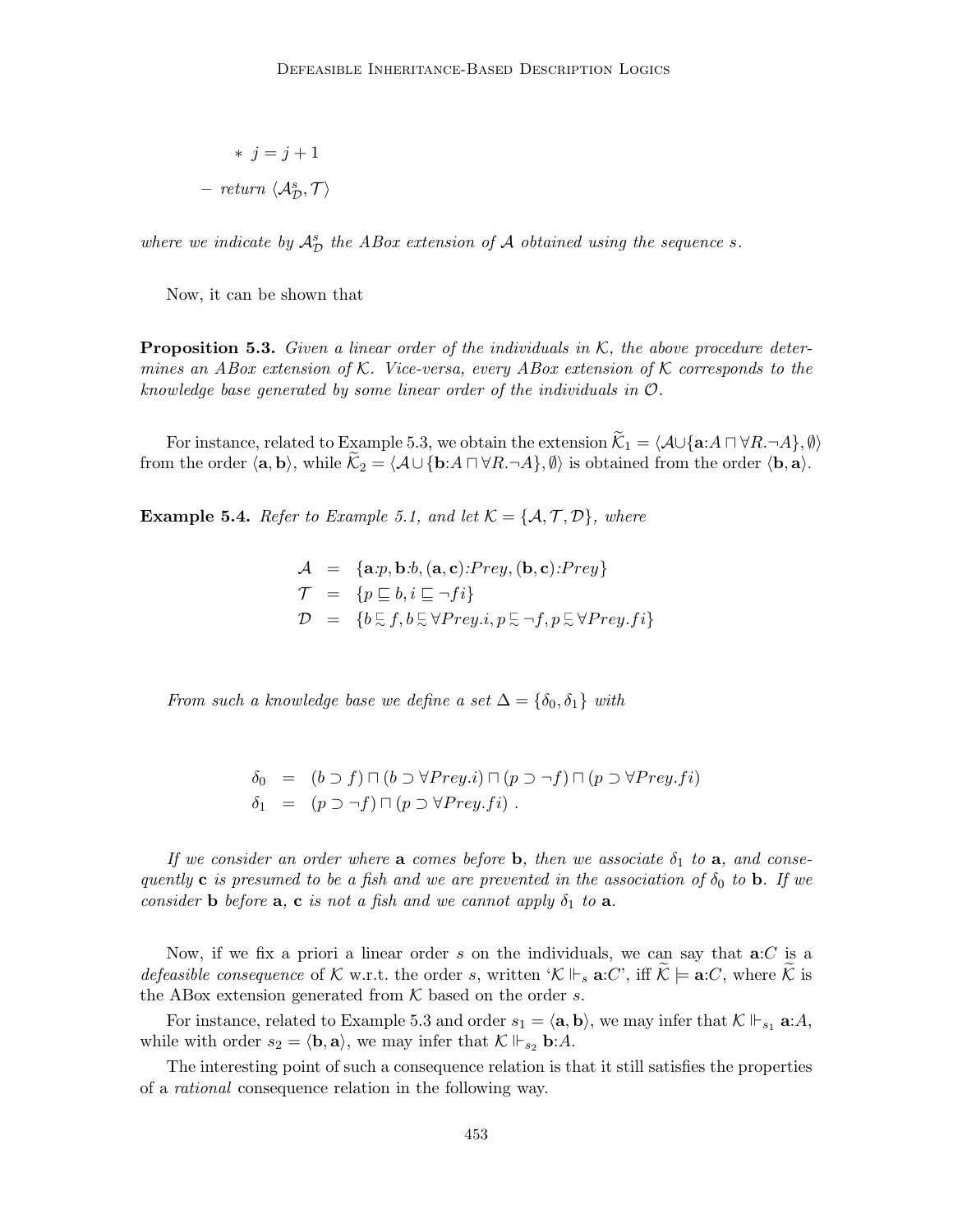- $j = j + 1$

- *return* $\langle \mathcal{A}^s_{\mathcal{D}}, \mathcal{T} \rangle$

*where we indicate by* $\mathcal{A}^s_{\mathcal{D}}$ *the ABox extension of* $\mathcal{A}$ *obtained using the sequence* $s$.

Now, it can be shown that

**Proposition 5.3.** *Given a linear order of the individuals in* $\mathcal{K}$*, the above procedure determines an ABox extension of* $\mathcal{K}$*. Vice-versa, every ABox extension of* $\mathcal{K}$ *corresponds to the knowledge base generated by some linear order of the individuals in* $\mathcal{O}$*.*

For instance, related to Example 5.3, we obtain the extension $\widetilde{\mathcal{K}}_1 = \langle \mathcal{A} \cup \{\mathbf{a}{:}A \sqcap \forall R.\neg A\}, \emptyset \rangle$ from the order $\langle \mathbf{a}, \mathbf{b} \rangle$, while $\widetilde{\mathcal{K}}_2 = \langle \mathcal{A} \cup \{\mathbf{b}{:}A \sqcap \forall R.\neg A\}, \emptyset \rangle$ is obtained from the order $\langle \mathbf{b}, \mathbf{a} \rangle$.

**Example 5.4.** *Refer to Example 5.1, and let* $\mathcal{K} = \{\mathcal{A}, \mathcal{T}, \mathcal{D}\}$*, where*

$$
\begin{aligned}
\mathcal{A} &= \{\mathbf{a}{:}p, \mathbf{b}{:}b, (\mathbf{a}, \mathbf{c}){:}Prey, (\mathbf{b}, \mathbf{c}){:}Prey\} \\
\mathcal{T} &= \{p \sqsubseteq b, i \sqsubseteq \neg fi\} \\
\mathcal{D} &= \{b \precsim f, b \precsim \forall Prey.i, p \precsim \neg f, p \precsim \forall Prey.fi\}
\end{aligned}
$$

*From such a knowledge base we define a set* $\Delta = \{\delta_0, \delta_1\}$ *with*

$$
\begin{aligned}
\delta_0 &= (b \supset f) \sqcap (b \supset \forall Prey.i) \sqcap (p \supset \neg f) \sqcap (p \supset \forall Prey.fi) \\
\delta_1 &= (p \supset \neg f) \sqcap (p \supset \forall Prey.fi)\ .
\end{aligned}
$$

*If we consider an order where* $\mathbf{a}$ *comes before* $\mathbf{b}$*, then we associate* $\delta_1$ *to* $\mathbf{a}$*, and consequently* $\mathbf{c}$ *is presumed to be a fish and we are prevented in the association of* $\delta_0$ *to* $\mathbf{b}$*. If we consider* $\mathbf{b}$ *before* $\mathbf{a}$*,* $\mathbf{c}$ *is not a fish and we cannot apply* $\delta_1$ *to* $\mathbf{a}$*.*

Now, if we fix a priori a linear order $s$ on the individuals, we can say that $\mathbf{a}{:}C$ is a *defeasible consequence* of $\mathcal{K}$ w.r.t. the order $s$, written '$\mathcal{K} \Vdash_s \mathbf{a}{:}C$', iff $\widetilde{\mathcal{K}} \models \mathbf{a}{:}C$, where $\widetilde{\mathcal{K}}$ is the ABox extension generated from $\mathcal{K}$ based on the order $s$.

For instance, related to Example 5.3 and order $s_1 = \langle \mathbf{a}, \mathbf{b} \rangle$, we may infer that $\mathcal{K} \Vdash_{s_1} \mathbf{a}{:}A$, while with order $s_2 = \langle \mathbf{b}, \mathbf{a} \rangle$, we may infer that $\mathcal{K} \Vdash_{s_2} \mathbf{b}{:}A$.

The interesting point of such a consequence relation is that it still satisfies the properties of a *rational* consequence relation in the following way.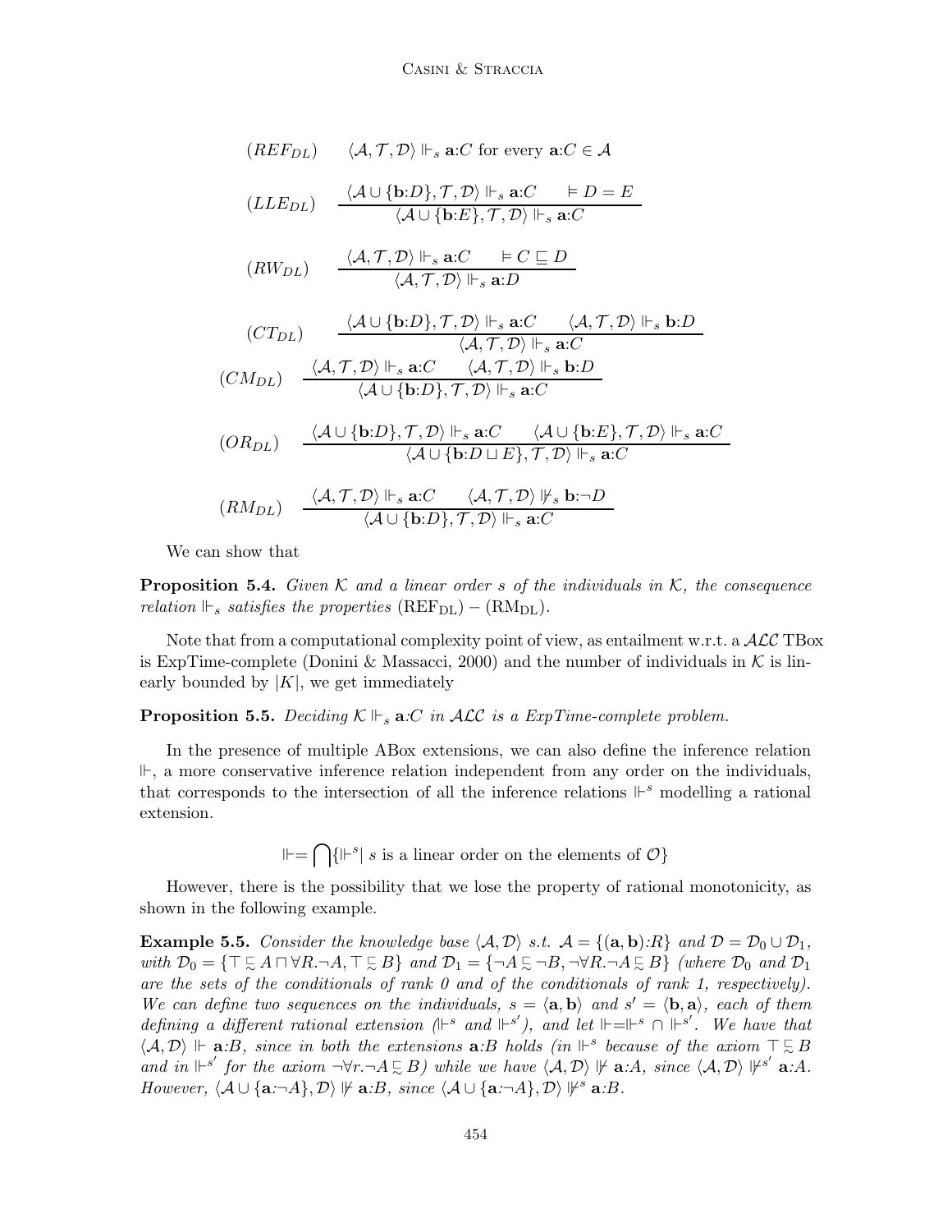$$(REF_{DL}) \quad \langle \mathcal{A}, \mathcal{T}, \mathcal{D}\rangle \Vdash_s \mathbf{a}{:}C \text{ for every } \mathbf{a}{:}C \in \mathcal{A}$$

$$(LLE_{DL}) \quad \frac{\langle \mathcal{A} \cup \{\mathbf{b}{:}D\}, \mathcal{T}, \mathcal{D}\rangle \Vdash_s \mathbf{a}{:}C \qquad \models D = E}{\langle \mathcal{A} \cup \{\mathbf{b}{:}E\}, \mathcal{T}, \mathcal{D}\rangle \Vdash_s \mathbf{a}{:}C}$$

$$(RW_{DL}) \quad \frac{\langle \mathcal{A}, \mathcal{T}, \mathcal{D}\rangle \Vdash_s \mathbf{a}{:}C \qquad \models C \sqsubseteq D}{\langle \mathcal{A}, \mathcal{T}, \mathcal{D}\rangle \Vdash_s \mathbf{a}{:}D}$$

$$(CT_{DL}) \quad \frac{\langle \mathcal{A} \cup \{\mathbf{b}{:}D\}, \mathcal{T}, \mathcal{D}\rangle \Vdash_s \mathbf{a}{:}C \qquad \langle \mathcal{A}, \mathcal{T}, \mathcal{D}\rangle \Vdash_s \mathbf{b}{:}D}{\langle \mathcal{A}, \mathcal{T}, \mathcal{D}\rangle \Vdash_s \mathbf{a}{:}C}$$

$$(CM_{DL}) \quad \frac{\langle \mathcal{A}, \mathcal{T}, \mathcal{D}\rangle \Vdash_s \mathbf{a}{:}C \qquad \langle \mathcal{A}, \mathcal{T}, \mathcal{D}\rangle \Vdash_s \mathbf{b}{:}D}{\langle \mathcal{A} \cup \{\mathbf{b}{:}D\}, \mathcal{T}, \mathcal{D}\rangle \Vdash_s \mathbf{a}{:}C}$$

$$(OR_{DL}) \quad \frac{\langle \mathcal{A} \cup \{\mathbf{b}{:}D\}, \mathcal{T}, \mathcal{D}\rangle \Vdash_s \mathbf{a}{:}C \qquad \langle \mathcal{A} \cup \{\mathbf{b}{:}E\}, \mathcal{T}, \mathcal{D}\rangle \Vdash_s \mathbf{a}{:}C}{\langle \mathcal{A} \cup \{\mathbf{b}{:}D \sqcup E\}, \mathcal{T}, \mathcal{D}\rangle \Vdash_s \mathbf{a}{:}C}$$

$$(RM_{DL}) \quad \frac{\langle \mathcal{A}, \mathcal{T}, \mathcal{D}\rangle \Vdash_s \mathbf{a}{:}C \qquad \langle \mathcal{A}, \mathcal{T}, \mathcal{D}\rangle \not\Vdash_s \mathbf{b}{:}\neg D}{\langle \mathcal{A} \cup \{\mathbf{b}{:}D\}, \mathcal{T}, \mathcal{D}\rangle \Vdash_s \mathbf{a}{:}C}$$

We can show that

**Proposition 5.4.** *Given $\mathcal{K}$ and a linear order $s$ of the individuals in $\mathcal{K}$, the consequence relation $\Vdash_s$ satisfies the properties* $(\text{REF}_{\text{DL}}) - (\text{RM}_{\text{DL}})$.

Note that from a computational complexity point of view, as entailment w.r.t. a $\mathcal{ALC}$ TBox is ExpTime-complete (Donini & Massacci, 2000) and the number of individuals in $\mathcal{K}$ is linearly bounded by $|K|$, we get immediately

**Proposition 5.5.** *Deciding $\mathcal{K} \Vdash_s \mathbf{a}{:}C$ in $\mathcal{ALC}$ is a ExpTime-complete problem.*

In the presence of multiple ABox extensions, we can also define the inference relation $\Vdash$, a more conservative inference relation independent from any order on the individuals, that corresponds to the intersection of all the inference relations $\Vdash^s$ modelling a rational extension.

$$\Vdash = \bigcap \{\Vdash^s \mid s \text{ is a linear order on the elements of } \mathcal{O}\}$$

However, there is the possibility that we lose the property of rational monotonicity, as shown in the following example.

**Example 5.5.** *Consider the knowledge base $\langle \mathcal{A}, \mathcal{D}\rangle$ s.t. $\mathcal{A} = \{(\mathbf{a}, \mathbf{b}){:}R\}$ and $\mathcal{D} = \mathcal{D}_0 \cup \mathcal{D}_1$, with $\mathcal{D}_0 = \{\top \precsim A \sqcap \forall R.\neg A, \top \precsim B\}$ and $\mathcal{D}_1 = \{\neg A \precsim \neg B, \neg \forall R.\neg A \precsim B\}$ (where $\mathcal{D}_0$ and $\mathcal{D}_1$ are the sets of the conditionals of rank 0 and of the conditionals of rank 1, respectively). We can define two sequences on the individuals, $s = \langle \mathbf{a}, \mathbf{b}\rangle$ and $s' = \langle \mathbf{b}, \mathbf{a}\rangle$, each of them defining a different rational extension ($\Vdash^s$ and $\Vdash^{s'}$), and let $\Vdash = \Vdash^s \cap \Vdash^{s'}$. We have that $\langle \mathcal{A}, \mathcal{D}\rangle \Vdash \mathbf{a}{:}B$, since in both the extensions $\mathbf{a}{:}B$ holds (in $\Vdash^s$ because of the axiom $\top \precsim B$ and in $\Vdash^{s'}$ for the axiom $\neg \forall r.\neg A \precsim B$) while we have $\langle \mathcal{A}, \mathcal{D}\rangle \not\Vdash \mathbf{a}{:}A$, since $\langle \mathcal{A}, \mathcal{D}\rangle \not\Vdash^{s'} \mathbf{a}{:}A$. However, $\langle \mathcal{A} \cup \{\mathbf{a}{:}\neg A\}, \mathcal{D}\rangle \not\Vdash \mathbf{a}{:}B$, since $\langle \mathcal{A} \cup \{\mathbf{a}{:}\neg A\}, \mathcal{D}\rangle \not\Vdash^s \mathbf{a}{:}B$.*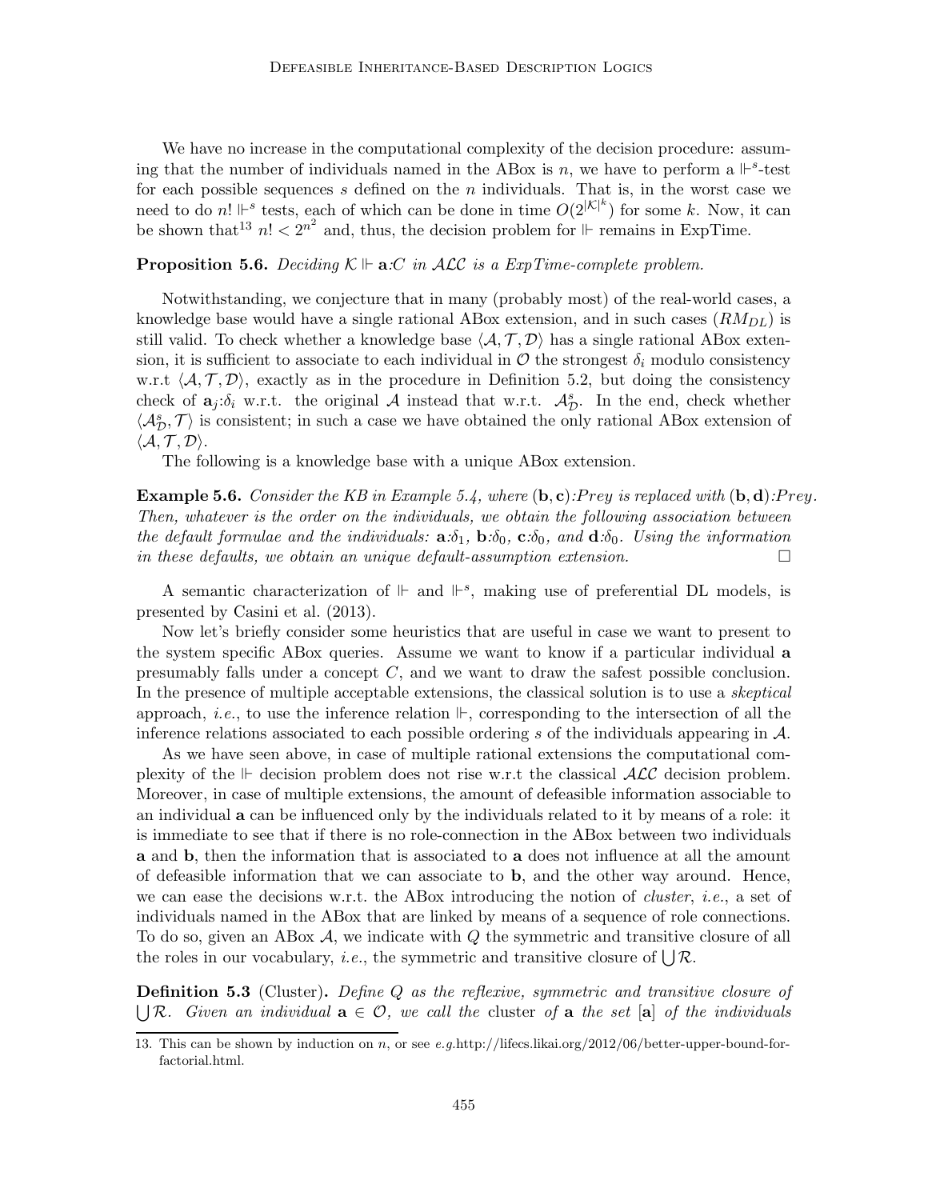We have no increase in the computational complexity of the decision procedure: assuming that the number of individuals named in the ABox is $n$, we have to perform a $\Vdash^s$-test for each possible sequences $s$ defined on the $n$ individuals. That is, in the worst case we need to do $n!$ $\Vdash^s$ tests, each of which can be done in time $O(2^{|\mathcal{K}|^k})$ for some $k$. Now, it can be shown that[13] $n! < 2^{n^2}$ and, thus, the decision problem for $\Vdash$ remains in ExpTime.

**Proposition 5.6.** *Deciding $\mathcal{K} \Vdash \mathbf{a}{:}C$ in $\mathcal{ALC}$ is a ExpTime-complete problem.*

Notwithstanding, we conjecture that in many (probably most) of the real-world cases, a knowledge base would have a single rational ABox extension, and in such cases $(RM_{DL})$ is still valid. To check whether a knowledge base $\langle \mathcal{A}, \mathcal{T}, \mathcal{D} \rangle$ has a single rational ABox extension, it is sufficient to associate to each individual in $\mathcal{O}$ the strongest $\delta_i$ modulo consistency w.r.t $\langle \mathcal{A}, \mathcal{T}, \mathcal{D} \rangle$, exactly as in the procedure in Definition 5.2, but doing the consistency check of $\mathbf{a}_j{:}\delta_i$ w.r.t. the original $\mathcal{A}$ instead that w.r.t. $\mathcal{A}^s_{\mathcal{D}}$. In the end, check whether $\langle \mathcal{A}^s_{\mathcal{D}}, \mathcal{T} \rangle$ is consistent; in such a case we have obtained the only rational ABox extension of $\langle \mathcal{A}, \mathcal{T}, \mathcal{D} \rangle$.

The following is a knowledge base with a unique ABox extension.

**Example 5.6.** *Consider the KB in Example 5.4, where $(\mathbf{b}, \mathbf{c}){:}Prey$ is replaced with $(\mathbf{b}, \mathbf{d}){:}Prey$. Then, whatever is the order on the individuals, we obtain the following association between the default formulae and the individuals: $\mathbf{a}{:}\delta_1$, $\mathbf{b}{:}\delta_0$, $\mathbf{c}{:}\delta_0$, and $\mathbf{d}{:}\delta_0$. Using the information in these defaults, we obtain an unique default-assumption extension.* □

A semantic characterization of $\Vdash$ and $\Vdash^s$, making use of preferential DL models, is presented by Casini et al. (2013).

Now let's briefly consider some heuristics that are useful in case we want to present to the system specific ABox queries. Assume we want to know if a particular individual $\mathbf{a}$ presumably falls under a concept $C$, and we want to draw the safest possible conclusion. In the presence of multiple acceptable extensions, the classical solution is to use a *skeptical* approach, *i.e.*, to use the inference relation $\Vdash$, corresponding to the intersection of all the inference relations associated to each possible ordering $s$ of the individuals appearing in $\mathcal{A}$.

As we have seen above, in case of multiple rational extensions the computational complexity of the $\Vdash$ decision problem does not rise w.r.t the classical $\mathcal{ALC}$ decision problem. Moreover, in case of multiple extensions, the amount of defeasible information associable to an individual $\mathbf{a}$ can be influenced only by the individuals related to it by means of a role: it is immediate to see that if there is no role-connection in the ABox between two individuals $\mathbf{a}$ and $\mathbf{b}$, then the information that is associated to $\mathbf{a}$ does not influence at all the amount of defeasible information that we can associate to $\mathbf{b}$, and the other way around. Hence, we can ease the decisions w.r.t. the ABox introducing the notion of *cluster*, *i.e.*, a set of individuals named in the ABox that are linked by means of a sequence of role connections. To do so, given an ABox $\mathcal{A}$, we indicate with $Q$ the symmetric and transitive closure of all the roles in our vocabulary, *i.e.*, the symmetric and transitive closure of $\bigcup \mathcal{R}$.

**Definition 5.3** (Cluster)**.** *Define $Q$ as the reflexive, symmetric and transitive closure of $\bigcup \mathcal{R}$. Given an individual $\mathbf{a} \in \mathcal{O}$, we call the* cluster *of $\mathbf{a}$ the set $[\mathbf{a}]$ of the individuals*

13. This can be shown by induction on $n$, or see *e.g.*http://lifecs.likai.org/2012/06/better-upper-bound-for-factorial.html.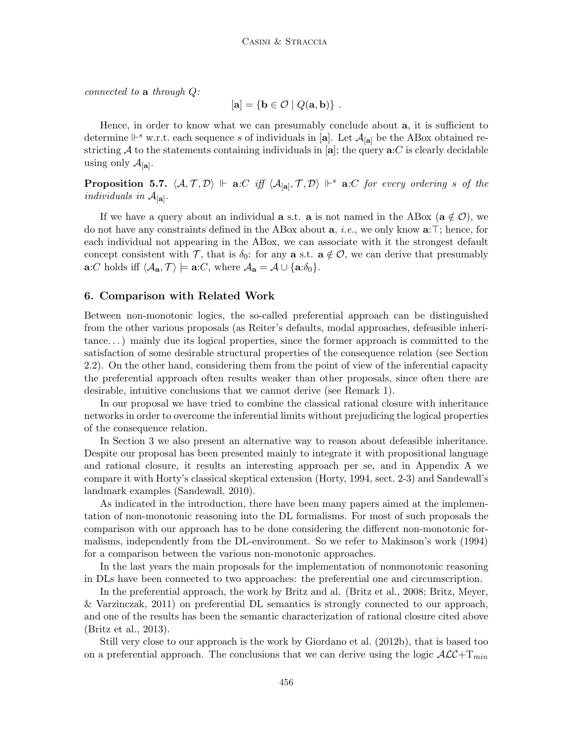*connected to* $\mathbf{a}$ *through* $Q$:

$$[\mathbf{a}] = \{\mathbf{b} \in \mathcal{O} \mid Q(\mathbf{a}, \mathbf{b})\} \ .$$

Hence, in order to know what we can presumably conclude about $\mathbf{a}$, it is sufficient to determine $\Vdash^s$ w.r.t. each sequence $s$ of individuals in $[\mathbf{a}]$. Let $\mathcal{A}_{[\mathbf{a}]}$ be the ABox obtained restricting $\mathcal{A}$ to the statements containing individuals in $[\mathbf{a}]$; the query $\mathbf{a}{:}C$ is clearly decidable using only $\mathcal{A}_{[\mathbf{a}]}$.

**Proposition 5.7.** *$\langle \mathcal{A}, \mathcal{T}, \mathcal{D} \rangle \Vdash \mathbf{a}{:}C$ iff $\langle \mathcal{A}_{[\mathbf{a}]}, \mathcal{T}, \mathcal{D} \rangle \Vdash^s \mathbf{a}{:}C$ for every ordering $s$ of the individuals in $\mathcal{A}_{[\mathbf{a}]}$.*

If we have a query about an individual $\mathbf{a}$ s.t. $\mathbf{a}$ is not named in the ABox ($\mathbf{a} \notin \mathcal{O}$), we do not have any constraints defined in the ABox about $\mathbf{a}$, *i.e.*, we only know $\mathbf{a}{:}\top$; hence, for each individual not appearing in the ABox, we can associate with it the strongest default concept consistent with $\mathcal{T}$, that is $\delta_0$: for any $\mathbf{a}$ s.t. $\mathbf{a} \notin \mathcal{O}$, we can derive that presumably $\mathbf{a}{:}C$ holds iff $\langle \mathcal{A}_{\mathbf{a}}, \mathcal{T} \rangle \models \mathbf{a}{:}C$, where $\mathcal{A}_{\mathbf{a}} = \mathcal{A} \cup \{\mathbf{a}{:}\delta_0\}$.

## 6. Comparison with Related Work

Between non-monotonic logics, the so-called preferential approach can be distinguished from the other various proposals (as Reiter's defaults, modal approaches, defeasible inheritance...) mainly due its logical properties, since the former approach is committed to the satisfaction of some desirable structural properties of the consequence relation (see Section 2.2). On the other hand, considering them from the point of view of the inferential capacity the preferential approach often results weaker than other proposals, since often there are desirable, intuitive conclusions that we cannot derive (see Remark 1).

In our proposal we have tried to combine the classical rational closure with inheritance networks in order to overcome the inferential limits without prejudicing the logical properties of the consequence relation.

In Section 3 we also present an alternative way to reason about defeasible inheritance. Despite our proposal has been presented mainly to integrate it with propositional language and rational closure, it results an interesting approach per se, and in Appendix A we compare it with Horty's classical skeptical extension (Horty, 1994, sect. 2-3) and Sandewall's landmark examples (Sandewall, 2010).

As indicated in the introduction, there have been many papers aimed at the implementation of non-monotonic reasoning into the DL formalisms. For most of such proposals the comparison with our approach has to be done considering the different non-monotonic formalisms, independently from the DL-environment. So we refer to Makinson's work (1994) for a comparison between the various non-monotonic approaches.

In the last years the main proposals for the implementation of nonmonotonic reasoning in DLs have been connected to two approaches: the preferential one and circumscription.

In the preferential approach, the work by Britz and al. (Britz et al., 2008; Britz, Meyer, & Varzinczak, 2011) on preferential DL semantics is strongly connected to our approach, and one of the results has been the semantic characterization of rational closure cited above (Britz et al., 2013).

Still very close to our approach is the work by Giordano et al. (2012b), that is based too on a preferential approach. The conclusions that we can derive using the logic $\mathcal{ALC}+\mathrm{T}_{min}$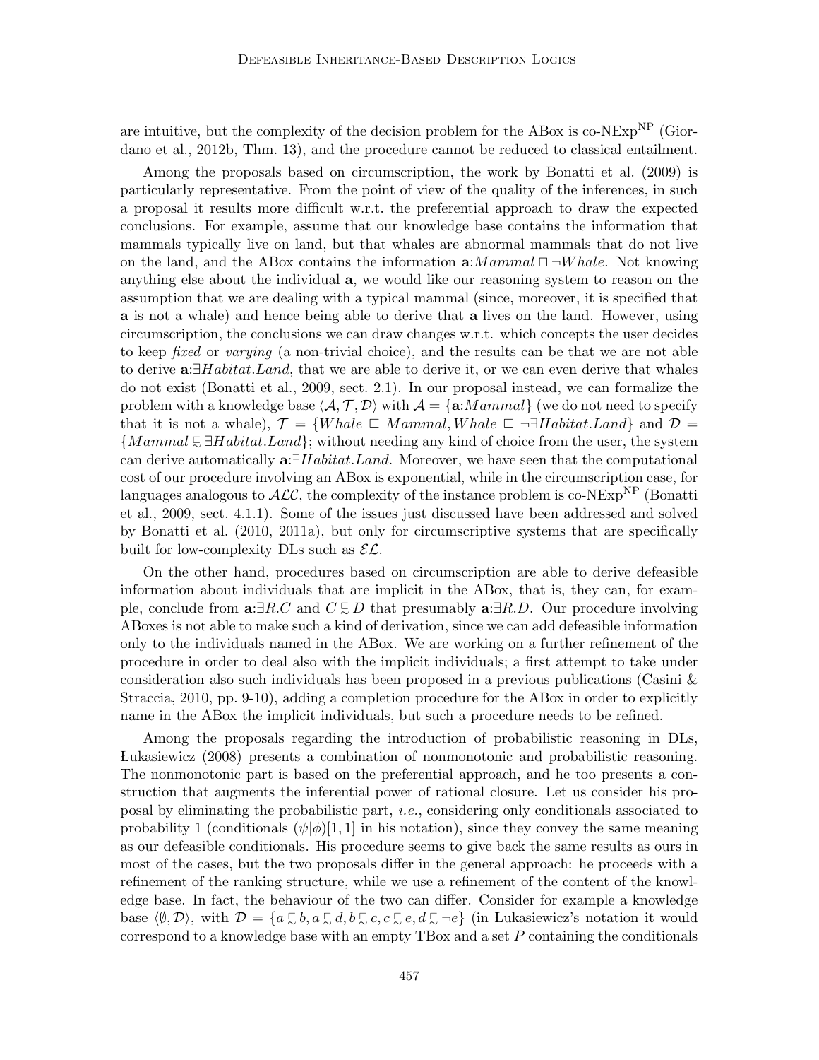are intuitive, but the complexity of the decision problem for the ABox is co-NExp$^{\text{NP}}$ (Giordano et al., 2012b, Thm. 13), and the procedure cannot be reduced to classical entailment.

Among the proposals based on circumscription, the work by Bonatti et al. (2009) is particularly representative. From the point of view of the quality of the inferences, in such a proposal it results more difficult w.r.t. the preferential approach to draw the expected conclusions. For example, assume that our knowledge base contains the information that mammals typically live on land, but that whales are abnormal mammals that do not live on the land, and the ABox contains the information $\mathbf{a}{:}Mammal \sqcap \neg Whale$. Not knowing anything else about the individual **a**, we would like our reasoning system to reason on the assumption that we are dealing with a typical mammal (since, moreover, it is specified that **a** is not a whale) and hence being able to derive that **a** lives on the land. However, using circumscription, the conclusions we can draw changes w.r.t. which concepts the user decides to keep *fixed* or *varying* (a non-trivial choice), and the results can be that we are not able to derive $\mathbf{a}{:}\exists Habitat.Land$, that we are able to derive it, or we can even derive that whales do not exist (Bonatti et al., 2009, sect. 2.1). In our proposal instead, we can formalize the problem with a knowledge base $\langle \mathcal{A}, \mathcal{T}, \mathcal{D} \rangle$ with $\mathcal{A} = \{\mathbf{a}{:}Mammal\}$ (we do not need to specify that it is not a whale), $\mathcal{T} = \{Whale \sqsubseteq Mammal, Whale \sqsubseteq \neg\exists Habitat.Land\}$ and $\mathcal{D} = \{Mammal \precsim \exists Habitat.Land\}$; without needing any kind of choice from the user, the system can derive automatically $\mathbf{a}{:}\exists Habitat.Land$. Moreover, we have seen that the computational cost of our procedure involving an ABox is exponential, while in the circumscription case, for languages analogous to $\mathcal{ALC}$, the complexity of the instance problem is co-NExp$^{\text{NP}}$ (Bonatti et al., 2009, sect. 4.1.1). Some of the issues just discussed have been addressed and solved by Bonatti et al. (2010, 2011a), but only for circumscriptive systems that are specifically built for low-complexity DLs such as $\mathcal{EL}$.

On the other hand, procedures based on circumscription are able to derive defeasible information about individuals that are implicit in the ABox, that is, they can, for example, conclude from $\mathbf{a}{:}\exists R.C$ and $C \precsim D$ that presumably $\mathbf{a}{:}\exists R.D$. Our procedure involving ABoxes is not able to make such a kind of derivation, since we can add defeasible information only to the individuals named in the ABox. We are working on a further refinement of the procedure in order to deal also with the implicit individuals; a first attempt to take under consideration also such individuals has been proposed in a previous publications (Casini & Straccia, 2010, pp. 9-10), adding a completion procedure for the ABox in order to explicitly name in the ABox the implicit individuals, but such a procedure needs to be refined.

Among the proposals regarding the introduction of probabilistic reasoning in DLs, Łukasiewicz (2008) presents a combination of nonmonotonic and probabilistic reasoning. The nonmonotonic part is based on the preferential approach, and he too presents a construction that augments the inferential power of rational closure. Let us consider his proposal by eliminating the probabilistic part, *i.e.*, considering only conditionals associated to probability 1 (conditionals $(\psi|\phi)[1,1]$ in his notation), since they convey the same meaning as our defeasible conditionals. His procedure seems to give back the same results as ours in most of the cases, but the two proposals differ in the general approach: he proceeds with a refinement of the ranking structure, while we use a refinement of the content of the knowledge base. In fact, the behaviour of the two can differ. Consider for example a knowledge base $\langle \emptyset, \mathcal{D} \rangle$, with $\mathcal{D} = \{a \precsim b, a \precsim d, b \precsim c, c \precsim e, d \precsim \neg e\}$ (in Łukasiewicz's notation it would correspond to a knowledge base with an empty TBox and a set $P$ containing the conditionals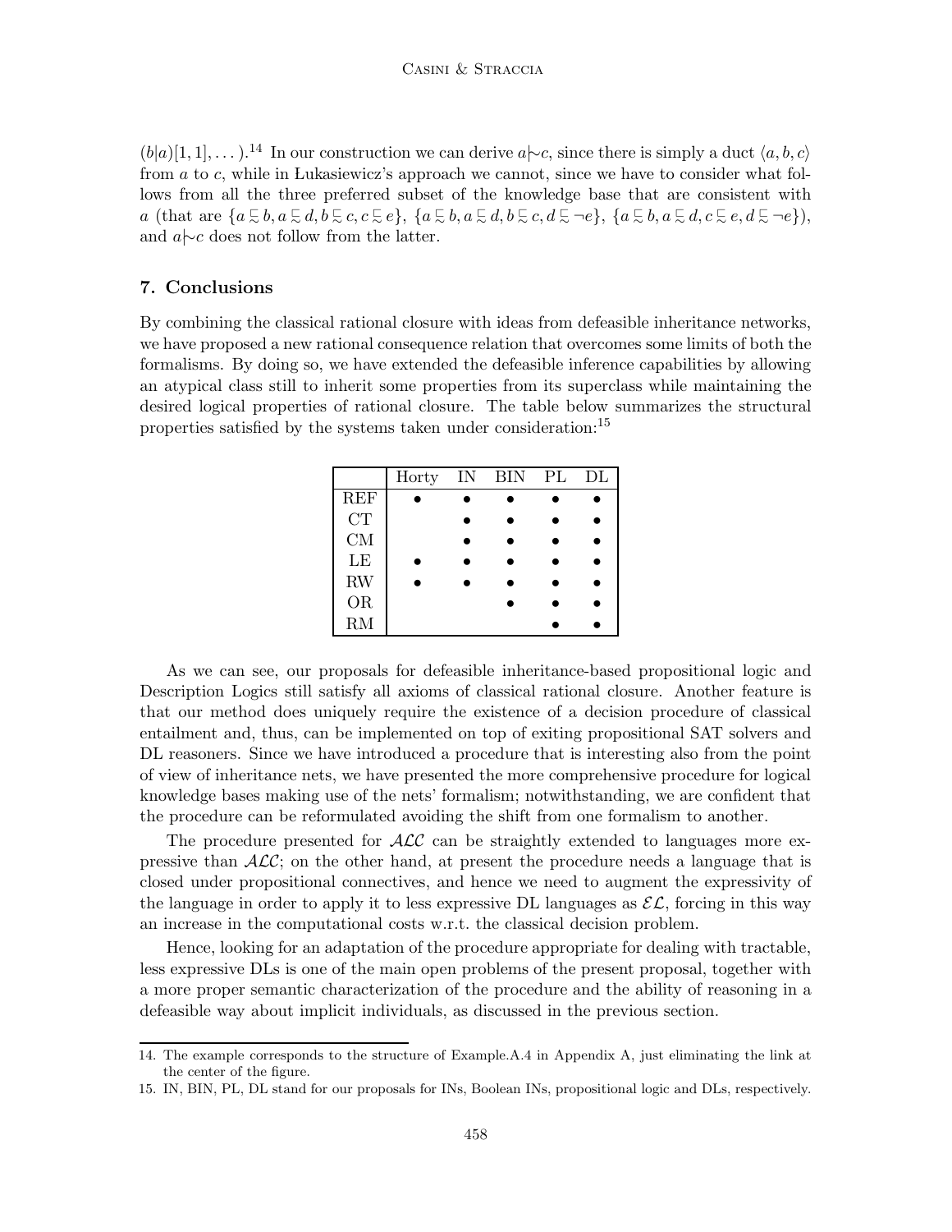$(b|a)[1,1], \dots)$.[14] In our construction we can derive $a \mid\!\sim c$, since there is simply a duct $\langle a, b, c\rangle$ from $a$ to $c$, while in Łukasiewicz's approach we cannot, since we have to consider what follows from all the three preferred subset of the knowledge base that are consistent with $a$ (that are $\{a \sqsubsim b, a \sqsubsim d, b \sqsubsim c, c \sqsubsim e\}$, $\{a \sqsubsim b, a \sqsubsim d, b \sqsubsim c, d \sqsubsim \neg e\}$, $\{a \sqsubsim b, a \sqsubsim d, c \sqsubsim e, d \sqsubsim \neg e\}$), and $a \mid\!\sim c$ does not follow from the latter.

## 7. Conclusions

By combining the classical rational closure with ideas from defeasible inheritance networks, we have proposed a new rational consequence relation that overcomes some limits of both the formalisms. By doing so, we have extended the defeasible inference capabilities by allowing an atypical class still to inherit some properties from its superclass while maintaining the desired logical properties of rational closure. The table below summarizes the structural properties satisfied by the systems taken under consideration:[15]

| | Horty | IN | BIN | PL | DL |
|---|---|---|---|---|---|
| REF | • | • | • | • | • |
| CT | | • | • | • | • |
| CM | | • | • | • | • |
| LE | • | • | • | • | • |
| RW | • | • | • | • | • |
| OR | | | • | • | • |
| RM | | | | • | • |

As we can see, our proposals for defeasible inheritance-based propositional logic and Description Logics still satisfy all axioms of classical rational closure. Another feature is that our method does uniquely require the existence of a decision procedure of classical entailment and, thus, can be implemented on top of exiting propositional SAT solvers and DL reasoners. Since we have introduced a procedure that is interesting also from the point of view of inheritance nets, we have presented the more comprehensive procedure for logical knowledge bases making use of the nets' formalism; notwithstanding, we are confident that the procedure can be reformulated avoiding the shift from one formalism to another.

The procedure presented for $\mathcal{ALC}$ can be straightly extended to languages more expressive than $\mathcal{ALC}$; on the other hand, at present the procedure needs a language that is closed under propositional connectives, and hence we need to augment the expressivity of the language in order to apply it to less expressive DL languages as $\mathcal{EL}$, forcing in this way an increase in the computational costs w.r.t. the classical decision problem.

Hence, looking for an adaptation of the procedure appropriate for dealing with tractable, less expressive DLs is one of the main open problems of the present proposal, together with a more proper semantic characterization of the procedure and the ability of reasoning in a defeasible way about implicit individuals, as discussed in the previous section.

---

14. The example corresponds to the structure of Example.A.4 in Appendix A, just eliminating the link at the center of the figure.
15. IN, BIN, PL, DL stand for our proposals for INs, Boolean INs, propositional logic and DLs, respectively.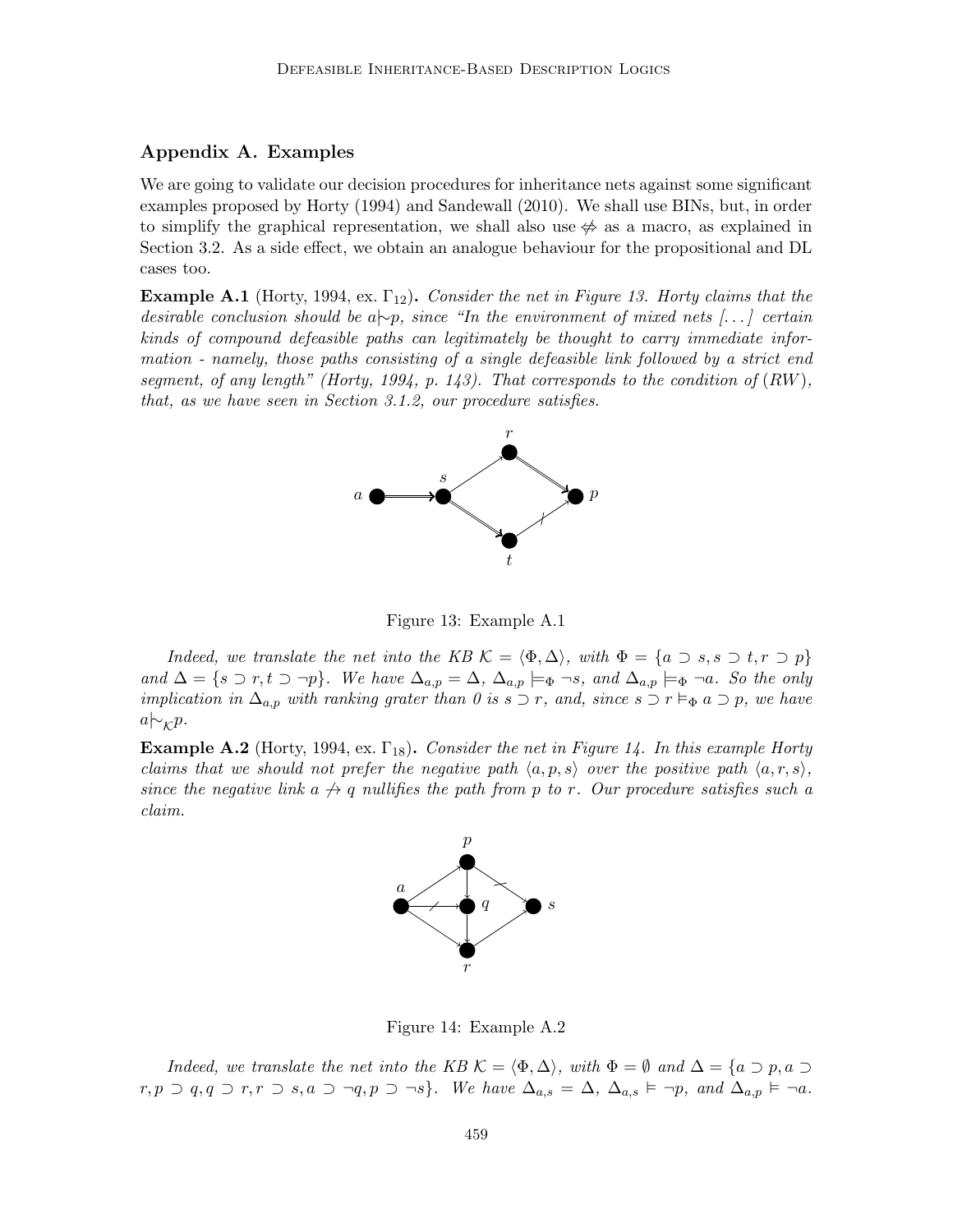## Appendix A. Examples

We are going to validate our decision procedures for inheritance nets against some significant examples proposed by Horty (1994) and Sandewall (2010). We shall use BINs, but, in order to simplify the graphical representation, we shall also use $\not\Rightarrow$ as a macro, as explained in Section 3.2. As a side effect, we obtain an analogue behaviour for the propositional and DL cases too.

**Example A.1** (Horty, 1994, ex. $\Gamma_{12}$)**.** *Consider the net in Figure 13. Horty claims that the desirable conclusion should be $a \mid\!\sim p$, since "In the environment of mixed nets [...] certain kinds of compound defeasible paths can legitimately be thought to carry immediate information - namely, those paths consisting of a single defeasible link followed by a strict end segment, of any length" (Horty, 1994, p. 143). That corresponds to the condition of (RW), that, as we have seen in Section 3.1.2, our procedure satisfies.*

Figure 13: Example A.1

*Indeed, we translate the net into the KB $\mathcal{K} = \langle \Phi, \Delta \rangle$, with $\Phi = \{a \supset s, s \supset t, r \supset p\}$ and $\Delta = \{s \supset r, t \supset \neg p\}$. We have $\Delta_{a,p} = \Delta$, $\Delta_{a,p} \models_\Phi \neg s$, and $\Delta_{a,p} \models_\Phi \neg a$. So the only implication in $\Delta_{a,p}$ with ranking grater than 0 is $s \supset r$, and, since $s \supset r \vDash_\Phi a \supset p$, we have $a \mid\!\sim_{\mathcal{K}} p$.*

**Example A.2** (Horty, 1994, ex. $\Gamma_{18}$)**.** *Consider the net in Figure 14. In this example Horty claims that we should not prefer the negative path $\langle a, p, s \rangle$ over the positive path $\langle a, r, s \rangle$, since the negative link $a \not\rightarrow q$ nullifies the path from $p$ to $r$. Our procedure satisfies such a claim.*

Figure 14: Example A.2

*Indeed, we translate the net into the KB $\mathcal{K} = \langle \Phi, \Delta \rangle$, with $\Phi = \emptyset$ and $\Delta = \{a \supset p, a \supset r, p \supset q, q \supset r, r \supset s, a \supset \neg q, p \supset \neg s\}$. We have $\Delta_{a,s} = \Delta$, $\Delta_{a,s} \vDash \neg p$, and $\Delta_{a,p} \vDash \neg a$.*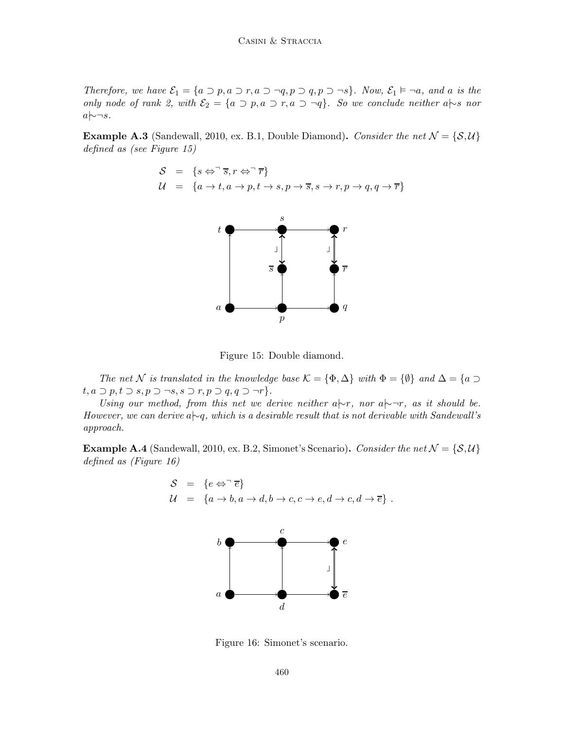*Therefore, we have $\mathcal{E}_1 = \{a \supset p, a \supset r, a \supset \neg q, p \supset q, p \supset \neg s\}$. Now, $\mathcal{E}_1 \models \neg a$, and $a$ is the only node of rank 2, with $\mathcal{E}_2 = \{a \supset p, a \supset r, a \supset \neg q\}$. So we conclude neither $a \mid\!\sim s$ nor $a \mid\!\sim \neg s$.*

**Example A.3** (Sandewall, 2010, ex. B.1, Double Diamond)**.** *Consider the net $\mathcal{N} = \{\mathcal{S}, \mathcal{U}\}$ defined as (see Figure 15)*

$$
\begin{array}{rcl}
\mathcal{S} & = & \{s \Leftrightarrow^{\neg} \overline{s}, r \Leftrightarrow^{\neg} \overline{r}\} \\
\mathcal{U} & = & \{a \rightarrow t, a \rightarrow p, t \rightarrow s, p \rightarrow \overline{s}, s \rightarrow r, p \rightarrow q, q \rightarrow \overline{r}\}
\end{array}
$$

Figure 15: Double diamond.

*The net $\mathcal{N}$ is translated in the knowledge base $\mathcal{K} = \{\Phi, \Delta\}$ with $\Phi = \{\emptyset\}$ and $\Delta = \{a \supset t, a \supset p, t \supset s, p \supset \neg s, s \supset r, p \supset q, q \supset \neg r\}$.*

*Using our method, from this net we derive neither $a \mid\!\sim r$, nor $a \mid\!\sim \neg r$, as it should be. However, we can derive $a \mid\!\sim q$, which is a desirable result that is not derivable with Sandewall's approach.*

**Example A.4** (Sandewall, 2010, ex. B.2, Simonet's Scenario)**.** *Consider the net $\mathcal{N} = \{\mathcal{S}, \mathcal{U}\}$ defined as (Figure 16)*

$$
\begin{array}{rcl}
\mathcal{S} & = & \{e \Leftrightarrow^{\neg} \overline{e}\} \\
\mathcal{U} & = & \{a \rightarrow b, a \rightarrow d, b \rightarrow c, c \rightarrow e, d \rightarrow c, d \rightarrow \overline{e}\} \ .
\end{array}
$$

Figure 16: Simonet's scenario.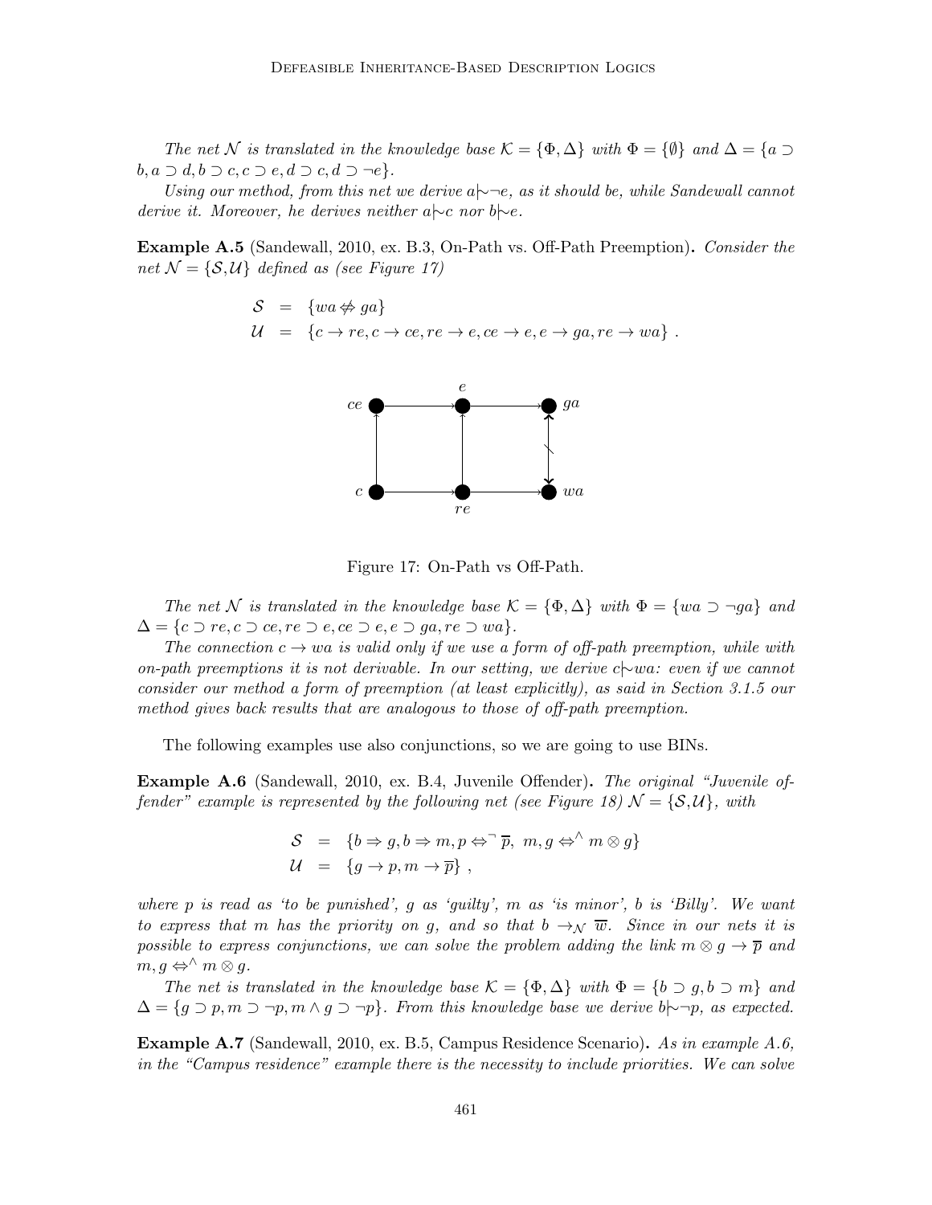*The net $\mathcal{N}$ is translated in the knowledge base $\mathcal{K} = \{\Phi, \Delta\}$ with $\Phi = \{\emptyset\}$ and $\Delta = \{a \supset b, a \supset d, b \supset c, c \supset e, d \supset c, d \supset \neg e\}$.*

*Using our method, from this net we derive $a|\!\sim \neg e$, as it should be, while Sandewall cannot derive it. Moreover, he derives neither $a|\!\sim c$ nor $b|\!\sim e$.*

**Example A.5** (Sandewall, 2010, ex. B.3, On-Path vs. Off-Path Preemption)**.** *Consider the net $\mathcal{N} = \{\mathcal{S}, \mathcal{U}\}$ defined as (see Figure 17)*

$$\begin{aligned} \mathcal{S} &= \{wa \not\Leftrightarrow ga\} \\ \mathcal{U} &= \{c \rightarrow re, c \rightarrow ce, re \rightarrow e, ce \rightarrow e, e \rightarrow ga, re \rightarrow wa\} \ . \end{aligned}$$

Figure 17: On-Path vs Off-Path.

*The net $\mathcal{N}$ is translated in the knowledge base $\mathcal{K} = \{\Phi, \Delta\}$ with $\Phi = \{wa \supset \neg ga\}$ and $\Delta = \{c \supset re, c \supset ce, re \supset e, ce \supset e, e \supset ga, re \supset wa\}$.*

*The connection $c \rightarrow wa$ is valid only if we use a form of off-path preemption, while with on-path preemptions it is not derivable. In our setting, we derive $c|\!\sim wa$: even if we cannot consider our method a form of preemption (at least explicitly), as said in Section 3.1.5 our method gives back results that are analogous to those of off-path preemption.*

The following examples use also conjunctions, so we are going to use BINs.

**Example A.6** (Sandewall, 2010, ex. B.4, Juvenile Offender)**.** *The original "Juvenile offender" example is represented by the following net (see Figure 18) $\mathcal{N} = \{\mathcal{S}, \mathcal{U}\}$, with*

$$\begin{aligned} \mathcal{S} &= \{b \Rightarrow g, b \Rightarrow m, p \Leftrightarrow^{\neg} \overline{p},\ m, g \Leftrightarrow^{\wedge} m \otimes g\} \\ \mathcal{U} &= \{g \rightarrow p, m \rightarrow \overline{p}\} \ , \end{aligned}$$

*where $p$ is read as 'to be punished', $g$ as 'guilty', $m$ as 'is minor', $b$ is 'Billy'. We want to express that $m$ has the priority on $g$, and so that $b \rightarrow_{\mathcal{N}} \overline{w}$. Since in our nets it is possible to express conjunctions, we can solve the problem adding the link $m \otimes g \rightarrow \overline{p}$ and $m, g \Leftrightarrow^{\wedge} m \otimes g$.*

*The net is translated in the knowledge base $\mathcal{K} = \{\Phi, \Delta\}$ with $\Phi = \{b \supset g, b \supset m\}$ and $\Delta = \{g \supset p, m \supset \neg p, m \wedge g \supset \neg p\}$. From this knowledge base we derive $b|\!\sim \neg p$, as expected.*

**Example A.7** (Sandewall, 2010, ex. B.5, Campus Residence Scenario)**.** *As in example A.6, in the "Campus residence" example there is the necessity to include priorities. We can solve*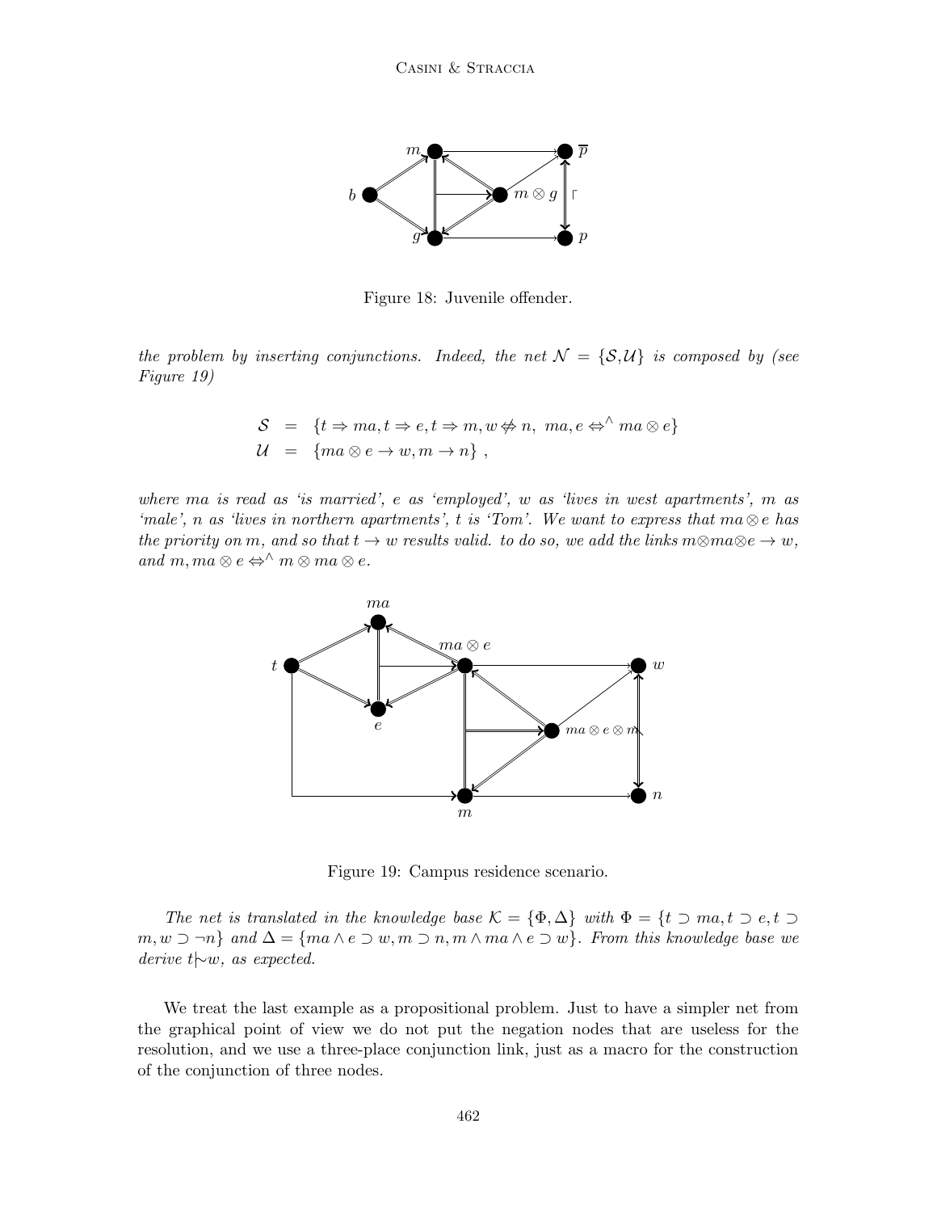Figure 18: Juvenile offender.

*the problem by inserting conjunctions. Indeed, the net $\mathcal{N} = \{\mathcal{S}, \mathcal{U}\}$ is composed by (see Figure 19)*

$$\begin{aligned}
\mathcal{S} &= \{t \Rightarrow ma, t \Rightarrow e, t \Rightarrow m, w \not\Leftrightarrow n,\ ma, e \Leftrightarrow^{\wedge} ma \otimes e\} \\
\mathcal{U} &= \{ma \otimes e \rightarrow w, m \rightarrow n\}\ ,
\end{aligned}$$

*where $ma$ is read as 'is married', $e$ as 'employed', $w$ as 'lives in west apartments', $m$ as 'male', $n$ as 'lives in northern apartments', $t$ is 'Tom'. We want to express that $ma \otimes e$ has the priority on $m$, and so that $t \rightarrow w$ results valid. to do so, we add the links $m \otimes ma \otimes e \rightarrow w$, and $m, ma \otimes e \Leftrightarrow^{\wedge} m \otimes ma \otimes e$.*

Figure 19: Campus residence scenario.

*The net is translated in the knowledge base $\mathcal{K} = \{\Phi, \Delta\}$ with $\Phi = \{t \supset ma, t \supset e, t \supset m, w \supset \neg n\}$ and $\Delta = \{ma \wedge e \supset w, m \supset n, m \wedge ma \wedge e \supset w\}$. From this knowledge base we derive $t {\mid\!\sim} w$, as expected.*

We treat the last example as a propositional problem. Just to have a simpler net from the graphical point of view we do not put the negation nodes that are useless for the resolution, and we use a three-place conjunction link, just as a macro for the construction of the conjunction of three nodes.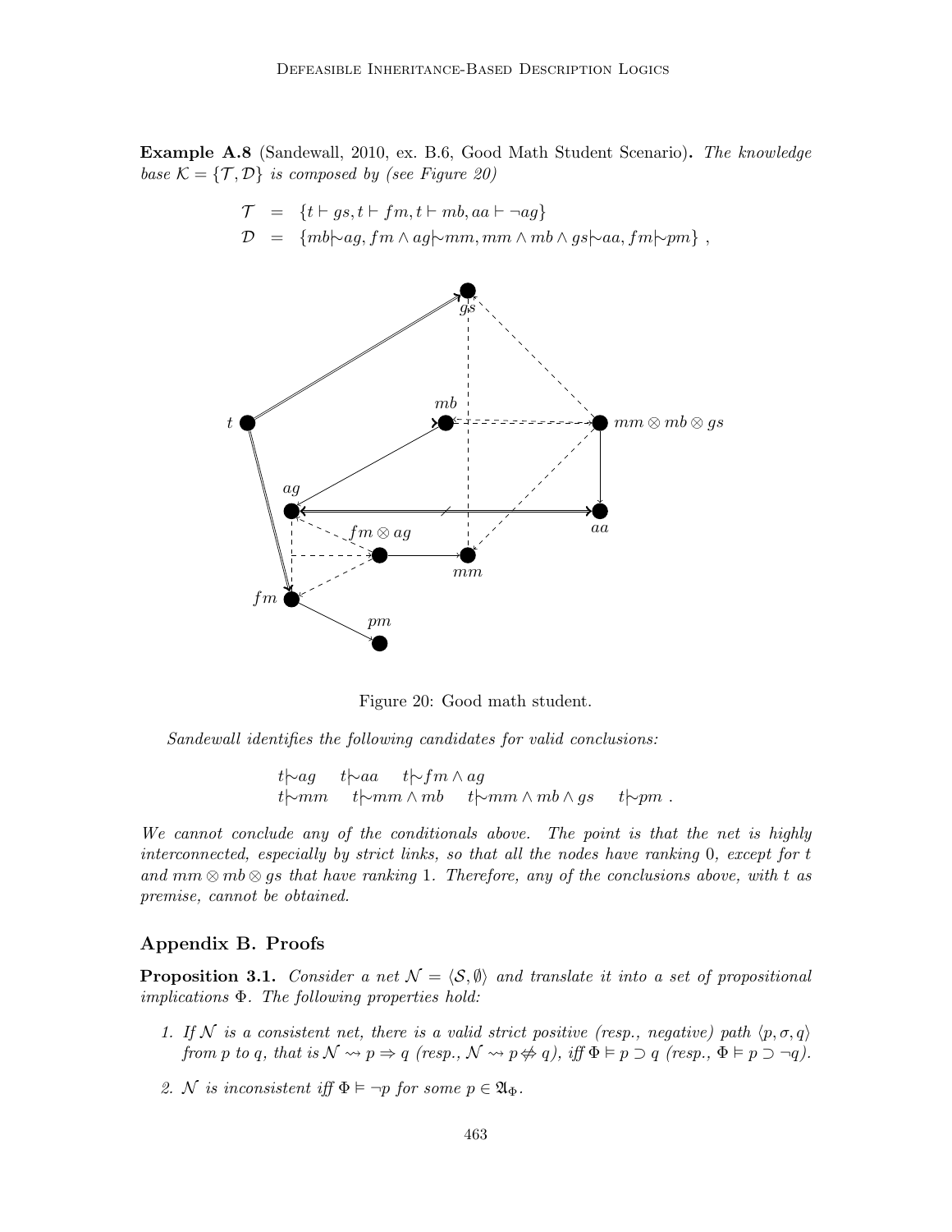**Example A.8** (Sandewall, 2010, ex. B.6, Good Math Student Scenario). *The knowledge base $\mathcal{K} = \{\mathcal{T}, \mathcal{D}\}$ is composed by (see Figure 20)*

$$\mathcal{T} = \{t \vdash gs, t \vdash fm, t \vdash mb, aa \vdash \neg ag\}$$
$$\mathcal{D} = \{mb \mid\!\sim ag, fm \wedge ag \mid\!\sim mm, mm \wedge mb \wedge gs \mid\!\sim aa, fm \mid\!\sim pm\} ,$$

Figure 20: Good math student.

*Sandewall identifies the following candidates for valid conclusions:*

$$t \mid\!\sim ag \quad t \mid\!\sim aa \quad t \mid\!\sim fm \wedge ag$$
$$t \mid\!\sim mm \quad t \mid\!\sim mm \wedge mb \quad t \mid\!\sim mm \wedge mb \wedge gs \quad t \mid\!\sim pm .$$

*We cannot conclude any of the conditionals above. The point is that the net is highly interconnected, especially by strict links, so that all the nodes have ranking 0, except for $t$ and $mm \otimes mb \otimes gs$ that have ranking 1. Therefore, any of the conclusions above, with $t$ as premise, cannot be obtained.*

## Appendix B. Proofs

**Proposition 3.1.** *Consider a net $\mathcal{N} = \langle \mathcal{S}, \emptyset \rangle$ and translate it into a set of propositional implications $\Phi$. The following properties hold:*

1. *If $\mathcal{N}$ is a consistent net, there is a valid strict positive (resp., negative) path $\langle p, \sigma, q \rangle$ from $p$ to $q$, that is $\mathcal{N} \rightsquigarrow p \Rightarrow q$ (resp., $\mathcal{N} \rightsquigarrow p \not\Leftrightarrow q$), iff $\Phi \vDash p \supset q$ (resp., $\Phi \vDash p \supset \neg q$).*

2. *$\mathcal{N}$ is inconsistent iff $\Phi \vDash \neg p$ for some $p \in \mathfrak{A}_\Phi$.*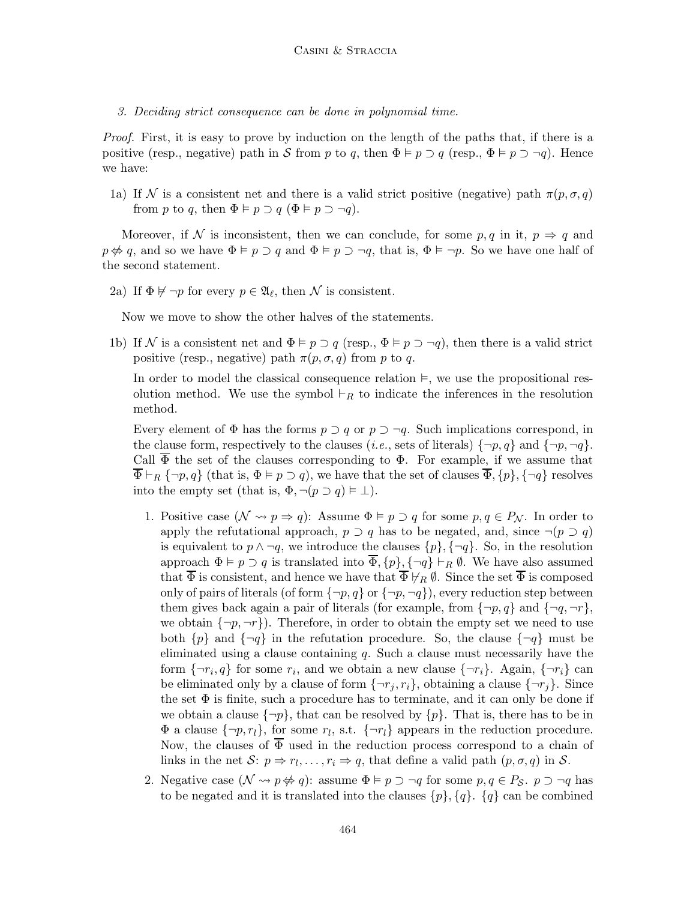3. *Deciding strict consequence can be done in polynomial time.*

*Proof.* First, it is easy to prove by induction on the length of the paths that, if there is a positive (resp., negative) path in $\mathcal{S}$ from $p$ to $q$, then $\Phi \vDash p \supset q$ (resp., $\Phi \vDash p \supset \neg q$). Hence we have:

1a) If $\mathcal{N}$ is a consistent net and there is a valid strict positive (negative) path $\pi(p, \sigma, q)$ from $p$ to $q$, then $\Phi \vDash p \supset q$ ($\Phi \vDash p \supset \neg q$).

Moreover, if $\mathcal{N}$ is inconsistent, then we can conclude, for some $p, q$ in it, $p \Rightarrow q$ and $p \not\Rightarrow q$, and so we have $\Phi \vDash p \supset q$ and $\Phi \vDash p \supset \neg q$, that is, $\Phi \vDash \neg p$. So we have one half of the second statement.

2a) If $\Phi \not\vDash \neg p$ for every $p \in \mathfrak{A}_\ell$, then $\mathcal{N}$ is consistent.

Now we move to show the other halves of the statements.

1b) If $\mathcal{N}$ is a consistent net and $\Phi \vDash p \supset q$ (resp., $\Phi \vDash p \supset \neg q$), then there is a valid strict positive (resp., negative) path $\pi(p, \sigma, q)$ from $p$ to $q$.

In order to model the classical consequence relation $\vDash$, we use the propositional resolution method. We use the symbol $\vdash_R$ to indicate the inferences in the resolution method.

Every element of $\Phi$ has the forms $p \supset q$ or $p \supset \neg q$. Such implications correspond, in the clause form, respectively to the clauses (*i.e.*, sets of literals) $\{\neg p, q\}$ and $\{\neg p, \neg q\}$. Call $\overline{\Phi}$ the set of the clauses corresponding to $\Phi$. For example, if we assume that $\overline{\Phi} \vdash_R \{\neg p, q\}$ (that is, $\Phi \vDash p \supset q$), we have that the set of clauses $\overline{\Phi}, \{p\}, \{\neg q\}$ resolves into the empty set (that is, $\Phi, \neg(p \supset q) \vDash \bot$).

1. Positive case ($\mathcal{N} \rightsquigarrow p \Rightarrow q$): Assume $\Phi \vDash p \supset q$ for some $p, q \in P_{\mathcal{N}}$. In order to apply the refutational approach, $p \supset q$ has to be negated, and, since $\neg(p \supset q)$ is equivalent to $p \wedge \neg q$, we introduce the clauses $\{p\}, \{\neg q\}$. So, in the resolution approach $\Phi \vDash p \supset q$ is translated into $\overline{\Phi}, \{p\}, \{\neg q\} \vdash_R \emptyset$. We have also assumed that $\overline{\Phi}$ is consistent, and hence we have that $\overline{\Phi} \not\vdash_R \emptyset$. Since the set $\overline{\Phi}$ is composed only of pairs of literals (of form $\{\neg p, q\}$ or $\{\neg p, \neg q\}$), every reduction step between them gives back again a pair of literals (for example, from $\{\neg p, q\}$ and $\{\neg q, \neg r\}$, we obtain $\{\neg p, \neg r\}$). Therefore, in order to obtain the empty set we need to use both $\{p\}$ and $\{\neg q\}$ in the refutation procedure. So, the clause $\{\neg q\}$ must be eliminated using a clause containing $q$. Such a clause must necessarily have the form $\{\neg r_i, q\}$ for some $r_i$, and we obtain a new clause $\{\neg r_i\}$. Again, $\{\neg r_i\}$ can be eliminated only by a clause of form $\{\neg r_j, r_i\}$, obtaining a clause $\{\neg r_j\}$. Since the set $\Phi$ is finite, such a procedure has to terminate, and it can only be done if we obtain a clause $\{\neg p\}$, that can be resolved by $\{p\}$. That is, there has to be in $\Phi$ a clause $\{\neg p, r_l\}$, for some $r_l$, s.t. $\{\neg r_l\}$ appears in the reduction procedure. Now, the clauses of $\overline{\Phi}$ used in the reduction process correspond to a chain of links in the net $\mathcal{S}$: $p \Rightarrow r_l, \ldots, r_i \Rightarrow q$, that define a valid path $(p, \sigma, q)$ in $\mathcal{S}$.

2. Negative case ($\mathcal{N} \rightsquigarrow p \not\Rightarrow q$): assume $\Phi \vDash p \supset \neg q$ for some $p, q \in P_{\mathcal{S}}$. $p \supset \neg q$ has to be negated and it is translated into the clauses $\{p\}, \{q\}$. $\{q\}$ can be combined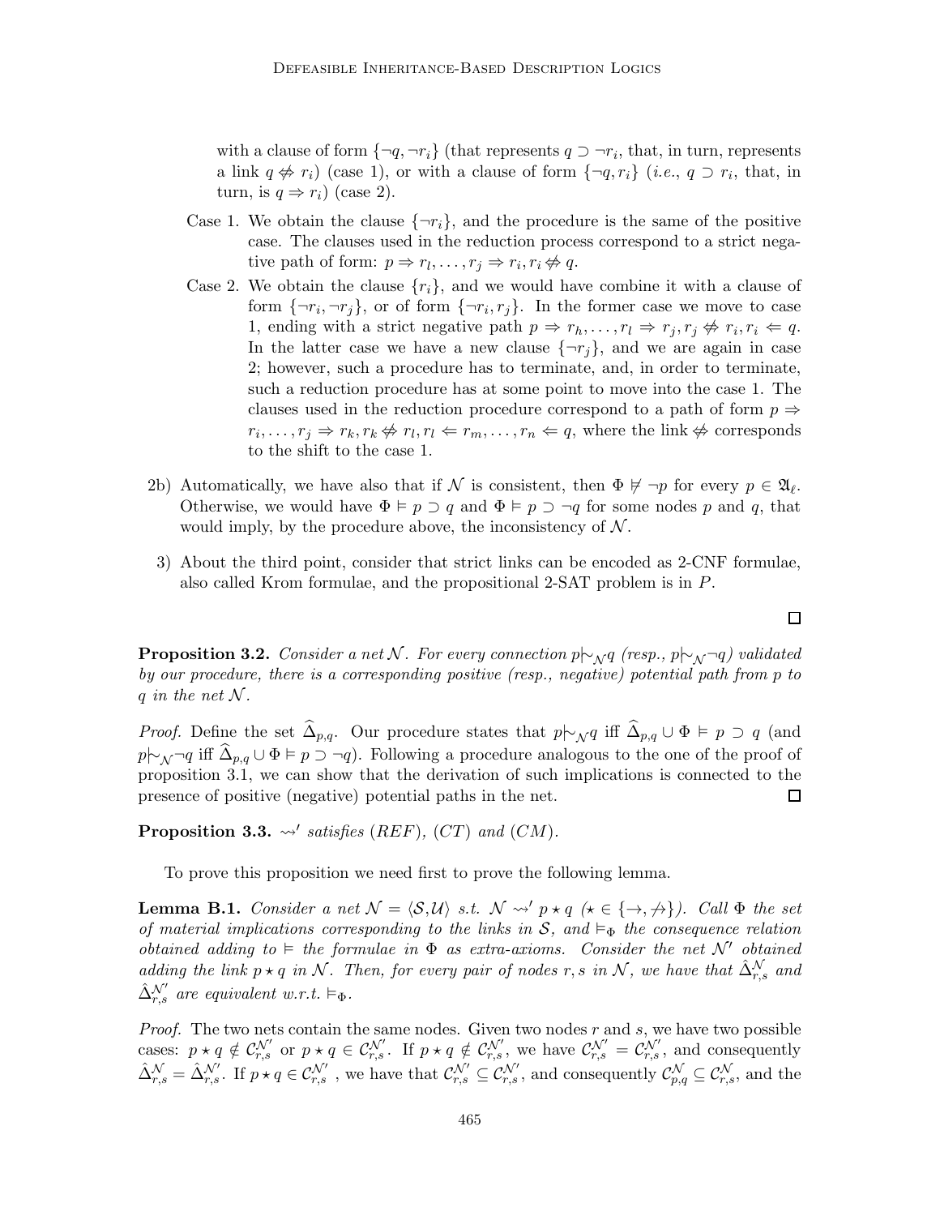with a clause of form $\{\neg q, \neg r_i\}$ (that represents $q \supset \neg r_i$, that, in turn, represents a link $q \not\Rightarrow r_i$) (case 1), or with a clause of form $\{\neg q, r_i\}$ (*i.e.*, $q \supset r_i$, that, in turn, is $q \Rightarrow r_i$) (case 2).

Case 1. We obtain the clause $\{\neg r_i\}$, and the procedure is the same of the positive case. The clauses used in the reduction process correspond to a strict negative path of form: $p \Rightarrow r_l, \ldots, r_j \Rightarrow r_i, r_i \not\Rightarrow q$.

Case 2. We obtain the clause $\{r_i\}$, and we would have combine it with a clause of form $\{\neg r_i, \neg r_j\}$, or of form $\{\neg r_i, r_j\}$. In the former case we move to case 1, ending with a strict negative path $p \Rightarrow r_h, \ldots, r_l \Rightarrow r_j, r_j \not\Rightarrow r_i, r_i \Leftarrow q$. In the latter case we have a new clause $\{\neg r_j\}$, and we are again in case 2; however, such a procedure has to terminate, and, in order to terminate, such a reduction procedure has at some point to move into the case 1. The clauses used in the reduction procedure correspond to a path of form $p \Rightarrow r_i, \ldots, r_j \Rightarrow r_k, r_k \not\Rightarrow r_l, r_l \Leftarrow r_m, \ldots, r_n \Leftarrow q$, where the link $\not\Rightarrow$ corresponds to the shift to the case 1.

2b) Automatically, we have also that if $\mathcal{N}$ is consistent, then $\Phi \not\vDash \neg p$ for every $p \in \mathfrak{A}_\ell$. Otherwise, we would have $\Phi \vDash p \supset q$ and $\Phi \vDash p \supset \neg q$ for some nodes $p$ and $q$, that would imply, by the procedure above, the inconsistency of $\mathcal{N}$.

3) About the third point, consider that strict links can be encoded as 2-CNF formulae, also called Krom formulae, and the propositional 2-SAT problem is in $P$.

□

**Proposition 3.2.** *Consider a net $\mathcal{N}$. For every connection $p \mid\!\sim_{\mathcal{N}} q$ (resp., $p \mid\!\sim_{\mathcal{N}} \neg q$) validated by our procedure, there is a corresponding positive (resp., negative) potential path from $p$ to $q$ in the net $\mathcal{N}$.*

*Proof.* Define the set $\widehat{\Delta}_{p,q}$. Our procedure states that $p \mid\!\sim_{\mathcal{N}} q$ iff $\widehat{\Delta}_{p,q} \cup \Phi \vDash p \supset q$ (and $p \mid\!\sim_{\mathcal{N}} \neg q$ iff $\widehat{\Delta}_{p,q} \cup \Phi \vDash p \supset \neg q$). Following a procedure analogous to the one of the proof of proposition 3.1, we can show that the derivation of such implications is connected to the presence of positive (negative) potential paths in the net. □

**Proposition 3.3.** *$\rightsquigarrow'$ satisfies (REF), (CT) and (CM).*

To prove this proposition we need first to prove the following lemma.

**Lemma B.1.** *Consider a net $\mathcal{N} = \langle \mathcal{S}, \mathcal{U} \rangle$ s.t. $\mathcal{N} \rightsquigarrow' p \star q$ ($\star \in \{\rightarrow, \not\rightarrow\}$). Call $\Phi$ the set of material implications corresponding to the links in $\mathcal{S}$, and $\vDash_\Phi$ the consequence relation obtained adding to $\vDash$ the formulae in $\Phi$ as extra-axioms. Consider the net $\mathcal{N}'$ obtained adding the link $p \star q$ in $\mathcal{N}$. Then, for every pair of nodes $r, s$ in $\mathcal{N}$, we have that $\hat{\Delta}^{\mathcal{N}}_{r,s}$ and $\hat{\Delta}^{\mathcal{N}'}_{r,s}$ are equivalent w.r.t. $\vDash_\Phi$.*

*Proof.* The two nets contain the same nodes. Given two nodes $r$ and $s$, we have two possible cases: $p \star q \notin \mathcal{C}^{\mathcal{N}'}_{r,s}$ or $p \star q \in \mathcal{C}^{\mathcal{N}'}_{r,s}$. If $p \star q \notin \mathcal{C}^{\mathcal{N}'}_{r,s}$, we have $\mathcal{C}^{\mathcal{N}'}_{r,s} = \mathcal{C}^{\mathcal{N}'}_{r,s}$, and consequently $\hat{\Delta}^{\mathcal{N}}_{r,s} = \hat{\Delta}^{\mathcal{N}'}_{r,s}$. If $p \star q \in \mathcal{C}^{\mathcal{N}'}_{r,s}$ , we have that $\mathcal{C}^{\mathcal{N}'}_{r,s} \subseteq \mathcal{C}^{\mathcal{N}'}_{r,s}$, and consequently $\mathcal{C}^{\mathcal{N}}_{p,q} \subseteq \mathcal{C}^{\mathcal{N}}_{r,s}$, and the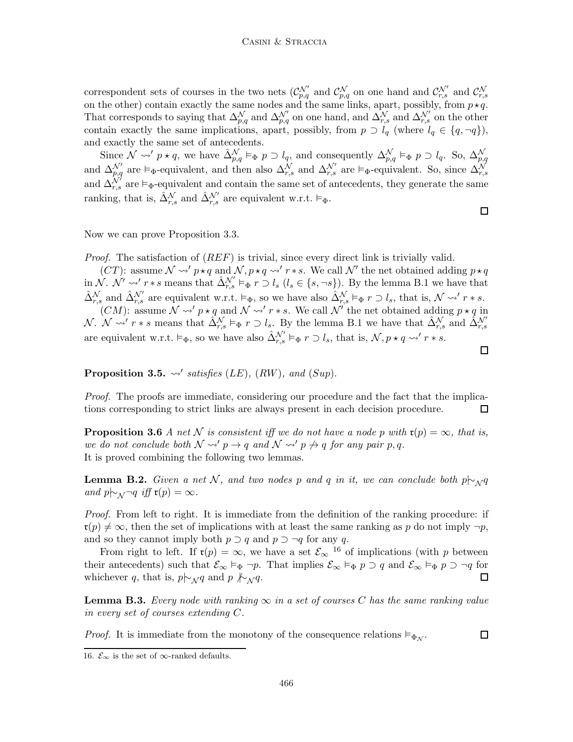correspondent sets of courses in the two nets ($\mathcal{C}^{\mathcal{N}'}_{p,q}$ and $\mathcal{C}^{\mathcal{N}}_{p,q}$ on one hand and $\mathcal{C}^{\mathcal{N}'}_{r,s}$ and $\mathcal{C}^{\mathcal{N}}_{r,s}$ on the other) contain exactly the same nodes and the same links, apart, possibly, from $p \star q$. That corresponds to saying that $\Delta^{\mathcal{N}}_{p,q}$ and $\Delta^{\mathcal{N}'}_{p,q}$ on one hand, and $\Delta^{\mathcal{N}}_{r,s}$ and $\Delta^{\mathcal{N}'}_{r,s}$ on the other contain exactly the same implications, apart, possibly, from $p \supset l_q$ (where $l_q \in \{q, \neg q\}$), and exactly the same set of antecedents.

Since $\mathcal{N} \rightsquigarrow' p \star q$, we have $\hat{\Delta}^{\mathcal{N}}_{p,q} \vDash_\Phi p \supset l_q$, and consequently $\Delta^{\mathcal{N}}_{p,q} \vDash_\Phi p \supset l_q$. So, $\Delta^{\mathcal{N}}_{p,q}$ and $\Delta^{\mathcal{N}'}_{p,q}$ are $\vDash_\Phi$-equivalent, and then also $\Delta^{\mathcal{N}}_{r,s}$ and $\Delta^{\mathcal{N}'}_{r,s}$ are $\vDash_\Phi$-equivalent. So, since $\Delta^{\mathcal{N}}_{r,s}$ and $\Delta^{\mathcal{N}'}_{r,s}$ are $\vDash_\Phi$-equivalent and contain the same set of antecedents, they generate the same ranking, that is, $\hat{\Delta}^{\mathcal{N}}_{r,s}$ and $\hat{\Delta}^{\mathcal{N}'}_{r,s}$ are equivalent w.r.t. $\vDash_\Phi$. □

Now we can prove Proposition 3.3.

*Proof.* The satisfaction of $(REF)$ is trivial, since every direct link is trivially valid.

$(CT)$: assume $\mathcal{N} \rightsquigarrow' p \star q$ and $\mathcal{N}, p \star q \rightsquigarrow' r * s$. We call $\mathcal{N}'$ the net obtained adding $p \star q$ in $\mathcal{N}$. $\mathcal{N}' \rightsquigarrow' r * s$ means that $\hat{\Delta}^{\mathcal{N}'}_{r,s} \vDash_\Phi r \supset l_s$ ($l_s \in \{s, \neg s\}$). By the lemma B.1 we have that $\hat{\Delta}^{\mathcal{N}}_{r,s}$ and $\hat{\Delta}^{\mathcal{N}'}_{r,s}$ are equivalent w.r.t. $\vDash_\Phi$, so we have also $\hat{\Delta}^{\mathcal{N}}_{r,s} \vDash_\Phi r \supset l_s$, that is, $\mathcal{N} \rightsquigarrow' r * s$.

$(CM)$: assume $\mathcal{N} \rightsquigarrow' p \star q$ and $\mathcal{N} \rightsquigarrow' r * s$. We call $\mathcal{N}'$ the net obtained adding $p \star q$ in $\mathcal{N}$. $\mathcal{N} \rightsquigarrow' r * s$ means that $\hat{\Delta}^{\mathcal{N}}_{r,s} \vDash_\Phi r \supset l_s$. By the lemma B.1 we have that $\hat{\Delta}^{\mathcal{N}}_{r,s}$ and $\hat{\Delta}^{\mathcal{N}'}_{r,s}$ are equivalent w.r.t. $\vDash_\Phi$, so we have also $\hat{\Delta}^{\mathcal{N}'}_{r,s} \vDash_\Phi r \supset l_s$, that is, $\mathcal{N}, p \star q \rightsquigarrow' r * s$. □

**Proposition 3.5.** *$\rightsquigarrow'$ satisfies (LE), (RW), and (Sup).*

*Proof.* The proofs are immediate, considering our procedure and the fact that the implications corresponding to strict links are always present in each decision procedure. □

**Proposition 3.6** *A net $\mathcal{N}$ is consistent iff we do not have a node $p$ with $\mathfrak{r}(p) = \infty$, that is, we do not conclude both $\mathcal{N} \rightsquigarrow' p \rightarrow q$ and $\mathcal{N} \rightsquigarrow' p \not\rightarrow q$ for any pair $p, q$.*
It is proved combining the following two lemmas.

**Lemma B.2.** *Given a net $\mathcal{N}$, and two nodes $p$ and $q$ in it, we can conclude both $p {\mid\!\sim}_{\mathcal{N}} q$ and $p {\mid\!\sim}_{\mathcal{N}} \neg q$ iff $\mathfrak{r}(p) = \infty$.*

*Proof.* From left to right. It is immediate from the definition of the ranking procedure: if $\mathfrak{r}(p) \neq \infty$, then the set of implications with at least the same ranking as $p$ do not imply $\neg p$, and so they cannot imply both $p \supset q$ and $p \supset \neg q$ for any $q$.

From right to left. If $\mathfrak{r}(p) = \infty$, we have a set $\mathcal{E}_\infty$ [16] of implications (with $p$ between their antecedents) such that $\mathcal{E}_\infty \vDash_\Phi \neg p$. That implies $\mathcal{E}_\infty \vDash_\Phi p \supset q$ and $\mathcal{E}_\infty \vDash_\Phi p \supset \neg q$ for whichever $q$, that is, $p {\mid\!\sim}_{\mathcal{N}} q$ and $p \not{\mid\!\sim}_{\mathcal{N}} q$. □

**Lemma B.3.** *Every node with ranking $\infty$ in a set of courses $C$ has the same ranking value in every set of courses extending $C$.*

*Proof.* It is immediate from the monotony of the consequence relations $\vDash_{\Phi_{\mathcal{N}}}$. □

16. $\mathcal{E}_\infty$ is the set of $\infty$-ranked defaults.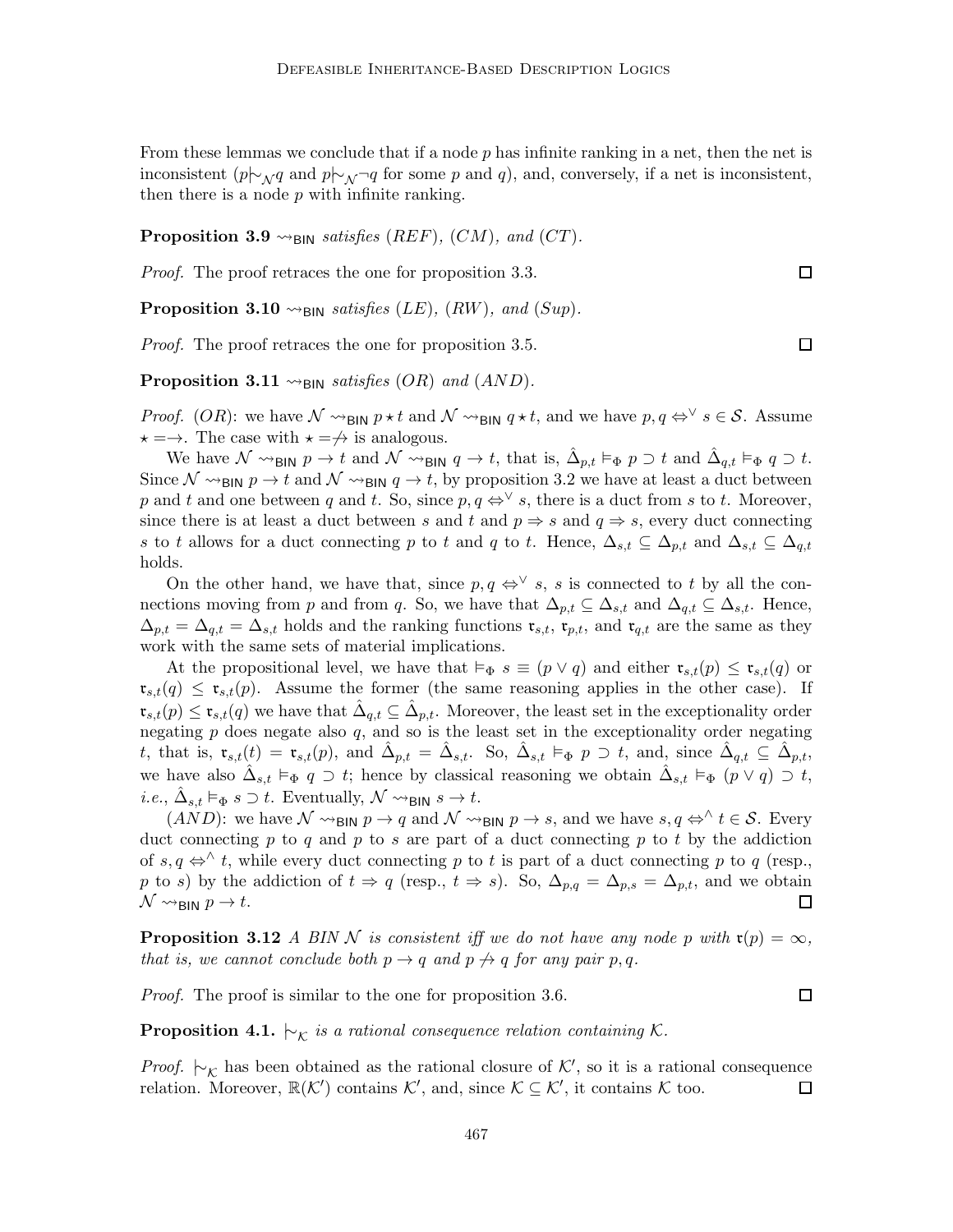From these lemmas we conclude that if a node $p$ has infinite ranking in a net, then the net is inconsistent ($p \mid\!\sim_{\mathcal{N}} q$ and $p \mid\!\sim_{\mathcal{N}} \neg q$ for some $p$ and $q$), and, conversely, if a net is inconsistent, then there is a node $p$ with infinite ranking.

**Proposition 3.9** $\rightsquigarrow_{\mathsf{BIN}}$ *satisfies (REF), (CM), and (CT).*

*Proof.* The proof retraces the one for proposition 3.3. □

**Proposition 3.10** $\rightsquigarrow_{\mathsf{BIN}}$ *satisfies (LE), (RW), and (Sup).*

*Proof.* The proof retraces the one for proposition 3.5. □

**Proposition 3.11** $\rightsquigarrow_{\mathsf{BIN}}$ *satisfies (OR) and (AND).*

*Proof.* (*OR*): we have $\mathcal{N} \rightsquigarrow_{\mathsf{BIN}} p \star t$ and $\mathcal{N} \rightsquigarrow_{\mathsf{BIN}} q \star t$, and we have $p, q \Leftrightarrow^{\vee} s \in \mathcal{S}$. Assume $\star = \rightarrow$. The case with $\star = \not\rightarrow$ is analogous.

We have $\mathcal{N} \rightsquigarrow_{\mathsf{BIN}} p \rightarrow t$ and $\mathcal{N} \rightsquigarrow_{\mathsf{BIN}} q \rightarrow t$, that is, $\hat{\Delta}_{p,t} \vDash_{\Phi} p \supset t$ and $\hat{\Delta}_{q,t} \vDash_{\Phi} q \supset t$. Since $\mathcal{N} \rightsquigarrow_{\mathsf{BIN}} p \rightarrow t$ and $\mathcal{N} \rightsquigarrow_{\mathsf{BIN}} q \rightarrow t$, by proposition 3.2 we have at least a duct between $p$ and $t$ and one between $q$ and $t$. So, since $p, q \Leftrightarrow^{\vee} s$, there is a duct from $s$ to $t$. Moreover, since there is at least a duct between $s$ and $t$ and $p \Rightarrow s$ and $q \Rightarrow s$, every duct connecting $s$ to $t$ allows for a duct connecting $p$ to $t$ and $q$ to $t$. Hence, $\Delta_{s,t} \subseteq \Delta_{p,t}$ and $\Delta_{s,t} \subseteq \Delta_{q,t}$ holds.

On the other hand, we have that, since $p, q \Leftrightarrow^{\vee} s$, $s$ is connected to $t$ by all the connections moving from $p$ and from $q$. So, we have that $\Delta_{p,t} \subseteq \Delta_{s,t}$ and $\Delta_{q,t} \subseteq \Delta_{s,t}$. Hence, $\Delta_{p,t} = \Delta_{q,t} = \Delta_{s,t}$ holds and the ranking functions $\mathfrak{r}_{s,t}$, $\mathfrak{r}_{p,t}$, and $\mathfrak{r}_{q,t}$ are the same as they work with the same sets of material implications.

At the propositional level, we have that $\vDash_{\Phi} s \equiv (p \vee q)$ and either $\mathfrak{r}_{s,t}(p) \leq \mathfrak{r}_{s,t}(q)$ or $\mathfrak{r}_{s,t}(q) \leq \mathfrak{r}_{s,t}(p)$. Assume the former (the same reasoning applies in the other case). If $\mathfrak{r}_{s,t}(p) \leq \mathfrak{r}_{s,t}(q)$ we have that $\hat{\Delta}_{q,t} \subseteq \hat{\Delta}_{p,t}$. Moreover, the least set in the exceptionality order negating $p$ does negate also $q$, and so is the least set in the exceptionality order negating $t$, that is, $\mathfrak{r}_{s,t}(t) = \mathfrak{r}_{s,t}(p)$, and $\hat{\Delta}_{p,t} = \hat{\Delta}_{s,t}$. So, $\hat{\Delta}_{s,t} \vDash_{\Phi} p \supset t$, and, since $\hat{\Delta}_{q,t} \subseteq \hat{\Delta}_{p,t}$, we have also $\hat{\Delta}_{s,t} \vDash_{\Phi} q \supset t$; hence by classical reasoning we obtain $\hat{\Delta}_{s,t} \vDash_{\Phi} (p \vee q) \supset t$, *i.e.*, $\hat{\Delta}_{s,t} \vDash_{\Phi} s \supset t$. Eventually, $\mathcal{N} \rightsquigarrow_{\mathsf{BIN}} s \rightarrow t$.

(*AND*): we have $\mathcal{N} \rightsquigarrow_{\mathsf{BIN}} p \rightarrow q$ and $\mathcal{N} \rightsquigarrow_{\mathsf{BIN}} p \rightarrow s$, and we have $s, q \Leftrightarrow^{\wedge} t \in \mathcal{S}$. Every duct connecting $p$ to $q$ and $p$ to $s$ are part of a duct connecting $p$ to $t$ by the addiction of $s, q \Leftrightarrow^{\wedge} t$, while every duct connecting $p$ to $t$ is part of a duct connecting $p$ to $q$ (resp., $p$ to $s$) by the addiction of $t \Rightarrow q$ (resp., $t \Rightarrow s$). So, $\Delta_{p,q} = \Delta_{p,s} = \Delta_{p,t}$, and we obtain $\mathcal{N} \rightsquigarrow_{\mathsf{BIN}} p \rightarrow t$. □

**Proposition 3.12** *A BIN $\mathcal{N}$ is consistent iff we do not have any node $p$ with $\mathfrak{r}(p) = \infty$, that is, we cannot conclude both $p \rightarrow q$ and $p \not\rightarrow q$ for any pair $p, q$.*

*Proof.* The proof is similar to the one for proposition 3.6. □

**Proposition 4.1.** $\mid\!\sim_{\mathcal{K}}$ *is a rational consequence relation containing $\mathcal{K}$.*

*Proof.* $\mid\!\sim_{\mathcal{K}}$ has been obtained as the rational closure of $\mathcal{K}'$, so it is a rational consequence relation. Moreover, $\mathbb{R}(\mathcal{K}')$ contains $\mathcal{K}'$, and, since $\mathcal{K} \subseteq \mathcal{K}'$, it contains $\mathcal{K}$ too. □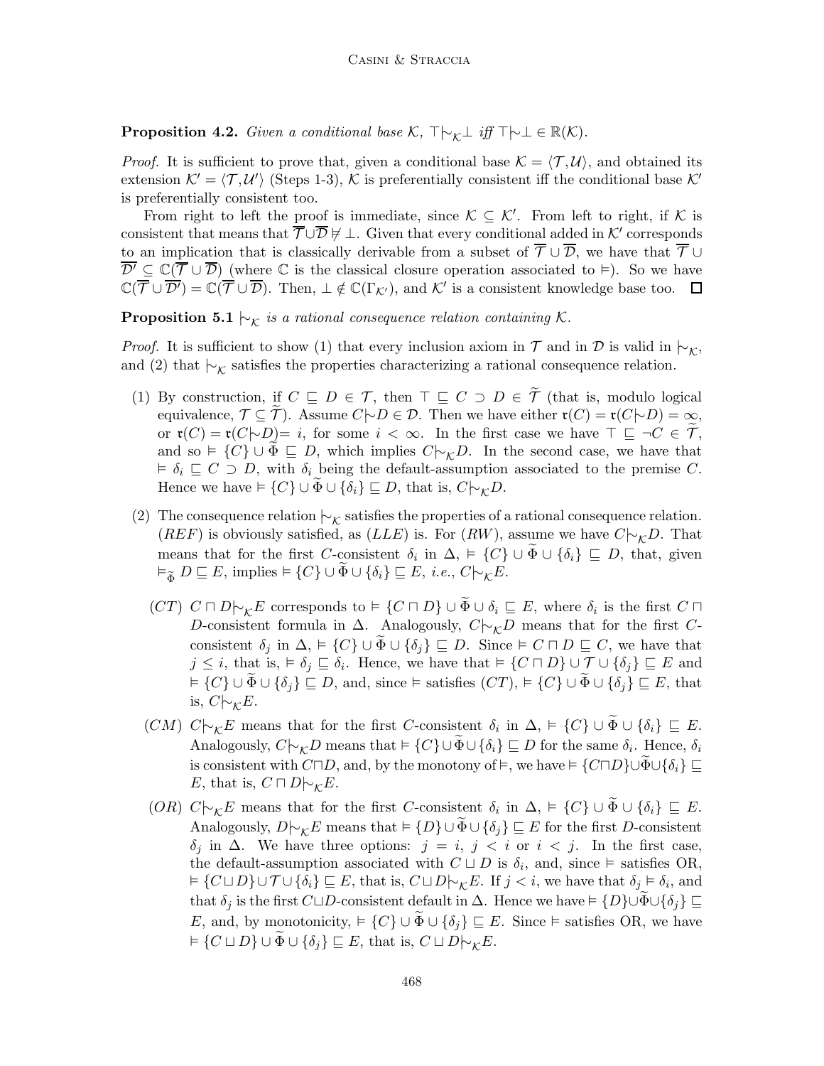**Proposition 4.2.** *Given a conditional base $\mathcal{K}$, $\top|\!\!\sim_{\mathcal{K}}\bot$ iff $\top|\!\!\sim\bot \in \mathbb{R}(\mathcal{K})$.*

*Proof.* It is sufficient to prove that, given a conditional base $\mathcal{K} = \langle\mathcal{T},\mathcal{U}\rangle$, and obtained its extension $\mathcal{K}' = \langle\mathcal{T},\mathcal{U}'\rangle$ (Steps 1-3), $\mathcal{K}$ is preferentially consistent iff the conditional base $\mathcal{K}'$ is preferentially consistent too.

From right to left the proof is immediate, since $\mathcal{K} \subseteq \mathcal{K}'$. From left to right, if $\mathcal{K}$ is consistent that means that $\overline{\mathcal{T}}\cup\overline{\mathcal{D}} \not\vDash \bot$. Given that every conditional added in $\mathcal{K}'$ corresponds to an implication that is classically derivable from a subset of $\overline{\mathcal{T}} \cup \overline{\mathcal{D}}$, we have that $\overline{\mathcal{T}} \cup \overline{\mathcal{D}'} \subseteq \mathbb{C}(\overline{\mathcal{T}} \cup \overline{\mathcal{D}})$ (where $\mathbb{C}$ is the classical closure operation associated to $\vDash$). So we have $\mathbb{C}(\overline{\mathcal{T}} \cup \overline{\mathcal{D}'}) = \mathbb{C}(\overline{\mathcal{T}} \cup \overline{\mathcal{D}})$. Then, $\bot \notin \mathbb{C}(\Gamma_{\mathcal{K}'})$, and $\mathcal{K}'$ is a consistent knowledge base too. $\square$

**Proposition 5.1** $|\!\!\sim_{\mathcal{K}}$ *is a rational consequence relation containing $\mathcal{K}$.*

*Proof.* It is sufficient to show (1) that every inclusion axiom in $\mathcal{T}$ and in $\mathcal{D}$ is valid in $|\!\!\sim_{\mathcal{K}}$, and (2) that $|\!\!\sim_{\mathcal{K}}$ satisfies the properties characterizing a rational consequence relation.

1. By construction, if $C \sqsubseteq D \in \mathcal{T}$, then $\top \sqsubseteq C \supset D \in \widetilde{\mathcal{T}}$ (that is, modulo logical equivalence, $\mathcal{T} \subseteq \widetilde{\mathcal{T}}$). Assume $C|\!\!\sim D \in \mathcal{D}$. Then we have either $\mathfrak{r}(C) = \mathfrak{r}(C|\!\!\sim D) = \infty$, or $\mathfrak{r}(C) = \mathfrak{r}(C|\!\!\sim D)= i$, for some $i < \infty$. In the first case we have $\top \sqsubseteq \neg C \in \widetilde{\mathcal{T}}$, and so $\vDash \{C\} \cup \widetilde{\Phi} \sqsubseteq D$, which implies $C|\!\!\sim_{\mathcal{K}}D$. In the second case, we have that $\vDash \delta_i \sqsubseteq C \supset D$, with $\delta_i$ being the default-assumption associated to the premise $C$. Hence we have $\vDash \{C\} \cup \widetilde{\Phi} \cup \{\delta_i\} \sqsubseteq D$, that is, $C|\!\!\sim_{\mathcal{K}}D$.

2. The consequence relation $|\!\!\sim_{\mathcal{K}}$ satisfies the properties of a rational consequence relation. $(REF)$ is obviously satisfied, as $(LLE)$ is. For $(RW)$, assume we have $C|\!\!\sim_{\mathcal{K}}D$. That means that for the first $C$-consistent $\delta_i$ in $\Delta$, $\vDash \{C\} \cup \widetilde{\Phi} \cup \{\delta_i\} \sqsubseteq D$, that, given $\vDash_{\widetilde{\Phi}} D \sqsubseteq E$, implies $\vDash \{C\} \cup \widetilde{\Phi} \cup \{\delta_i\} \sqsubseteq E$, *i.e.*, $C|\!\!\sim_{\mathcal{K}}E$.

   $(CT)$ $C \sqcap D|\!\!\sim_{\mathcal{K}}E$ corresponds to $\vDash \{C \sqcap D\} \cup \widetilde{\Phi} \cup \delta_i \sqsubseteq E$, where $\delta_i$ is the first $C \sqcap D$-consistent formula in $\Delta$. Analogously, $C|\!\!\sim_{\mathcal{K}}D$ means that for the first $C$-consistent $\delta_j$ in $\Delta$, $\vDash \{C\} \cup \widetilde{\Phi} \cup \{\delta_j\} \sqsubseteq D$. Since $\vDash C \sqcap D \sqsubseteq C$, we have that $j \leq i$, that is, $\vDash \delta_j \sqsubseteq \delta_i$. Hence, we have that $\vDash \{C \sqcap D\} \cup \mathcal{T} \cup \{\delta_j\} \sqsubseteq E$ and $\vDash \{C\} \cup \widetilde{\Phi} \cup \{\delta_j\} \sqsubseteq D$, and, since $\vDash$ satisfies $(CT)$, $\vDash \{C\} \cup \widetilde{\Phi} \cup \{\delta_j\} \sqsubseteq E$, that is, $C|\!\!\sim_{\mathcal{K}}E$.

   $(CM)$ $C|\!\!\sim_{\mathcal{K}}E$ means that for the first $C$-consistent $\delta_i$ in $\Delta$, $\vDash \{C\} \cup \widetilde{\Phi} \cup \{\delta_i\} \sqsubseteq E$. Analogously, $C|\!\!\sim_{\mathcal{K}}D$ means that $\vDash \{C\} \cup \widetilde{\Phi} \cup \{\delta_i\} \sqsubseteq D$ for the same $\delta_i$. Hence, $\delta_i$ is consistent with $C \sqcap D$, and, by the monotony of $\vDash$, we have $\vDash \{C \sqcap D\} \cup \widetilde{\Phi} \cup \{\delta_i\} \sqsubseteq E$, that is, $C \sqcap D|\!\!\sim_{\mathcal{K}}E$.

   $(OR)$ $C|\!\!\sim_{\mathcal{K}}E$ means that for the first $C$-consistent $\delta_i$ in $\Delta$, $\vDash \{C\} \cup \widetilde{\Phi} \cup \{\delta_i\} \sqsubseteq E$. Analogously, $D|\!\!\sim_{\mathcal{K}}E$ means that $\vDash \{D\} \cup \widetilde{\Phi} \cup \{\delta_j\} \sqsubseteq E$ for the first $D$-consistent $\delta_j$ in $\Delta$. We have three options: $j = i$, $j < i$ or $i < j$. In the first case, the default-assumption associated with $C \sqcup D$ is $\delta_i$, and, since $\vDash$ satisfies OR, $\vDash \{C \sqcup D\} \cup \mathcal{T} \cup \{\delta_i\} \sqsubseteq E$, that is, $C \sqcup D|\!\!\sim_{\mathcal{K}}E$. If $j < i$, we have that $\delta_j \vDash \delta_i$, and that $\delta_j$ is the first $C \sqcup D$-consistent default in $\Delta$. Hence we have $\vDash \{D\} \cup \widetilde{\Phi} \cup \{\delta_j\} \sqsubseteq E$, and, by monotonicity, $\vDash \{C\} \cup \widetilde{\Phi} \cup \{\delta_j\} \sqsubseteq E$. Since $\vDash$ satisfies OR, we have $\vDash \{C \sqcup D\} \cup \widetilde{\Phi} \cup \{\delta_j\} \sqsubseteq E$, that is, $C \sqcup D|\!\!\sim_{\mathcal{K}}E$.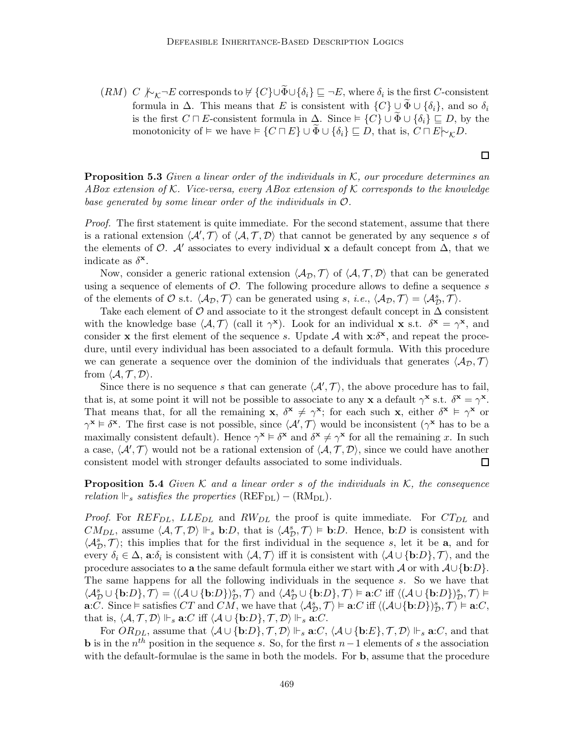(*RM*) $C \not\mathrel{|\!\sim}_{\mathcal{K}} \neg E$ corresponds to $\not\models \{C\} \cup \widetilde{\Phi} \cup \{\delta_i\} \sqsubseteq \neg E$, where $\delta_i$ is the first $C$-consistent formula in $\Delta$. This means that $E$ is consistent with $\{C\} \cup \widetilde{\Phi} \cup \{\delta_i\}$, and so $\delta_i$ is the first $C \sqcap E$-consistent formula in $\Delta$. Since $\models \{C\} \cup \widetilde{\Phi} \cup \{\delta_i\} \sqsubseteq D$, by the monotonicity of $\models$ we have $\models \{C \sqcap E\} \cup \widetilde{\Phi} \cup \{\delta_i\} \sqsubseteq D$, that is, $C \sqcap E \mathrel{|\!\sim}_{\mathcal{K}} D$.

□

**Proposition 5.3** *Given a linear order of the individuals in $\mathcal{K}$, our procedure determines an ABox extension of $\mathcal{K}$. Vice-versa, every ABox extension of $\mathcal{K}$ corresponds to the knowledge base generated by some linear order of the individuals in $\mathcal{O}$.*

*Proof.* The first statement is quite immediate. For the second statement, assume that there is a rational extension $\langle \mathcal{A}', \mathcal{T} \rangle$ of $\langle \mathcal{A}, \mathcal{T}, \mathcal{D} \rangle$ that cannot be generated by any sequence $s$ of the elements of $\mathcal{O}$. $\mathcal{A}'$ associates to every individual $\mathbf{x}$ a default concept from $\Delta$, that we indicate as $\delta^{\mathbf{x}}$.

Now, consider a generic rational extension $\langle \mathcal{A}_{\mathcal{D}}, \mathcal{T} \rangle$ of $\langle \mathcal{A}, \mathcal{T}, \mathcal{D} \rangle$ that can be generated using a sequence of elements of $\mathcal{O}$. The following procedure allows to define a sequence $s$ of the elements of $\mathcal{O}$ s.t. $\langle \mathcal{A}_{\mathcal{D}}, \mathcal{T} \rangle$ can be generated using $s$, *i.e.*, $\langle \mathcal{A}_{\mathcal{D}}, \mathcal{T} \rangle = \langle \mathcal{A}^s_{\mathcal{D}}, \mathcal{T} \rangle$.

Take each element of $\mathcal{O}$ and associate to it the strongest default concept in $\Delta$ consistent with the knowledge base $\langle \mathcal{A}, \mathcal{T} \rangle$ (call it $\gamma^{\mathbf{x}}$). Look for an individual $\mathbf{x}$ s.t. $\delta^{\mathbf{x}} = \gamma^{\mathbf{x}}$, and consider $\mathbf{x}$ the first element of the sequence $s$. Update $\mathcal{A}$ with $\mathbf{x}{:}\delta^{\mathbf{x}}$, and repeat the procedure, until every individual has been associated to a default formula. With this procedure we can generate a sequence over the dominion of the individuals that generates $\langle \mathcal{A}_{\mathcal{D}}, \mathcal{T} \rangle$ from $\langle \mathcal{A}, \mathcal{T}, \mathcal{D} \rangle$.

Since there is no sequence $s$ that can generate $\langle \mathcal{A}', \mathcal{T} \rangle$, the above procedure has to fail, that is, at some point it will not be possible to associate to any $\mathbf{x}$ a default $\gamma^{\mathbf{x}}$ s.t. $\delta^{\mathbf{x}} = \gamma^{\mathbf{x}}$. That means that, for all the remaining $\mathbf{x}$, $\delta^{\mathbf{x}} \neq \gamma^{\mathbf{x}}$; for each such $\mathbf{x}$, either $\delta^{\mathbf{x}} \models \gamma^{\mathbf{x}}$ or $\gamma^{\mathbf{x}} \models \delta^{\mathbf{x}}$. The first case is not possible, since $\langle \mathcal{A}', \mathcal{T} \rangle$ would be inconsistent ($\gamma^{\mathbf{x}}$ has to be a maximally consistent default). Hence $\gamma^{\mathbf{x}} \models \delta^{\mathbf{x}}$ and $\delta^{\mathbf{x}} \neq \gamma^{\mathbf{x}}$ for all the remaining $x$. In such a case, $\langle \mathcal{A}', \mathcal{T} \rangle$ would not be a rational extension of $\langle \mathcal{A}, \mathcal{T}, \mathcal{D} \rangle$, since we could have another consistent model with stronger defaults associated to some individuals. □

**Proposition 5.4** *Given $\mathcal{K}$ and a linear order $s$ of the individuals in $\mathcal{K}$, the consequence relation $\Vdash_s$ satisfies the properties* $(\mathrm{REF_{DL}}) - (\mathrm{RM_{DL}})$.

*Proof.* For $REF_{DL}$, $LLE_{DL}$ and $RW_{DL}$ the proof is quite immediate. For $CT_{DL}$ and $CM_{DL}$, assume $\langle \mathcal{A}, \mathcal{T}, \mathcal{D} \rangle \Vdash_s \mathbf{b}{:}D$, that is $\langle \mathcal{A}^s_{\mathcal{D}}, \mathcal{T} \rangle \models \mathbf{b}{:}D$. Hence, $\mathbf{b}{:}D$ is consistent with $\langle \mathcal{A}^s_{\mathcal{D}}, \mathcal{T} \rangle$; this implies that for the first individual in the sequence $s$, let it be $\mathbf{a}$, and for every $\delta_i \in \Delta$, $\mathbf{a}{:}\delta_i$ is consistent with $\langle \mathcal{A}, \mathcal{T} \rangle$ iff it is consistent with $\langle \mathcal{A} \cup \{\mathbf{b}{:}D\}, \mathcal{T} \rangle$, and the procedure associates to $\mathbf{a}$ the same default formula either we start with $\mathcal{A}$ or with $\mathcal{A} \cup \{\mathbf{b}{:}D\}$. The same happens for all the following individuals in the sequence $s$. So we have that $\langle \mathcal{A}^s_{\mathcal{D}} \cup \{\mathbf{b}{:}D\}, \mathcal{T} \rangle = \langle (\mathcal{A} \cup \{\mathbf{b}{:}D\})^s_{\mathcal{D}}, \mathcal{T} \rangle$ and $\langle \mathcal{A}^s_{\mathcal{D}} \cup \{\mathbf{b}{:}D\}, \mathcal{T} \rangle \models \mathbf{a}{:}C$ iff $\langle (\mathcal{A} \cup \{\mathbf{b}{:}D\})^s_{\mathcal{D}}, \mathcal{T} \rangle \models \mathbf{a}{:}C$. Since $\models$ satisfies $CT$ and $CM$, we have that $\langle \mathcal{A}^s_{\mathcal{D}}, \mathcal{T} \rangle \models \mathbf{a}{:}C$ iff $\langle (\mathcal{A} \cup \{\mathbf{b}{:}D\})^s_{\mathcal{D}}, \mathcal{T} \rangle \models \mathbf{a}{:}C$, that is, $\langle \mathcal{A}, \mathcal{T}, \mathcal{D} \rangle \Vdash_s \mathbf{a}{:}C$ iff $\langle \mathcal{A} \cup \{\mathbf{b}{:}D\}, \mathcal{T}, \mathcal{D} \rangle \Vdash_s \mathbf{a}{:}C$.

For $OR_{DL}$, assume that $\langle \mathcal{A} \cup \{\mathbf{b}{:}D\}, \mathcal{T}, \mathcal{D} \rangle \Vdash_s \mathbf{a}{:}C$, $\langle \mathcal{A} \cup \{\mathbf{b}{:}E\}, \mathcal{T}, \mathcal{D} \rangle \Vdash_s \mathbf{a}{:}C$, and that $\mathbf{b}$ is in the $n^{th}$ position in the sequence $s$. So, for the first $n-1$ elements of $s$ the association with the default-formulae is the same in both the models. For $\mathbf{b}$, assume that the procedure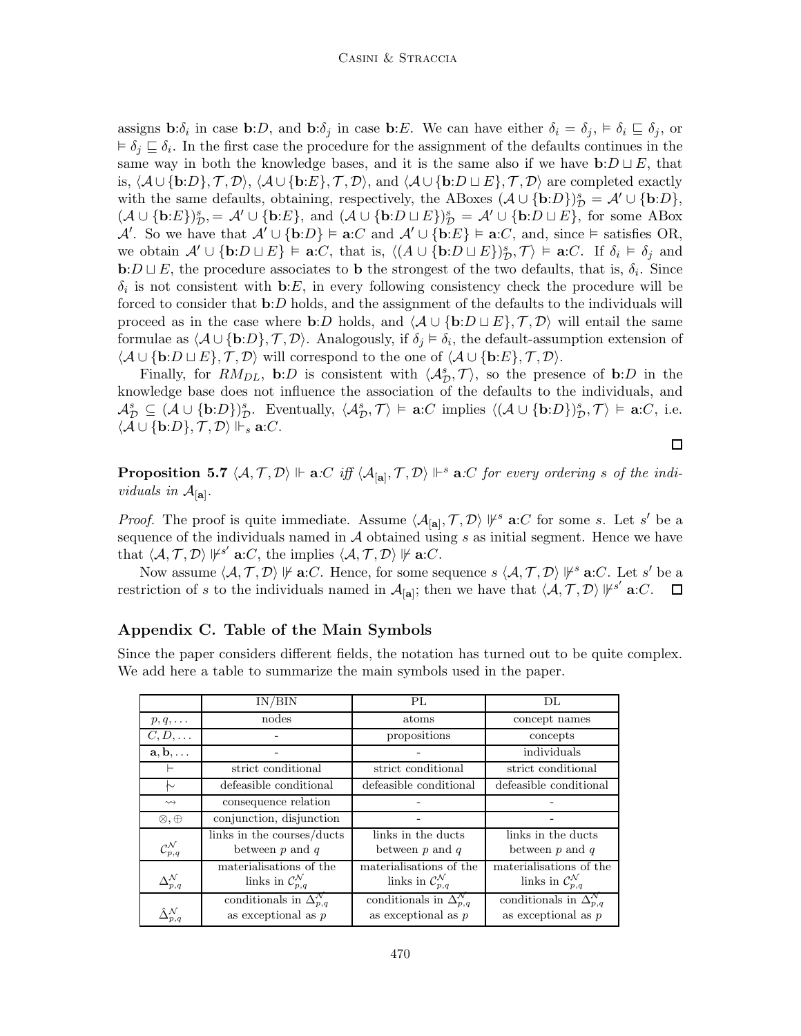assigns $\mathbf{b}{:}\delta_i$ in case $\mathbf{b}{:}D$, and $\mathbf{b}{:}\delta_j$ in case $\mathbf{b}{:}E$. We can have either $\delta_i = \delta_j$, $\models \delta_i \sqsubseteq \delta_j$, or $\models \delta_j \sqsubseteq \delta_i$. In the first case the procedure for the assignment of the defaults continues in the same way in both the knowledge bases, and it is the same also if we have $\mathbf{b}{:}D \sqcup E$, that is, $\langle \mathcal{A} \cup \{\mathbf{b}{:}D\}, \mathcal{T}, \mathcal{D}\rangle$, $\langle \mathcal{A} \cup \{\mathbf{b}{:}E\}, \mathcal{T}, \mathcal{D}\rangle$, and $\langle \mathcal{A} \cup \{\mathbf{b}{:}D \sqcup E\}, \mathcal{T}, \mathcal{D}\rangle$ are completed exactly with the same defaults, obtaining, respectively, the ABoxes $(\mathcal{A} \cup \{\mathbf{b}{:}D\})^s_{\mathcal{D}} = \mathcal{A}' \cup \{\mathbf{b}{:}D\}$, $(\mathcal{A} \cup \{\mathbf{b}{:}E\})^s_{\mathcal{D}}, = \mathcal{A}' \cup \{\mathbf{b}{:}E\}$, and $(\mathcal{A} \cup \{\mathbf{b}{:}D \sqcup E\})^s_{\mathcal{D}} = \mathcal{A}' \cup \{\mathbf{b}{:}D \sqcup E\}$, for some ABox $\mathcal{A}'$. So we have that $\mathcal{A}' \cup \{\mathbf{b}{:}D\} \models \mathbf{a}{:}C$ and $\mathcal{A}' \cup \{\mathbf{b}{:}E\} \models \mathbf{a}{:}C$, and, since $\models$ satisfies OR, we obtain $\mathcal{A}' \cup \{\mathbf{b}{:}D \sqcup E\} \models \mathbf{a}{:}C$, that is, $\langle (A \cup \{\mathbf{b}{:}D \sqcup E\})^s_{\mathcal{D}}, \mathcal{T}\rangle \models \mathbf{a}{:}C$. If $\delta_i \models \delta_j$ and $\mathbf{b}{:}D \sqcup E$, the procedure associates to $\mathbf{b}$ the strongest of the two defaults, that is, $\delta_i$. Since $\delta_i$ is not consistent with $\mathbf{b}{:}E$, in every following consistency check the procedure will be forced to consider that $\mathbf{b}{:}D$ holds, and the assignment of the defaults to the individuals will proceed as in the case where $\mathbf{b}{:}D$ holds, and $\langle \mathcal{A} \cup \{\mathbf{b}{:}D \sqcup E\}, \mathcal{T}, \mathcal{D}\rangle$ will entail the same formulae as $\langle \mathcal{A} \cup \{\mathbf{b}{:}D\}, \mathcal{T}, \mathcal{D}\rangle$. Analogously, if $\delta_j \models \delta_i$, the default-assumption extension of $\langle \mathcal{A} \cup \{\mathbf{b}{:}D \sqcup E\}, \mathcal{T}, \mathcal{D}\rangle$ will correspond to the one of $\langle \mathcal{A} \cup \{\mathbf{b}{:}E\}, \mathcal{T}, \mathcal{D}\rangle$.

Finally, for $RM_{DL}$, $\mathbf{b}{:}D$ is consistent with $\langle \mathcal{A}^s_{\mathcal{D}}, \mathcal{T}\rangle$, so the presence of $\mathbf{b}{:}D$ in the knowledge base does not influence the association of the defaults to the individuals, and $\mathcal{A}^s_{\mathcal{D}} \subseteq (\mathcal{A} \cup \{\mathbf{b}{:}D\})^s_{\mathcal{D}}$. Eventually, $\langle \mathcal{A}^s_{\mathcal{D}}, \mathcal{T}\rangle \models \mathbf{a}{:}C$ implies $\langle (\mathcal{A} \cup \{\mathbf{b}{:}D\})^s_{\mathcal{D}}, \mathcal{T}\rangle \models \mathbf{a}{:}C$, i.e. $\langle \mathcal{A} \cup \{\mathbf{b}{:}D\}, \mathcal{T}, \mathcal{D}\rangle \Vdash_s \mathbf{a}{:}C$. ∎

**Proposition 5.7** *$\langle \mathcal{A}, \mathcal{T}, \mathcal{D}\rangle \Vdash \mathbf{a}{:}C$ iff $\langle \mathcal{A}_{[\mathbf{a}]}, \mathcal{T}, \mathcal{D}\rangle \Vdash^s \mathbf{a}{:}C$ for every ordering $s$ of the individuals in $\mathcal{A}_{[\mathbf{a}]}$.*

*Proof.* The proof is quite immediate. Assume $\langle \mathcal{A}_{[\mathbf{a}]}, \mathcal{T}, \mathcal{D}\rangle \nVdash^s \mathbf{a}{:}C$ for some $s$. Let $s'$ be a sequence of the individuals named in $\mathcal{A}$ obtained using $s$ as initial segment. Hence we have that $\langle \mathcal{A}, \mathcal{T}, \mathcal{D}\rangle \nVdash^{s'} \mathbf{a}{:}C$, the implies $\langle \mathcal{A}, \mathcal{T}, \mathcal{D}\rangle \nVdash \mathbf{a}{:}C$.

Now assume $\langle \mathcal{A}, \mathcal{T}, \mathcal{D}\rangle \nVdash \mathbf{a}{:}C$. Hence, for some sequence $s$ $\langle \mathcal{A}, \mathcal{T}, \mathcal{D}\rangle \nVdash^s \mathbf{a}{:}C$. Let $s'$ be a restriction of $s$ to the individuals named in $\mathcal{A}_{[\mathbf{a}]}$; then we have that $\langle \mathcal{A}, \mathcal{T}, \mathcal{D}\rangle \nVdash^{s'} \mathbf{a}{:}C$. ∎

## Appendix C. Table of the Main Symbols

Since the paper considers different fields, the notation has turned out to be quite complex. We add here a table to summarize the main symbols used in the paper.

| | IN/BIN | PL | DL |
|---|---|---|---|
| $p, q, \dots$ | nodes | atoms | concept names |
| $C, D, \dots$ | - | propositions | concepts |
| $\mathbf{a}, \mathbf{b}, \dots$ | - | - | individuals |
| $\vdash$ | strict conditional | strict conditional | strict conditional |
| $\mid\!\sim$ | defeasible conditional | defeasible conditional | defeasible conditional |
| $\rightsquigarrow$ | consequence relation | - | - |
| $\otimes, \oplus$ | conjunction, disjunction | - | - |
| $\mathcal{C}^{\mathcal{N}}_{p,q}$ | links in the courses/ducts between $p$ and $q$ | links in the ducts between $p$ and $q$ | links in the ducts between $p$ and $q$ |
| $\Delta^{\mathcal{N}}_{p,q}$ | materialisations of the links in $\mathcal{C}^{\mathcal{N}}_{p,q}$ | materialisations of the links in $\mathcal{C}^{\mathcal{N}}_{p,q}$ | materialisations of the links in $\mathcal{C}^{\mathcal{N}}_{p,q}$ |
| $\hat{\Delta}^{\mathcal{N}}_{p,q}$ | conditionals in $\Delta^{\mathcal{N}}_{p,q}$ as exceptional as $p$ | conditionals in $\Delta^{\mathcal{N}}_{p,q}$ as exceptional as $p$ | conditionals in $\Delta^{\mathcal{N}}_{p,q}$ as exceptional as $p$ |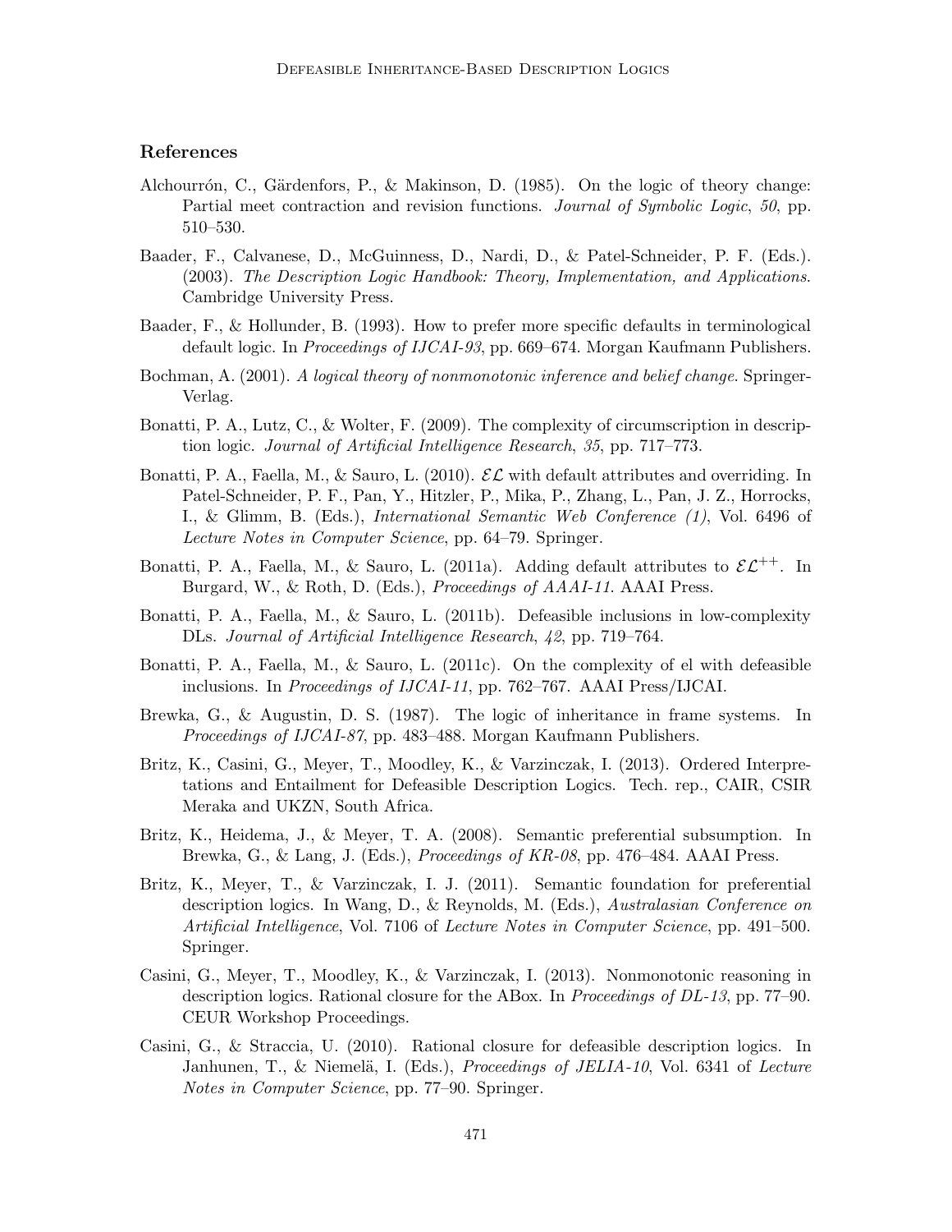## References

Alchourrón, C., Gärdenfors, P., & Makinson, D. (1985). On the logic of theory change: Partial meet contraction and revision functions. *Journal of Symbolic Logic*, *50*, pp. 510–530.

Baader, F., Calvanese, D., McGuinness, D., Nardi, D., & Patel-Schneider, P. F. (Eds.). (2003). *The Description Logic Handbook: Theory, Implementation, and Applications*. Cambridge University Press.

Baader, F., & Hollunder, B. (1993). How to prefer more specific defaults in terminological default logic. In *Proceedings of IJCAI-93*, pp. 669–674. Morgan Kaufmann Publishers.

Bochman, A. (2001). *A logical theory of nonmonotonic inference and belief change.* Springer-Verlag.

Bonatti, P. A., Lutz, C., & Wolter, F. (2009). The complexity of circumscription in description logic. *Journal of Artificial Intelligence Research*, *35*, pp. 717–773.

Bonatti, P. A., Faella, M., & Sauro, L. (2010). $\mathcal{EL}$ with default attributes and overriding. In Patel-Schneider, P. F., Pan, Y., Hitzler, P., Mika, P., Zhang, L., Pan, J. Z., Horrocks, I., & Glimm, B. (Eds.), *International Semantic Web Conference (1)*, Vol. 6496 of *Lecture Notes in Computer Science*, pp. 64–79. Springer.

Bonatti, P. A., Faella, M., & Sauro, L. (2011a). Adding default attributes to $\mathcal{EL}^{++}$. In Burgard, W., & Roth, D. (Eds.), *Proceedings of AAAI-11*. AAAI Press.

Bonatti, P. A., Faella, M., & Sauro, L. (2011b). Defeasible inclusions in low-complexity DLs. *Journal of Artificial Intelligence Research*, *42*, pp. 719–764.

Bonatti, P. A., Faella, M., & Sauro, L. (2011c). On the complexity of el with defeasible inclusions. In *Proceedings of IJCAI-11*, pp. 762–767. AAAI Press/IJCAI.

Brewka, G., & Augustin, D. S. (1987). The logic of inheritance in frame systems. In *Proceedings of IJCAI-87*, pp. 483–488. Morgan Kaufmann Publishers.

Britz, K., Casini, G., Meyer, T., Moodley, K., & Varzinczak, I. (2013). Ordered Interpretations and Entailment for Defeasible Description Logics. Tech. rep., CAIR, CSIR Meraka and UKZN, South Africa.

Britz, K., Heidema, J., & Meyer, T. A. (2008). Semantic preferential subsumption. In Brewka, G., & Lang, J. (Eds.), *Proceedings of KR-08*, pp. 476–484. AAAI Press.

Britz, K., Meyer, T., & Varzinczak, I. J. (2011). Semantic foundation for preferential description logics. In Wang, D., & Reynolds, M. (Eds.), *Australasian Conference on Artificial Intelligence*, Vol. 7106 of *Lecture Notes in Computer Science*, pp. 491–500. Springer.

Casini, G., Meyer, T., Moodley, K., & Varzinczak, I. (2013). Nonmonotonic reasoning in description logics. Rational closure for the ABox. In *Proceedings of DL-13*, pp. 77–90. CEUR Workshop Proceedings.

Casini, G., & Straccia, U. (2010). Rational closure for defeasible description logics. In Janhunen, T., & Niemelä, I. (Eds.), *Proceedings of JELIA-10*, Vol. 6341 of *Lecture Notes in Computer Science*, pp. 77–90. Springer.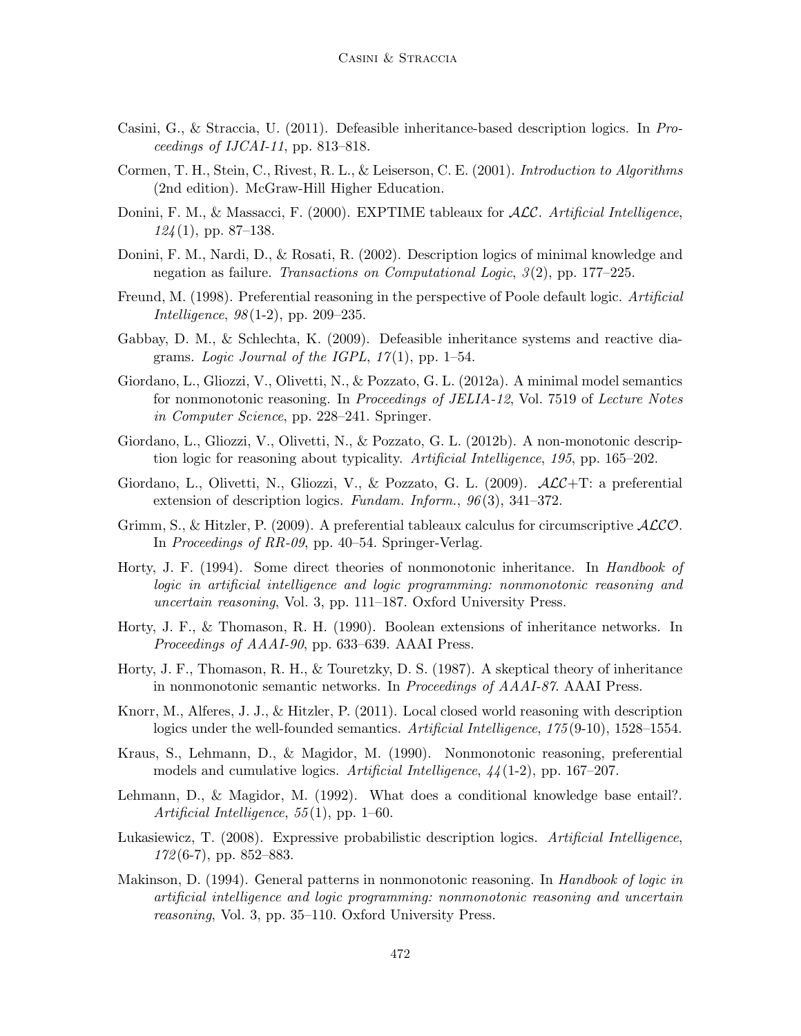Casini, G., & Straccia, U. (2011). Defeasible inheritance-based description logics. In *Proceedings of IJCAI-11*, pp. 813–818.

Cormen, T. H., Stein, C., Rivest, R. L., & Leiserson, C. E. (2001). *Introduction to Algorithms* (2nd edition). McGraw-Hill Higher Education.

Donini, F. M., & Massacci, F. (2000). EXPTIME tableaux for $\mathcal{ALC}$. *Artificial Intelligence*, *124*(1), pp. 87–138.

Donini, F. M., Nardi, D., & Rosati, R. (2002). Description logics of minimal knowledge and negation as failure. *Transactions on Computational Logic*, *3*(2), pp. 177–225.

Freund, M. (1998). Preferential reasoning in the perspective of Poole default logic. *Artificial Intelligence*, *98*(1-2), pp. 209–235.

Gabbay, D. M., & Schlechta, K. (2009). Defeasible inheritance systems and reactive diagrams. *Logic Journal of the IGPL*, *17*(1), pp. 1–54.

Giordano, L., Gliozzi, V., Olivetti, N., & Pozzato, G. L. (2012a). A minimal model semantics for nonmonotonic reasoning. In *Proceedings of JELIA-12*, Vol. 7519 of *Lecture Notes in Computer Science*, pp. 228–241. Springer.

Giordano, L., Gliozzi, V., Olivetti, N., & Pozzato, G. L. (2012b). A non-monotonic description logic for reasoning about typicality. *Artificial Intelligence*, *195*, pp. 165–202.

Giordano, L., Olivetti, N., Gliozzi, V., & Pozzato, G. L. (2009). $\mathcal{ALC}$+T: a preferential extension of description logics. *Fundam. Inform.*, *96*(3), 341–372.

Grimm, S., & Hitzler, P. (2009). A preferential tableaux calculus for circumscriptive $\mathcal{ALCO}$. In *Proceedings of RR-09*, pp. 40–54. Springer-Verlag.

Horty, J. F. (1994). Some direct theories of nonmonotonic inheritance. In *Handbook of logic in artificial intelligence and logic programming: nonmonotonic reasoning and uncertain reasoning*, Vol. 3, pp. 111–187. Oxford University Press.

Horty, J. F., & Thomason, R. H. (1990). Boolean extensions of inheritance networks. In *Proceedings of AAAI-90*, pp. 633–639. AAAI Press.

Horty, J. F., Thomason, R. H., & Touretzky, D. S. (1987). A skeptical theory of inheritance in nonmonotonic semantic networks. In *Proceedings of AAAI-87*. AAAI Press.

Knorr, M., Alferes, J. J., & Hitzler, P. (2011). Local closed world reasoning with description logics under the well-founded semantics. *Artificial Intelligence*, *175*(9-10), 1528–1554.

Kraus, S., Lehmann, D., & Magidor, M. (1990). Nonmonotonic reasoning, preferential models and cumulative logics. *Artificial Intelligence*, *44*(1-2), pp. 167–207.

Lehmann, D., & Magidor, M. (1992). What does a conditional knowledge base entail?. *Artificial Intelligence*, *55*(1), pp. 1–60.

Łukasiewicz, T. (2008). Expressive probabilistic description logics. *Artificial Intelligence*, *172*(6-7), pp. 852–883.

Makinson, D. (1994). General patterns in nonmonotonic reasoning. In *Handbook of logic in artificial intelligence and logic programming: nonmonotonic reasoning and uncertain reasoning*, Vol. 3, pp. 35–110. Oxford University Press.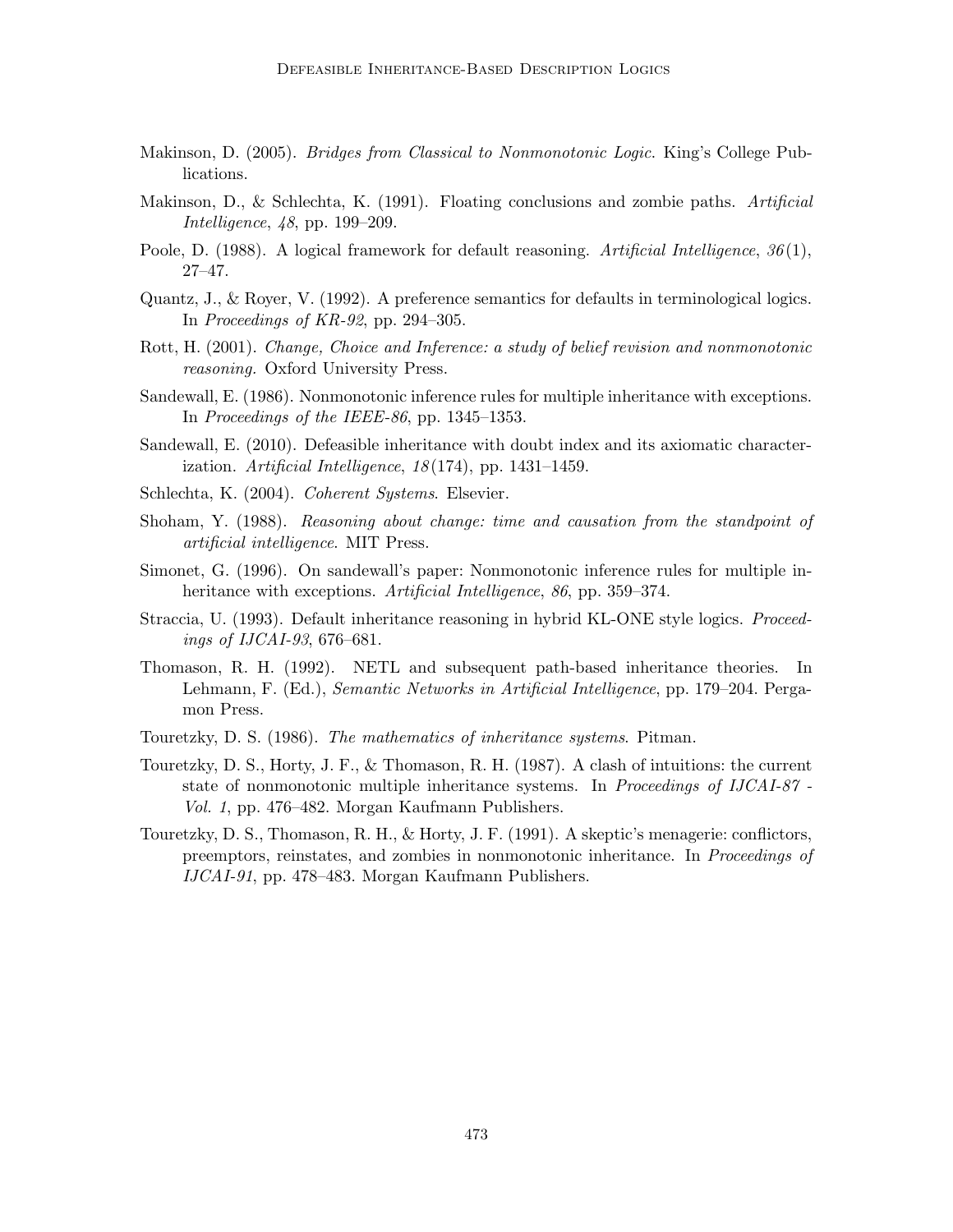Makinson, D. (2005). *Bridges from Classical to Nonmonotonic Logic*. King's College Publications.

Makinson, D., & Schlechta, K. (1991). Floating conclusions and zombie paths. *Artificial Intelligence*, *48*, pp. 199–209.

Poole, D. (1988). A logical framework for default reasoning. *Artificial Intelligence*, *36*(1), 27–47.

Quantz, J., & Royer, V. (1992). A preference semantics for defaults in terminological logics. In *Proceedings of KR-92*, pp. 294–305.

Rott, H. (2001). *Change, Choice and Inference: a study of belief revision and nonmonotonic reasoning*. Oxford University Press.

Sandewall, E. (1986). Nonmonotonic inference rules for multiple inheritance with exceptions. In *Proceedings of the IEEE-86*, pp. 1345–1353.

Sandewall, E. (2010). Defeasible inheritance with doubt index and its axiomatic characterization. *Artificial Intelligence*, *18*(174), pp. 1431–1459.

Schlechta, K. (2004). *Coherent Systems*. Elsevier.

Shoham, Y. (1988). *Reasoning about change: time and causation from the standpoint of artificial intelligence*. MIT Press.

Simonet, G. (1996). On sandewall's paper: Nonmonotonic inference rules for multiple inheritance with exceptions. *Artificial Intelligence*, *86*, pp. 359–374.

Straccia, U. (1993). Default inheritance reasoning in hybrid KL-ONE style logics. *Proceedings of IJCAI-93*, 676–681.

Thomason, R. H. (1992). NETL and subsequent path-based inheritance theories. In Lehmann, F. (Ed.), *Semantic Networks in Artificial Intelligence*, pp. 179–204. Pergamon Press.

Touretzky, D. S. (1986). *The mathematics of inheritance systems*. Pitman.

Touretzky, D. S., Horty, J. F., & Thomason, R. H. (1987). A clash of intuitions: the current state of nonmonotonic multiple inheritance systems. In *Proceedings of IJCAI-87 - Vol. 1*, pp. 476–482. Morgan Kaufmann Publishers.

Touretzky, D. S., Thomason, R. H., & Horty, J. F. (1991). A skeptic's menagerie: conflictors, preemptors, reinstates, and zombies in nonmonotonic inheritance. In *Proceedings of IJCAI-91*, pp. 478–483. Morgan Kaufmann Publishers.